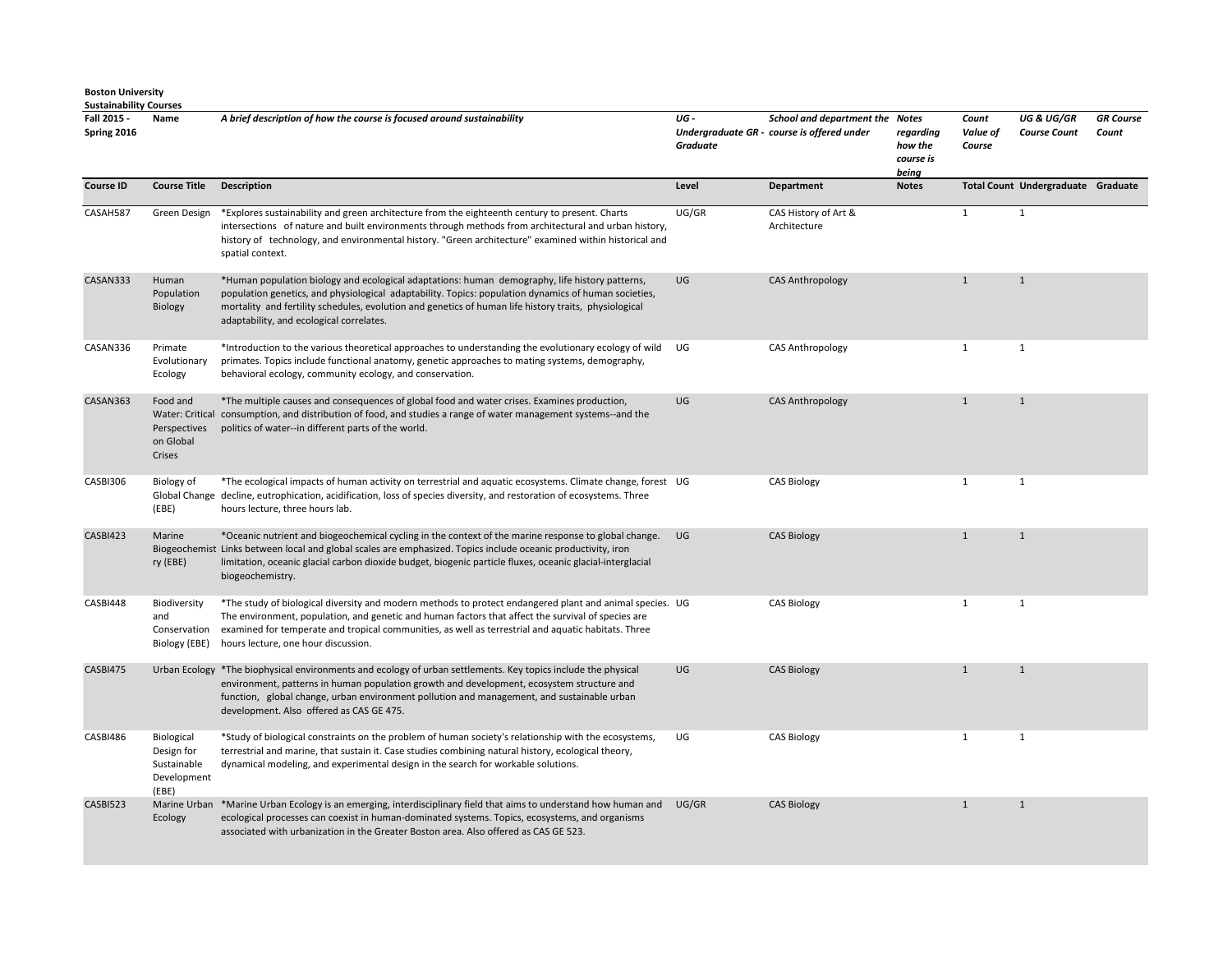**Boston University**
**Sustainability Courses**

| Fall 2015 - Spring 2016 | Name | A brief description of how the course is focused around sustainability | UG - Undergraduate GR - Graduate | School and department the course is offered under | Notes regarding how the course is being | Count Value of Course | UG & UG/GR Course Count | GR Course Count |
|---|---|---|---|---|---|---|---|---|
| **Course ID** | **Course Title** | **Description** | **Level** | **Department** | **Notes** | **Total Count** | **Undergraduate** | **Graduate** |
| CASAH587 | Green Design | *Explores sustainability and green architecture from the eighteenth century to present. Charts intersections of nature and built environments through methods from architectural and urban history, history of technology, and environmental history. "Green architecture" examined within historical and spatial context. | UG/GR | CAS History of Art & Architecture | | 1 | 1 | |
| CASAN333 | Human Population Biology | *Human population biology and ecological adaptations: human demography, life history patterns, population genetics, and physiological adaptability. Topics: population dynamics of human societies, mortality and fertility schedules, evolution and genetics of human life history traits, physiological adaptability, and ecological correlates. | UG | CAS Anthropology | | 1 | 1 | |
| CASAN336 | Primate Evolutionary Ecology | *Introduction to the various theoretical approaches to understanding the evolutionary ecology of wild primates. Topics include functional anatomy, genetic approaches to mating systems, demography, behavioral ecology, community ecology, and conservation. | UG | CAS Anthropology | | 1 | 1 | |
| CASAN363 | Food and Water: Critical Perspectives on Global Crises | *The multiple causes and consequences of global food and water crises. Examines production, consumption, and distribution of food, and studies a range of water management systems--and the politics of water--in different parts of the world. | UG | CAS Anthropology | | 1 | 1 | |
| CASBI306 | Biology of Global Change (EBE) | *The ecological impacts of human activity on terrestrial and aquatic ecosystems. Climate change, forest decline, eutrophication, acidification, loss of species diversity, and restoration of ecosystems. Three hours lecture, three hours lab. | UG | CAS Biology | | 1 | 1 | |
| CASBI423 | Marine Biogeochemistry (EBE) | *Oceanic nutrient and biogeochemical cycling in the context of the marine response to global change. Links between local and global scales are emphasized. Topics include oceanic productivity, iron limitation, oceanic glacial carbon dioxide budget, biogenic particle fluxes, oceanic glacial-interglacial biogeochemistry. | UG | CAS Biology | | 1 | 1 | |
| CASBI448 | Biodiversity and Conservation Biology (EBE) | *The study of biological diversity and modern methods to protect endangered plant and animal species. The environment, population, and genetic and human factors that affect the survival of species are examined for temperate and tropical communities, as well as terrestrial and aquatic habitats. Three hours lecture, one hour discussion. | UG | CAS Biology | | 1 | 1 | |
| CASBI475 | Urban Ecology | *The biophysical environments and ecology of urban settlements. Key topics include the physical environment, patterns in human population growth and development, ecosystem structure and function, global change, urban environment pollution and management, and sustainable urban development. Also offered as CAS GE 475. | UG | CAS Biology | | 1 | 1 | |
| CASBI486 | Biological Design for Sustainable Development (EBE) | *Study of biological constraints on the problem of human society's relationship with the ecosystems, terrestrial and marine, that sustain it. Case studies combining natural history, ecological theory, dynamical modeling, and experimental design in the search for workable solutions. | UG | CAS Biology | | 1 | 1 | |
| CASBI523 | Marine Urban Ecology | *Marine Urban Ecology is an emerging, interdisciplinary field that aims to understand how human and ecological processes can coexist in human-dominated systems. Topics, ecosystems, and organisms associated with urbanization in the Greater Boston area. Also offered as CAS GE 523. | UG/GR | CAS Biology | | 1 | 1 | |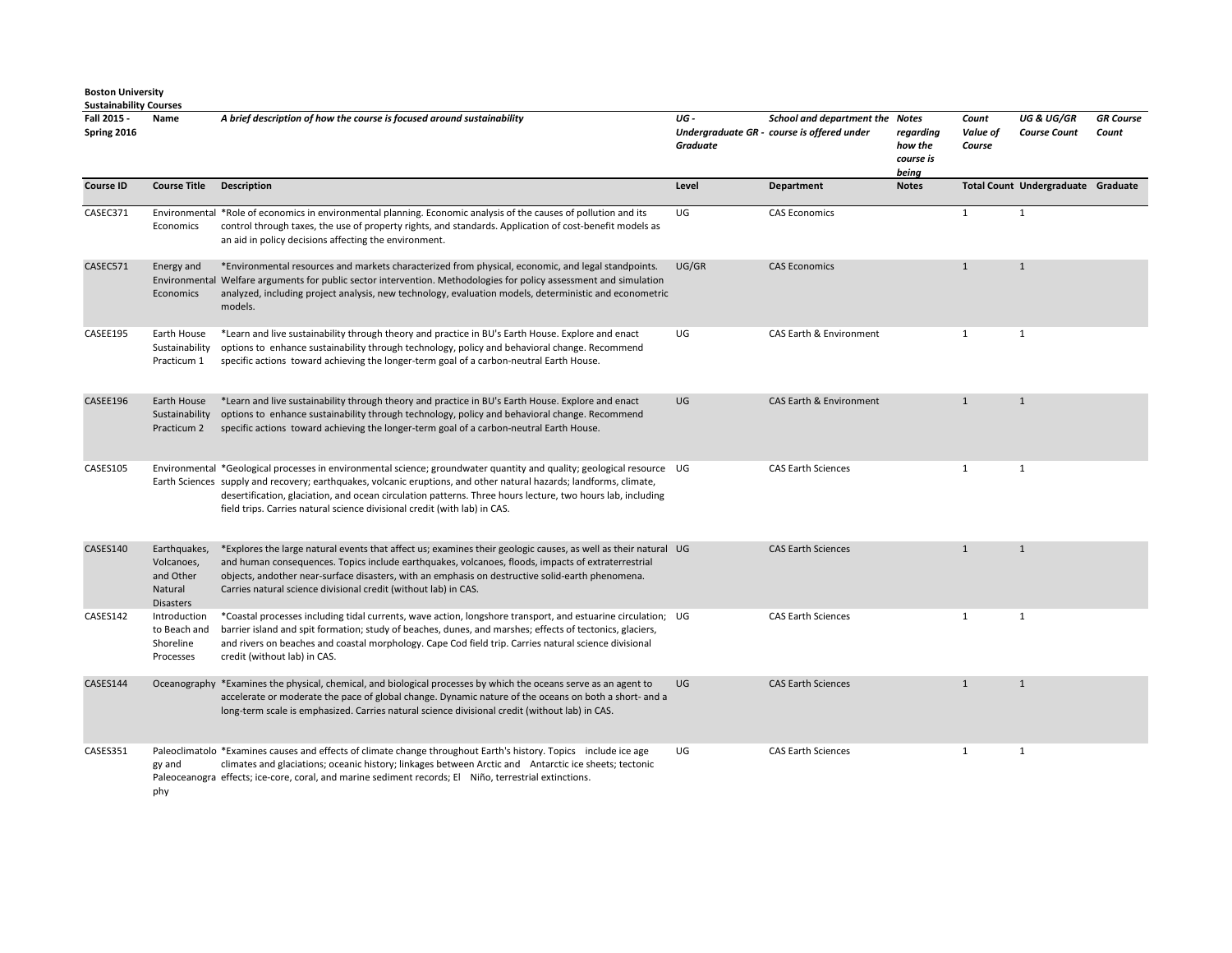**Boston University**
**Sustainability Courses**

| Fall 2015 - Spring 2016 | Name | A brief description of how the course is focused around sustainability | UG - Undergraduate GR - Graduate | School and department the course is offered under | Notes regarding how the course is being | Count Value of Course | UG & UG/GR Course Count | GR Course Count |
|---|---|---|---|---|---|---|---|---|
| **Course ID** | **Course Title** | **Description** | **Level** | **Department** | **Notes** | **Total Count** | **Undergraduate** | **Graduate** |
| CASEC371 | Environmental Economics | *Role of economics in environmental planning. Economic analysis of the causes of pollution and its control through taxes, the use of property rights, and standards. Application of cost-benefit models as an aid in policy decisions affecting the environment. | UG | CAS Economics | | 1 | 1 | |
| CASEC571 | Energy and Environmental Economics | *Environmental resources and markets characterized from physical, economic, and legal standpoints. Welfare arguments for public sector intervention. Methodologies for policy assessment and simulation analyzed, including project analysis, new technology, evaluation models, deterministic and econometric models. | UG/GR | CAS Economics | | 1 | 1 | |
| CASEE195 | Earth House Sustainability Practicum 1 | *Learn and live sustainability through theory and practice in BU's Earth House. Explore and enact options to enhance sustainability through technology, policy and behavioral change. Recommend specific actions toward achieving the longer-term goal of a carbon-neutral Earth House. | UG | CAS Earth & Environment | | 1 | 1 | |
| CASEE196 | Earth House Sustainability Practicum 2 | *Learn and live sustainability through theory and practice in BU's Earth House. Explore and enact options to enhance sustainability through technology, policy and behavioral change. Recommend specific actions toward achieving the longer-term goal of a carbon-neutral Earth House. | UG | CAS Earth & Environment | | 1 | 1 | |
| CASES105 | Environmental Earth Sciences | *Geological processes in environmental science; groundwater quantity and quality; geological resource supply and recovery; earthquakes, volcanic eruptions, and other natural hazards; landforms, climate, desertification, glaciation, and ocean circulation patterns. Three hours lecture, two hours lab, including field trips. Carries natural science divisional credit (with lab) in CAS. | UG | CAS Earth Sciences | | 1 | 1 | |
| CASES140 | Earthquakes, Volcanoes, and Other Natural Disasters | *Explores the large natural events that affect us; examines their geologic causes, as well as their natural and human consequences. Topics include earthquakes, volcanoes, floods, impacts of extraterrestrial objects, andother near-surface disasters, with an emphasis on destructive solid-earth phenomena. Carries natural science divisional credit (without lab) in CAS. | UG | CAS Earth Sciences | | 1 | 1 | |
| CASES142 | Introduction to Beach and Shoreline Processes | *Coastal processes including tidal currents, wave action, longshore transport, and estuarine circulation; barrier island and spit formation; study of beaches, dunes, and marshes; effects of tectonics, glaciers, and rivers on beaches and coastal morphology. Cape Cod field trip. Carries natural science divisional credit (without lab) in CAS. | UG | CAS Earth Sciences | | 1 | 1 | |
| CASES144 | Oceanography | *Examines the physical, chemical, and biological processes by which the oceans serve as an agent to accelerate or moderate the pace of global change. Dynamic nature of the oceans on both a short- and a long-term scale is emphasized. Carries natural science divisional credit (without lab) in CAS. | UG | CAS Earth Sciences | | 1 | 1 | |
| CASES351 | Paleoclimatology and Paleoceanography | *Examines causes and effects of climate change throughout Earth's history. Topics include ice age climates and glaciations; oceanic history; linkages between Arctic and Antarctic ice sheets; tectonic effects; ice-core, coral, and marine sediment records; El Niño, terrestrial extinctions. | UG | CAS Earth Sciences | | 1 | 1 | |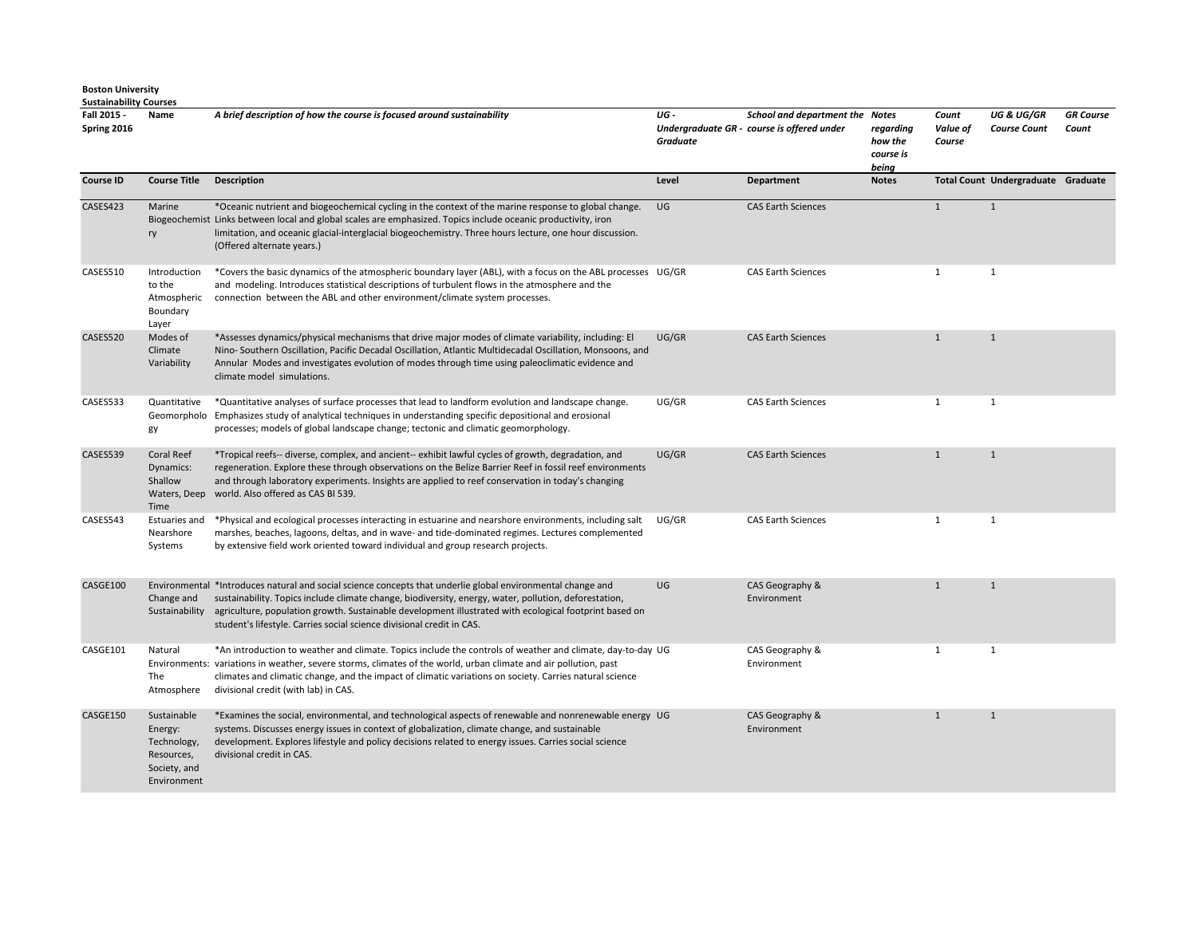**Boston University**
**Sustainability Courses**

| Fall 2015 - Spring 2016 | Name | *A brief description of how the course is focused around sustainability* | *UG - Undergraduate GR - Graduate* | *School and department the course is offered under* | *Notes regarding how the course is being* | *Count Value of Course* | *UG & UG/GR Course Count* | *GR Course Count* |
|---|---|---|---|---|---|---|---|---|
| **Course ID** | **Course Title** | **Description** | **Level** | **Department** | **Notes** | **Total Count** | **Undergraduate** | **Graduate** |
| CASES423 | Marine Biogeochemistry | *Oceanic nutrient and biogeochemical cycling in the context of the marine response to global change. Links between local and global scales are emphasized. Topics include oceanic productivity, iron limitation, and oceanic glacial-interglacial biogeochemistry. Three hours lecture, one hour discussion. (Offered alternate years.) | UG | CAS Earth Sciences | | 1 | 1 | |
| CASES510 | Introduction to the Atmospheric Boundary Layer | *Covers the basic dynamics of the atmospheric boundary layer (ABL), with a focus on the ABL processes and modeling. Introduces statistical descriptions of turbulent flows in the atmosphere and the connection between the ABL and other environment/climate system processes. | UG/GR | CAS Earth Sciences | | 1 | 1 | |
| CASES520 | Modes of Climate Variability | *Assesses dynamics/physical mechanisms that drive major modes of climate variability, including: El Nino- Southern Oscillation, Pacific Decadal Oscillation, Atlantic Multidecadal Oscillation, Monsoons, and Annular Modes and investigates evolution of modes through time using paleoclimatic evidence and climate model simulations. | UG/GR | CAS Earth Sciences | | 1 | 1 | |
| CASES533 | Quantitative Geomorphology | *Quantitative analyses of surface processes that lead to landform evolution and landscape change. Emphasizes study of analytical techniques in understanding specific depositional and erosional processes; models of global landscape change; tectonic and climatic geomorphology. | UG/GR | CAS Earth Sciences | | 1 | 1 | |
| CASES539 | Coral Reef Dynamics: Shallow Waters, Deep Time | *Tropical reefs-- diverse, complex, and ancient-- exhibit lawful cycles of growth, degradation, and regeneration. Explore these through observations on the Belize Barrier Reef in fossil reef environments and through laboratory experiments. Insights are applied to reef conservation in today's changing world. Also offered as CAS BI 539. | UG/GR | CAS Earth Sciences | | 1 | 1 | |
| CASES543 | Estuaries and Nearshore Systems | *Physical and ecological processes interacting in estuarine and nearshore environments, including salt marshes, beaches, lagoons, deltas, and in wave- and tide-dominated regimes. Lectures complemented by extensive field work oriented toward individual and group research projects. | UG/GR | CAS Earth Sciences | | 1 | 1 | |
| CASGE100 | Environmental Change and Sustainability | *Introduces natural and social science concepts that underlie global environmental change and sustainability. Topics include climate change, biodiversity, energy, water, pollution, deforestation, agriculture, population growth. Sustainable development illustrated with ecological footprint based on student's lifestyle. Carries social science divisional credit in CAS. | UG | CAS Geography & Environment | | 1 | 1 | |
| CASGE101 | Natural Environments: The Atmosphere | *An introduction to weather and climate. Topics include the controls of weather and climate, day-to-day variations in weather, severe storms, climates of the world, urban climate and air pollution, past climates and climatic change, and the impact of climatic variations on society. Carries natural science divisional credit (with lab) in CAS. | UG | CAS Geography & Environment | | 1 | 1 | |
| CASGE150 | Sustainable Energy: Technology, Resources, Society, and Environment | *Examines the social, environmental, and technological aspects of renewable and nonrenewable energy systems. Discusses energy issues in context of globalization, climate change, and sustainable development. Explores lifestyle and policy decisions related to energy issues. Carries social science divisional credit in CAS. | UG | CAS Geography & Environment | | 1 | 1 | |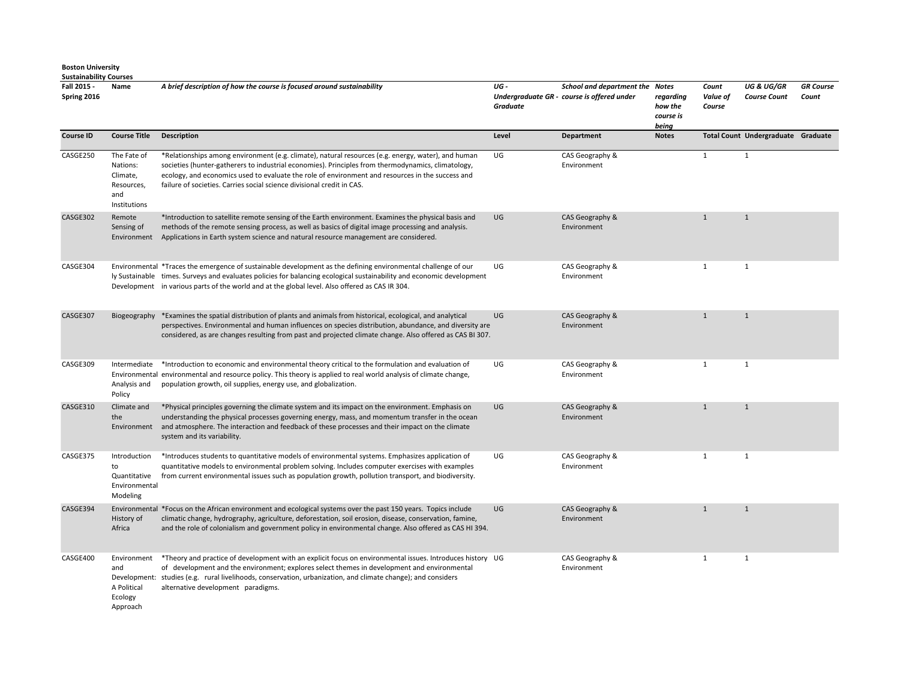**Boston University**
**Sustainability Courses**

| Fall 2015 - Spring 2016 | Name | *A brief description of how the course is focused around sustainability* | *UG - Undergraduate GR - Graduate* | *School and department the course is offered under* | *Notes regarding how the course is being* | *Count Value of Course* | *UG & UG/GR Course Count* | *GR Course Count* |
|---|---|---|---|---|---|---|---|---|
| **Course ID** | **Course Title** | **Description** | **Level** | **Department** | **Notes** | **Total Count** | **Undergraduate** | **Graduate** |
| CASGE250 | The Fate of Nations: Climate, Resources, and Institutions | *Relationships among environment (e.g. climate), natural resources (e.g. energy, water), and human societies (hunter-gatherers to industrial economies). Principles from thermodynamics, climatology, ecology, and economics used to evaluate the role of environment and resources in the success and failure of societies. Carries social science divisional credit in CAS. | UG | CAS Geography & Environment | | 1 | 1 | |
| CASGE302 | Remote Sensing of Environment | *Introduction to satellite remote sensing of the Earth environment. Examines the physical basis and methods of the remote sensing process, as well as basics of digital image processing and analysis. Applications in Earth system science and natural resource management are considered. | UG | CAS Geography & Environment | | 1 | 1 | |
| CASGE304 | Environmentally Sustainable Development | *Traces the emergence of sustainable development as the defining environmental challenge of our times. Surveys and evaluates policies for balancing ecological sustainability and economic development in various parts of the world and at the global level. Also offered as CAS IR 304. | UG | CAS Geography & Environment | | 1 | 1 | |
| CASGE307 | Biogeography | *Examines the spatial distribution of plants and animals from historical, ecological, and analytical perspectives. Environmental and human influences on species distribution, abundance, and diversity are considered, as are changes resulting from past and projected climate change. Also offered as CAS BI 307. | UG | CAS Geography & Environment | | 1 | 1 | |
| CASGE309 | Intermediate Environmental Analysis and Policy | *Introduction to economic and environmental theory critical to the formulation and evaluation of environmental and resource policy. This theory is applied to real world analysis of climate change, population growth, oil supplies, energy use, and globalization. | UG | CAS Geography & Environment | | 1 | 1 | |
| CASGE310 | Climate and the Environment | *Physical principles governing the climate system and its impact on the environment. Emphasis on understanding the physical processes governing energy, mass, and momentum transfer in the ocean and atmosphere. The interaction and feedback of these processes and their impact on the climate system and its variability. | UG | CAS Geography & Environment | | 1 | 1 | |
| CASGE375 | Introduction to Quantitative Environmental Modeling | *Introduces students to quantitative models of environmental systems. Emphasizes application of quantitative models to environmental problem solving. Includes computer exercises with examples from current environmental issues such as population growth, pollution transport, and biodiversity. | UG | CAS Geography & Environment | | 1 | 1 | |
| CASGE394 | Environmental History of Africa | *Focus on the African environment and ecological systems over the past 150 years. Topics include climatic change, hydrography, agriculture, deforestation, soil erosion, disease, conservation, famine, and the role of colonialism and government policy in environmental change. Also offered as CAS HI 394. | UG | CAS Geography & Environment | | 1 | 1 | |
| CASGE400 | Environment and Development: A Political Ecology Approach | *Theory and practice of development with an explicit focus on environmental issues. Introduces history of development and the environment; explores select themes in development and environmental studies (e.g. rural livelihoods, conservation, urbanization, and climate change); and considers alternative development paradigms. | UG | CAS Geography & Environment | | 1 | 1 | |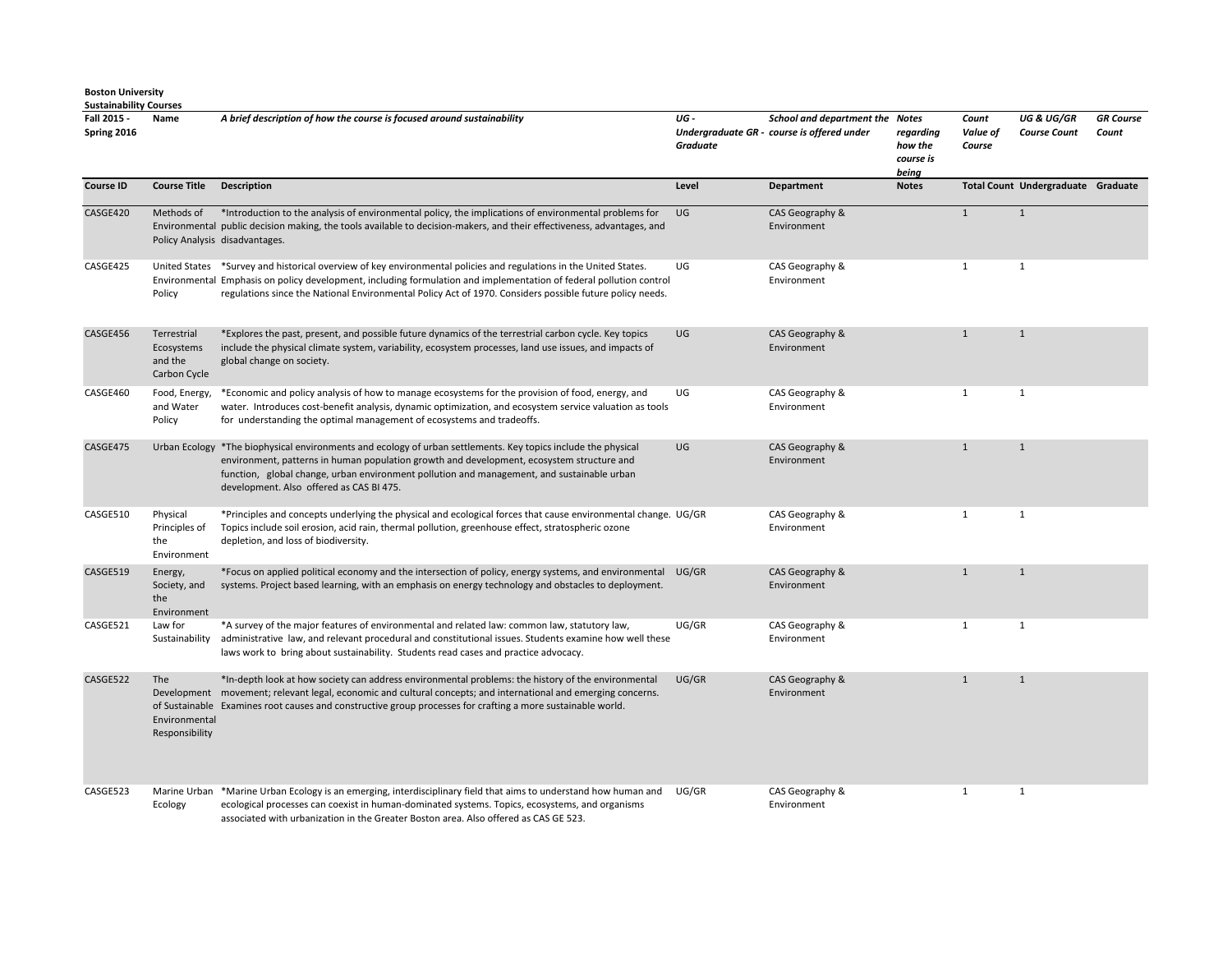**Boston University**
**Sustainability Courses**

| Fall 2015 - Spring 2016 | Name | *A brief description of how the course is focused around sustainability* | *UG - Undergraduate GR - Graduate* | *School and department the course is offered under* | *Notes regarding how the course is being* | *Count Value of Course* | *UG & UG/GR Course Count* | *GR Course Count* |
|---|---|---|---|---|---|---|---|---|
| **Course ID** | **Course Title** | **Description** | **Level** | **Department** | **Notes** | **Total Count** | **Undergraduate** | **Graduate** |
| CASGE420 | Methods of Environmental Policy Analysis | *Introduction to the analysis of environmental policy, the implications of environmental problems for public decision making, the tools available to decision-makers, and their effectiveness, advantages, and disadvantages. | UG | CAS Geography & Environment | | 1 | 1 | |
| CASGE425 | United States Environmental Policy | *Survey and historical overview of key environmental policies and regulations in the United States. Emphasis on policy development, including formulation and implementation of federal pollution control regulations since the National Environmental Policy Act of 1970. Considers possible future policy needs. | UG | CAS Geography & Environment | | 1 | 1 | |
| CASGE456 | Terrestrial Ecosystems and the Carbon Cycle | *Explores the past, present, and possible future dynamics of the terrestrial carbon cycle. Key topics include the physical climate system, variability, ecosystem processes, land use issues, and impacts of global change on society. | UG | CAS Geography & Environment | | 1 | 1 | |
| CASGE460 | Food, Energy, and Water Policy | *Economic and policy analysis of how to manage ecosystems for the provision of food, energy, and water. Introduces cost-benefit analysis, dynamic optimization, and ecosystem service valuation as tools for understanding the optimal management of ecosystems and tradeoffs. | UG | CAS Geography & Environment | | 1 | 1 | |
| CASGE475 | Urban Ecology | *The biophysical environments and ecology of urban settlements. Key topics include the physical environment, patterns in human population growth and development, ecosystem structure and function, global change, urban environment pollution and management, and sustainable urban development. Also offered as CAS BI 475. | UG | CAS Geography & Environment | | 1 | 1 | |
| CASGE510 | Physical Principles of the Environment | *Principles and concepts underlying the physical and ecological forces that cause environmental change. Topics include soil erosion, acid rain, thermal pollution, greenhouse effect, stratospheric ozone depletion, and loss of biodiversity. | UG/GR | CAS Geography & Environment | | 1 | 1 | |
| CASGE519 | Energy, Society, and the Environment | *Focus on applied political economy and the intersection of policy, energy systems, and environmental systems. Project based learning, with an emphasis on energy technology and obstacles to deployment. | UG/GR | CAS Geography & Environment | | 1 | 1 | |
| CASGE521 | Law for Sustainability | *A survey of the major features of environmental and related law: common law, statutory law, administrative law, and relevant procedural and constitutional issues. Students examine how well these laws work to bring about sustainability. Students read cases and practice advocacy. | UG/GR | CAS Geography & Environment | | 1 | 1 | |
| CASGE522 | The Development of Sustainable Environmental Responsibility | *In-depth look at how society can address environmental problems: the history of the environmental movement; relevant legal, economic and cultural concepts; and international and emerging concerns. Examines root causes and constructive group processes for crafting a more sustainable world. | UG/GR | CAS Geography & Environment | | 1 | 1 | |
| CASGE523 | Marine Urban Ecology | *Marine Urban Ecology is an emerging, interdisciplinary field that aims to understand how human and ecological processes can coexist in human-dominated systems. Topics, ecosystems, and organisms associated with urbanization in the Greater Boston area. Also offered as CAS GE 523. | UG/GR | CAS Geography & Environment | | 1 | 1 | |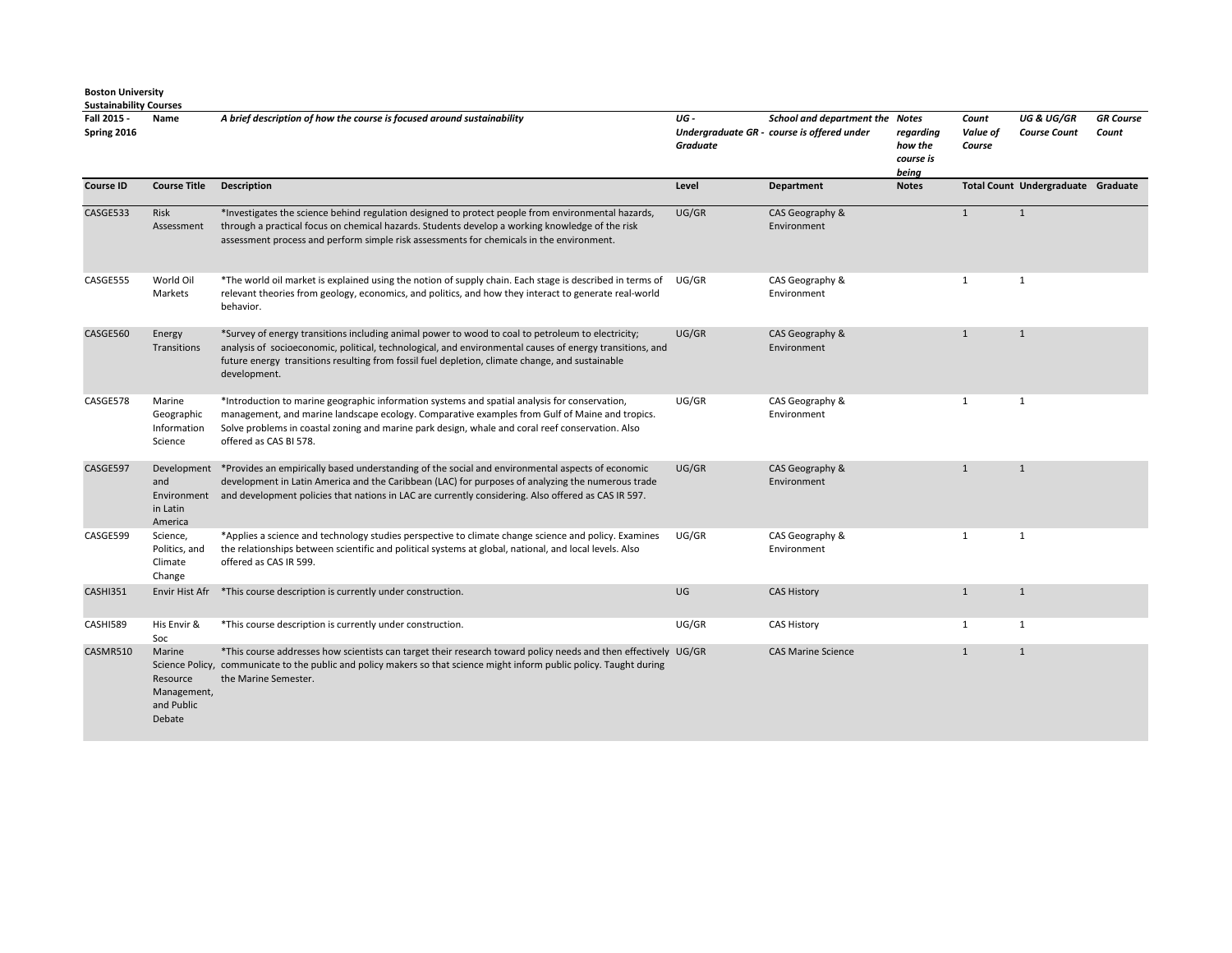**Boston University**
**Sustainability Courses**

| Fall 2015 - Spring 2016 | Name | *A brief description of how the course is focused around sustainability* | *UG - Undergraduate GR - Graduate* | *School and department the course is offered under* | *Notes regarding how the course is being* | *Count Value of Course* | *UG & UG/GR Course Count* | *GR Course Count* |
|---|---|---|---|---|---|---|---|---|
| **Course ID** | **Course Title** | **Description** | **Level** | **Department** | **Notes** | **Total Count** | **Undergraduate** | **Graduate** |
| CASGE533 | Risk Assessment | *Investigates the science behind regulation designed to protect people from environmental hazards, through a practical focus on chemical hazards. Students develop a working knowledge of the risk assessment process and perform simple risk assessments for chemicals in the environment. | UG/GR | CAS Geography & Environment | | 1 | 1 | |
| CASGE555 | World Oil Markets | *The world oil market is explained using the notion of supply chain. Each stage is described in terms of relevant theories from geology, economics, and politics, and how they interact to generate real-world behavior. | UG/GR | CAS Geography & Environment | | 1 | 1 | |
| CASGE560 | Energy Transitions | *Survey of energy transitions including animal power to wood to coal to petroleum to electricity; analysis of socioeconomic, political, technological, and environmental causes of energy transitions, and future energy transitions resulting from fossil fuel depletion, climate change, and sustainable development. | UG/GR | CAS Geography & Environment | | 1 | 1 | |
| CASGE578 | Marine Geographic Information Science | *Introduction to marine geographic information systems and spatial analysis for conservation, management, and marine landscape ecology. Comparative examples from Gulf of Maine and tropics. Solve problems in coastal zoning and marine park design, whale and coral reef conservation. Also offered as CAS BI 578. | UG/GR | CAS Geography & Environment | | 1 | 1 | |
| CASGE597 | Development and Environment in Latin America | *Provides an empirically based understanding of the social and environmental aspects of economic development in Latin America and the Caribbean (LAC) for purposes of analyzing the numerous trade and development policies that nations in LAC are currently considering. Also offered as CAS IR 597. | UG/GR | CAS Geography & Environment | | 1 | 1 | |
| CASGE599 | Science, Politics, and Climate Change | *Applies a science and technology studies perspective to climate change science and policy. Examines the relationships between scientific and political systems at global, national, and local levels. Also offered as CAS IR 599. | UG/GR | CAS Geography & Environment | | 1 | 1 | |
| CASHI351 | Envir Hist Afr | *This course description is currently under construction. | UG | CAS History | | 1 | 1 | |
| CASHI589 | His Envir & Soc | *This course description is currently under construction. | UG/GR | CAS History | | 1 | 1 | |
| CASMR510 | Marine Science Policy, Resource Management, and Public Debate | *This course addresses how scientists can target their research toward policy needs and then effectively communicate to the public and policy makers so that science might inform public policy. Taught during the Marine Semester. | UG/GR | CAS Marine Science | | 1 | 1 | |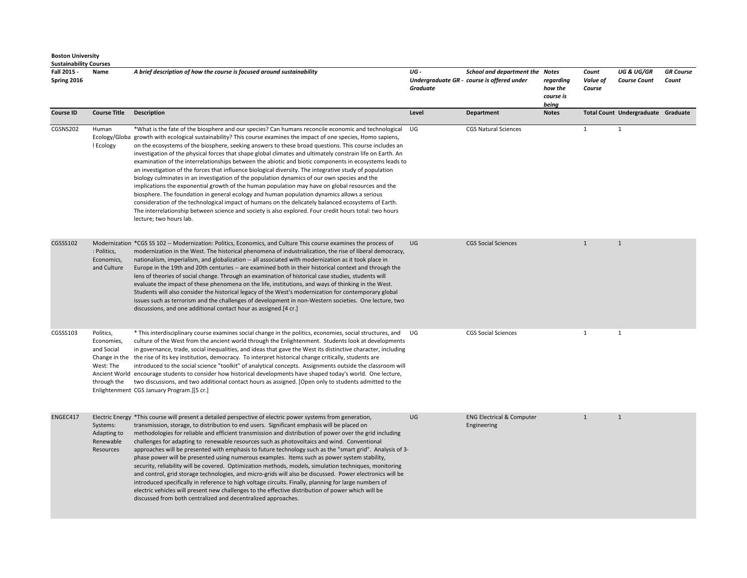**Boston University**
**Sustainability Courses**

| Fall 2015 - Spring 2016 | Name | A brief description of how the course is focused around sustainability | UG - Undergraduate GR - Graduate | School and department the course is offered under | Notes regarding how the course is being | Count Value of Course | UG & UG/GR Course Count | GR Course Count |
|---|---|---|---|---|---|---|---|---|
| **Course ID** | **Course Title** | **Description** | **Level** | **Department** | **Notes** | **Total Count** | **Undergraduate** | **Graduate** |
| CGSNS202 | Human Ecology/Global Ecology | *What is the fate of the biosphere and our species? Can humans reconcile economic and technological growth with ecological sustainability? This course examines the impact of one species, Homo sapiens, on the ecosystems of the biosphere, seeking answers to these broad questions. This course includes an investigation of the physical forces that shape global climates and ultimately constrain life on Earth. An examination of the interrelationships between the abiotic and biotic components in ecosystems leads to an investigation of the forces that influence biological diversity. The integrative study of population biology culminates in an investigation of the population dynamics of our own species and the implications the exponential growth of the human population may have on global resources and the biosphere. The foundation in general ecology and human population dynamics allows a serious consideration of the technological impact of humans on the delicately balanced ecosystems of Earth. The interrelationship between science and society is also explored. Four credit hours total: two hours lecture; two hours lab. | UG | CGS Natural Sciences | | 1 | 1 | |
| CGSSS102 | Modernization: Politics, Economics, and Culture | *CGS SS 102 -- Modernization: Politics, Economics, and Culture This course examines the process of modernization in the West. The historical phenomena of industrialization, the rise of liberal democracy, nationalism, imperialism, and globalization -- all associated with modernization as it took place in Europe in the 19th and 20th centuries -- are examined both in their historical context and through the lens of theories of social change. Through an examination of historical case studies, students will evaluate the impact of these phenomena on the life, institutions, and ways of thinking in the West. Students will also consider the historical legacy of the West's modernization for contemporary global issues such as terrorism and the challenges of development in non-Western societies. One lecture, two discussions, and one additional contact hour as assigned.[4 cr.] | UG | CGS Social Sciences | | 1 | 1 | |
| CGSSS103 | Politics, Economies, and Social Change in the West: The Ancient World through the Enlightenment | * This interdisciplinary course examines social change in the politics, economies, social structures, and culture of the West from the ancient world through the Enlightenment. Students look at developments in governance, trade, social inequalities, and ideas that gave the West its distinctive character, including the rise of its key institution, democracy. To interpret historical change critically, students are introduced to the social science "toolkit" of analytical concepts. Assignments outside the classroom will encourage students to consider how historical developments have shaped today's world. One lecture, two discussions, and two additional contact hours as assigned. [Open only to students admitted to the CGS January Program.][5 cr.] | UG | CGS Social Sciences | | 1 | 1 | |
| ENGEC417 | Electric Energy Systems: Adapting to Renewable Resources | *This course will present a detailed perspective of electric power systems from generation, transmission, storage, to distribution to end users. Significant emphasis will be placed on methodologies for reliable and efficient transmission and distribution of power over the grid including challenges for adapting to renewable resources such as photovoltaics and wind. Conventional approaches will be presented with emphasis to future technology such as the "smart grid". Analysis of 3-phase power will be presented using numerous examples. Items such as power system stability, security, reliability will be covered. Optimization methods, models, simulation techniques, monitoring and control, grid storage technologies, and micro-grids will also be discussed. Power electronics will be introduced specifically in reference to high voltage circuits. Finally, planning for large numbers of electric vehicles will present new challenges to the effective distribution of power which will be discussed from both centralized and decentralized approaches. | UG | ENG Electrical & Computer Engineering | | 1 | 1 | |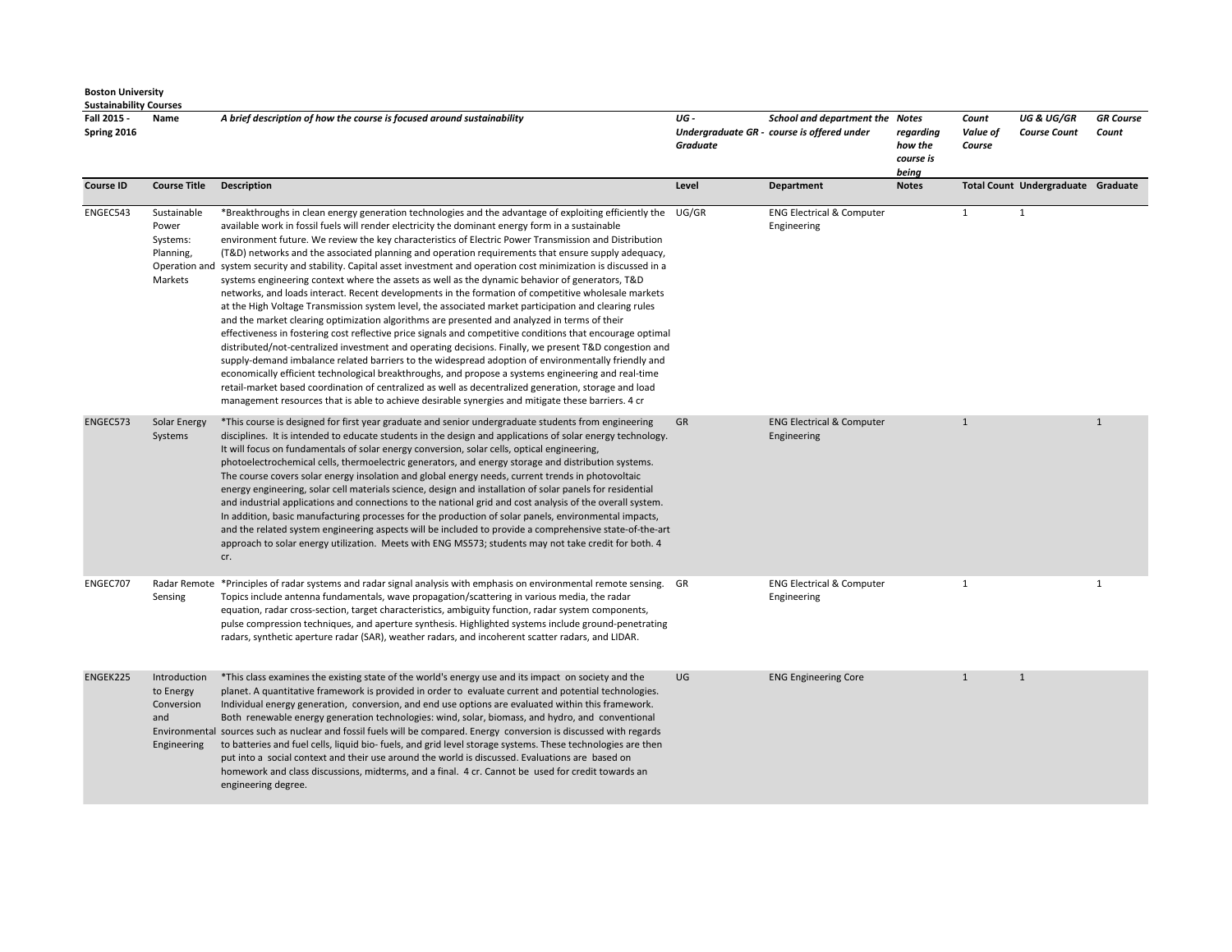**Boston University**
**Sustainability Courses**

| Fall 2015 - Spring 2016 | Name | A brief description of how the course is focused around sustainability | UG - Undergraduate GR - Graduate | School and department the course is offered under | Notes regarding how the course is being | Count Value of Course | UG & UG/GR Course Count | GR Course Count |
|---|---|---|---|---|---|---|---|---|
| **Course ID** | **Course Title** | **Description** | **Level** | **Department** | **Notes** | **Total Count** | **Undergraduate** | **Graduate** |
| ENGEC543 | Sustainable Power Systems: Planning, Operation and Markets | *Breakthroughs in clean energy generation technologies and the advantage of exploiting efficiently the available work in fossil fuels will render electricity the dominant energy form in a sustainable environment future. We review the key characteristics of Electric Power Transmission and Distribution (T&D) networks and the associated planning and operation requirements that ensure supply adequacy, system security and stability. Capital asset investment and operation cost minimization is discussed in a systems engineering context where the assets as well as the dynamic behavior of generators, T&D networks, and loads interact. Recent developments in the formation of competitive wholesale markets at the High Voltage Transmission system level, the associated market participation and clearing rules and the market clearing optimization algorithms are presented and analyzed in terms of their effectiveness in fostering cost reflective price signals and competitive conditions that encourage optimal distributed/not-centralized investment and operating decisions. Finally, we present T&D congestion and supply-demand imbalance related barriers to the widespread adoption of environmentally friendly and economically efficient technological breakthroughs, and propose a systems engineering and real-time retail-market based coordination of centralized as well as decentralized generation, storage and load management resources that is able to achieve desirable synergies and mitigate these barriers. 4 cr | UG/GR | ENG Electrical & Computer Engineering | | 1 | 1 | |
| ENGEC573 | Solar Energy Systems | *This course is designed for first year graduate and senior undergraduate students from engineering disciplines. It is intended to educate students in the design and applications of solar energy technology. It will focus on fundamentals of solar energy conversion, solar cells, optical engineering, photoelectrochemical cells, thermoelectric generators, and energy storage and distribution systems. The course covers solar energy insolation and global energy needs, current trends in photovoltaic energy engineering, solar cell materials science, design and installation of solar panels for residential and industrial applications and connections to the national grid and cost analysis of the overall system. In addition, basic manufacturing processes for the production of solar panels, environmental impacts, and the related system engineering aspects will be included to provide a comprehensive state-of-the-art approach to solar energy utilization. Meets with ENG MS573; students may not take credit for both. 4 cr. | GR | ENG Electrical & Computer Engineering | | 1 | | 1 |
| ENGEC707 | Radar Remote Sensing | *Principles of radar systems and radar signal analysis with emphasis on environmental remote sensing. Topics include antenna fundamentals, wave propagation/scattering in various media, the radar equation, radar cross-section, target characteristics, ambiguity function, radar system components, pulse compression techniques, and aperture synthesis. Highlighted systems include ground-penetrating radars, synthetic aperture radar (SAR), weather radars, and incoherent scatter radars, and LIDAR. | GR | ENG Electrical & Computer Engineering | | 1 | | 1 |
| ENGEK225 | Introduction to Energy Conversion and Environmental Engineering | *This class examines the existing state of the world's energy use and its impact on society and the planet. A quantitative framework is provided in order to evaluate current and potential technologies. Individual energy generation, conversion, and end use options are evaluated within this framework. Both renewable energy generation technologies: wind, solar, biomass, and hydro, and conventional sources such as nuclear and fossil fuels will be compared. Energy conversion is discussed with regards to batteries and fuel cells, liquid bio- fuels, and grid level storage systems. These technologies are then put into a social context and their use around the world is discussed. Evaluations are based on homework and class discussions, midterms, and a final. 4 cr. Cannot be used for credit towards an engineering degree. | UG | ENG Engineering Core | | 1 | 1 | |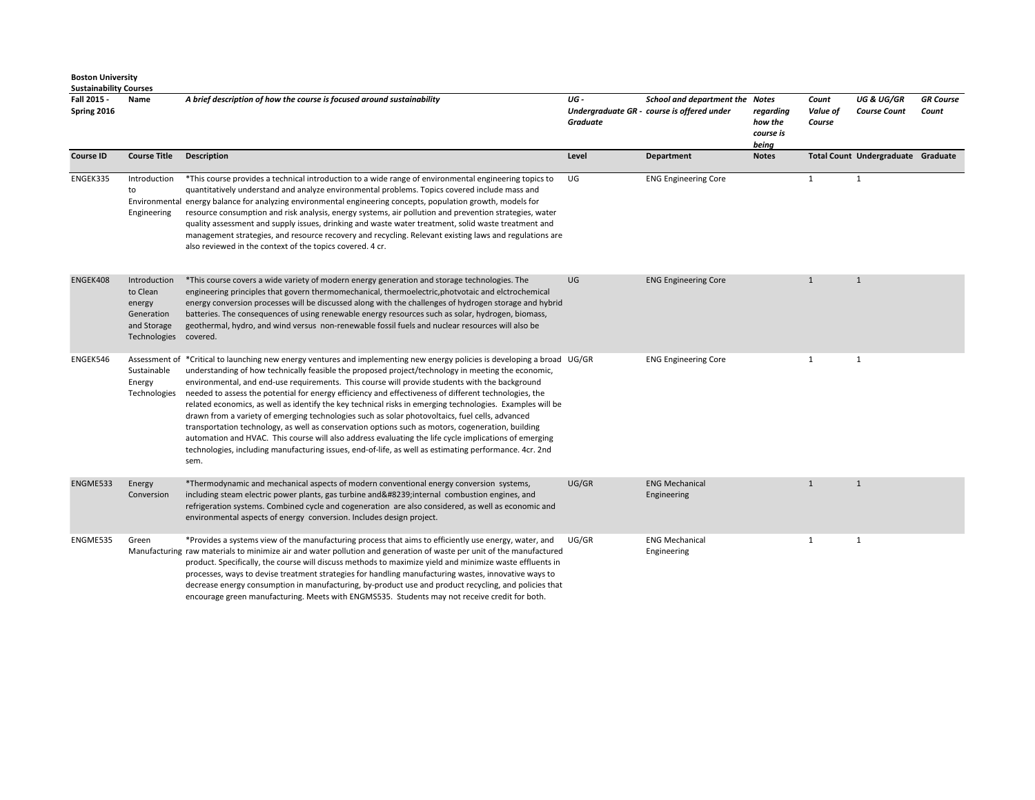**Boston University**
**Sustainability Courses**

| Fall 2015 - Spring 2016 | Name | *A brief description of how the course is focused around sustainability* | *UG - Undergraduate GR - Graduate* | *School and department the course is offered under* | *Notes regarding how the course is being* | *Count Value of Course* | *UG & UG/GR Course Count* | *GR Course Count* |
|---|---|---|---|---|---|---|---|---|
| **Course ID** | **Course Title** | **Description** | **Level** | **Department** | **Notes** | **Total Count** | **Undergraduate** | **Graduate** |
| ENGEK335 | Introduction to Environmental Engineering | *This course provides a technical introduction to a wide range of environmental engineering topics to quantitatively understand and analyze environmental problems. Topics covered include mass and energy balance for analyzing environmental engineering concepts, population growth, models for resource consumption and risk analysis, energy systems, air pollution and prevention strategies, water quality assessment and supply issues, drinking and waste water treatment, solid waste treatment and management strategies, and resource recovery and recycling. Relevant existing laws and regulations are also reviewed in the context of the topics covered. 4 cr. | UG | ENG Engineering Core | | 1 | 1 | |
| ENGEK408 | Introduction to Clean energy Generation and Storage Technologies | *This course covers a wide variety of modern energy generation and storage technologies. The engineering principles that govern thermomechanical, thermoelectric,photvotaic and elctrochemical energy conversion processes will be discussed along with the challenges of hydrogen storage and hybrid batteries. The consequences of using renewable energy resources such as solar, hydrogen, biomass, geothermal, hydro, and wind versus non-renewable fossil fuels and nuclear resources will also be covered. | UG | ENG Engineering Core | | 1 | 1 | |
| ENGEK546 | Assessment of Sustainable Energy Technologies | *Critical to launching new energy ventures and implementing new energy policies is developing a broad understanding of how technically feasible the proposed project/technology in meeting the economic, environmental, and end-use requirements. This course will provide students with the background needed to assess the potential for energy efficiency and effectiveness of different technologies, the related economics, as well as identify the key technical risks in emerging technologies. Examples will be drawn from a variety of emerging technologies such as solar photovoltaics, fuel cells, advanced transportation technology, as well as conservation options such as motors, cogeneration, building automation and HVAC. This course will also address evaluating the life cycle implications of emerging technologies, including manufacturing issues, end-of-life, as well as estimating performance. 4cr. 2nd sem. | UG/GR | ENG Engineering Core | | 1 | 1 | |
| ENGME533 | Energy Conversion | *Thermodynamic and mechanical aspects of modern conventional energy conversion systems, including steam electric power plants, gas turbine and&#8239;internal combustion engines, and refrigeration systems. Combined cycle and cogeneration are also considered, as well as economic and environmental aspects of energy conversion. Includes design project. | UG/GR | ENG Mechanical Engineering | | 1 | 1 | |
| ENGME535 | Green Manufacturing | *Provides a systems view of the manufacturing process that aims to efficiently use energy, water, and raw materials to minimize air and water pollution and generation of waste per unit of the manufactured product. Specifically, the course will discuss methods to maximize yield and minimize waste effluents in processes, ways to devise treatment strategies for handling manufacturing wastes, innovative ways to decrease energy consumption in manufacturing, by-product use and product recycling, and policies that encourage green manufacturing. Meets with ENGMS535. Students may not receive credit for both. | UG/GR | ENG Mechanical Engineering | | 1 | 1 | |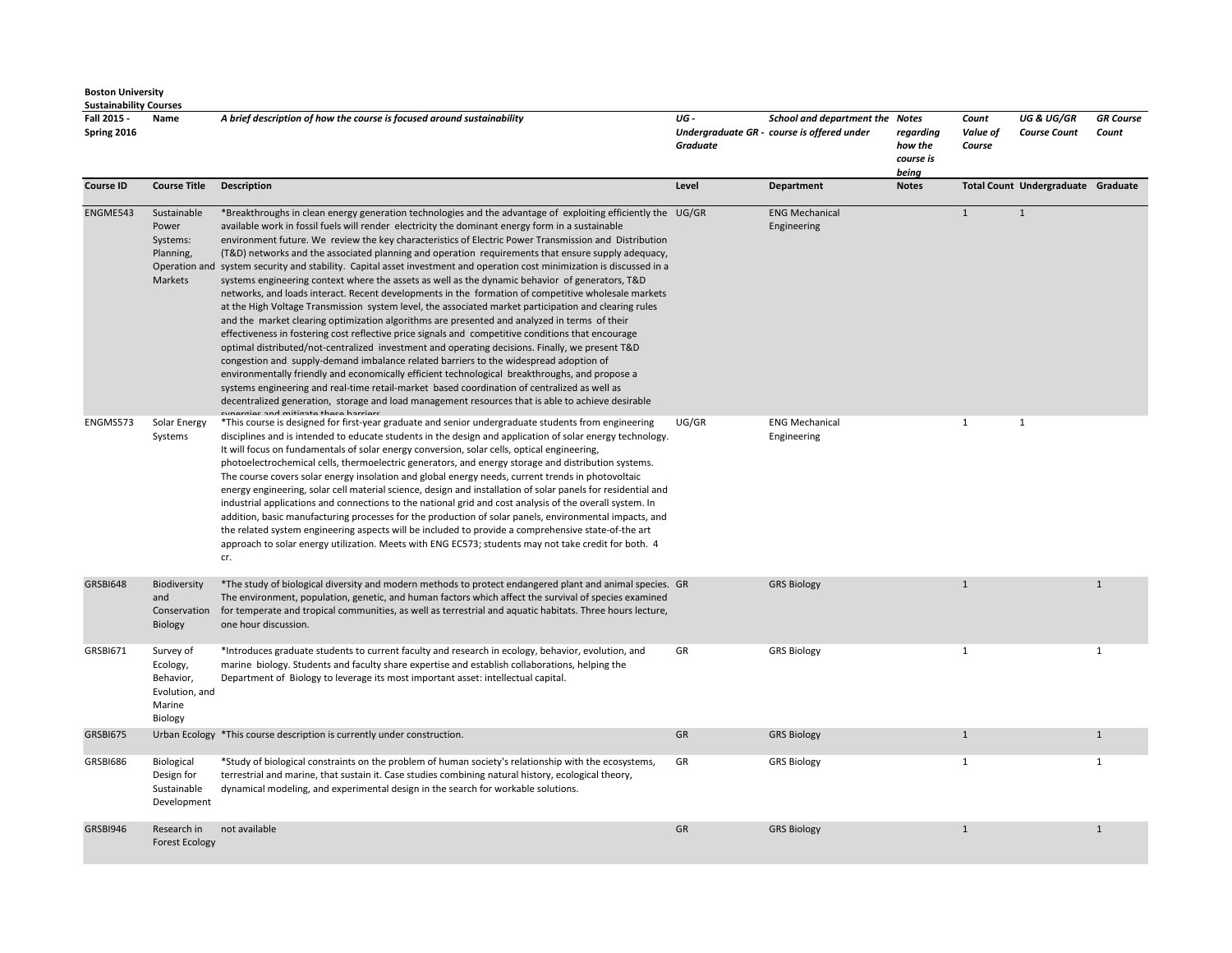**Boston University**
**Sustainability Courses**

| Fall 2015 - Spring 2016 | Name | A brief description of how the course is focused around sustainability | UG - Undergraduate GR - Graduate | School and department the course is offered under | Notes regarding how the course is being | Count Value of Course | UG & UG/GR Course Count | GR Course Count |
|---|---|---|---|---|---|---|---|---|
| **Course ID** | **Course Title** | **Description** | **Level** | **Department** | **Notes** | **Total Count** | **Undergraduate** | **Graduate** |
| ENGME543 | Sustainable Power Systems: Planning, Operation and Markets | *Breakthroughs in clean energy generation technologies and the advantage of exploiting efficiently the available work in fossil fuels will render electricity the dominant energy form in a sustainable environment future. We review the key characteristics of Electric Power Transmission and Distribution (T&D) networks and the associated planning and operation requirements that ensure supply adequacy, system security and stability. Capital asset investment and operation cost minimization is discussed in a systems engineering context where the assets as well as the dynamic behavior of generators, T&D networks, and loads interact. Recent developments in the formation of competitive wholesale markets at the High Voltage Transmission system level, the associated market participation and clearing rules and the market clearing optimization algorithms are presented and analyzed in terms of their effectiveness in fostering cost reflective price signals and competitive conditions that encourage optimal distributed/not-centralized investment and operating decisions. Finally, we present T&D congestion and supply-demand imbalance related barriers to the widespread adoption of environmentally friendly and economically efficient technological breakthroughs, and propose a systems engineering and real-time retail-market based coordination of centralized as well as decentralized generation, storage and load management resources that is able to achieve desirable synergies and mitigate these barriers | UG/GR | ENG Mechanical Engineering | | 1 | 1 | |
| ENGMS573 | Solar Energy Systems | *This course is designed for first-year graduate and senior undergraduate students from engineering disciplines and is intended to educate students in the design and application of solar energy technology. It will focus on fundamentals of solar energy conversion, solar cells, optical engineering, photoelectrochemical cells, thermoelectric generators, and energy storage and distribution systems. The course covers solar energy insolation and global energy needs, current trends in photovoltaic energy engineering, solar cell material science, design and installation of solar panels for residential and industrial applications and connections to the national grid and cost analysis of the overall system. In addition, basic manufacturing processes for the production of solar panels, environmental impacts, and the related system engineering aspects will be included to provide a comprehensive state-of-the art approach to solar energy utilization. Meets with ENG EC573; students may not take credit for both. 4 cr. | UG/GR | ENG Mechanical Engineering | | 1 | 1 | |
| GRSBI648 | Biodiversity and Conservation Biology | *The study of biological diversity and modern methods to protect endangered plant and animal species. The environment, population, genetic, and human factors which affect the survival of species examined for temperate and tropical communities, as well as terrestrial and aquatic habitats. Three hours lecture, one hour discussion. | GR | GRS Biology | | 1 | | 1 |
| GRSBI671 | Survey of Ecology, Behavior, Evolution, and Marine Biology | *Introduces graduate students to current faculty and research in ecology, behavior, evolution, and marine biology. Students and faculty share expertise and establish collaborations, helping the Department of Biology to leverage its most important asset: intellectual capital. | GR | GRS Biology | | 1 | | 1 |
| GRSBI675 | Urban Ecology | *This course description is currently under construction. | GR | GRS Biology | | 1 | | 1 |
| GRSBI686 | Biological Design for Sustainable Development | *Study of biological constraints on the problem of human society's relationship with the ecosystems, terrestrial and marine, that sustain it. Case studies combining natural history, ecological theory, dynamical modeling, and experimental design in the search for workable solutions. | GR | GRS Biology | | 1 | | 1 |
| GRSBI946 | Research in Forest Ecology | not available | GR | GRS Biology | | 1 | | 1 |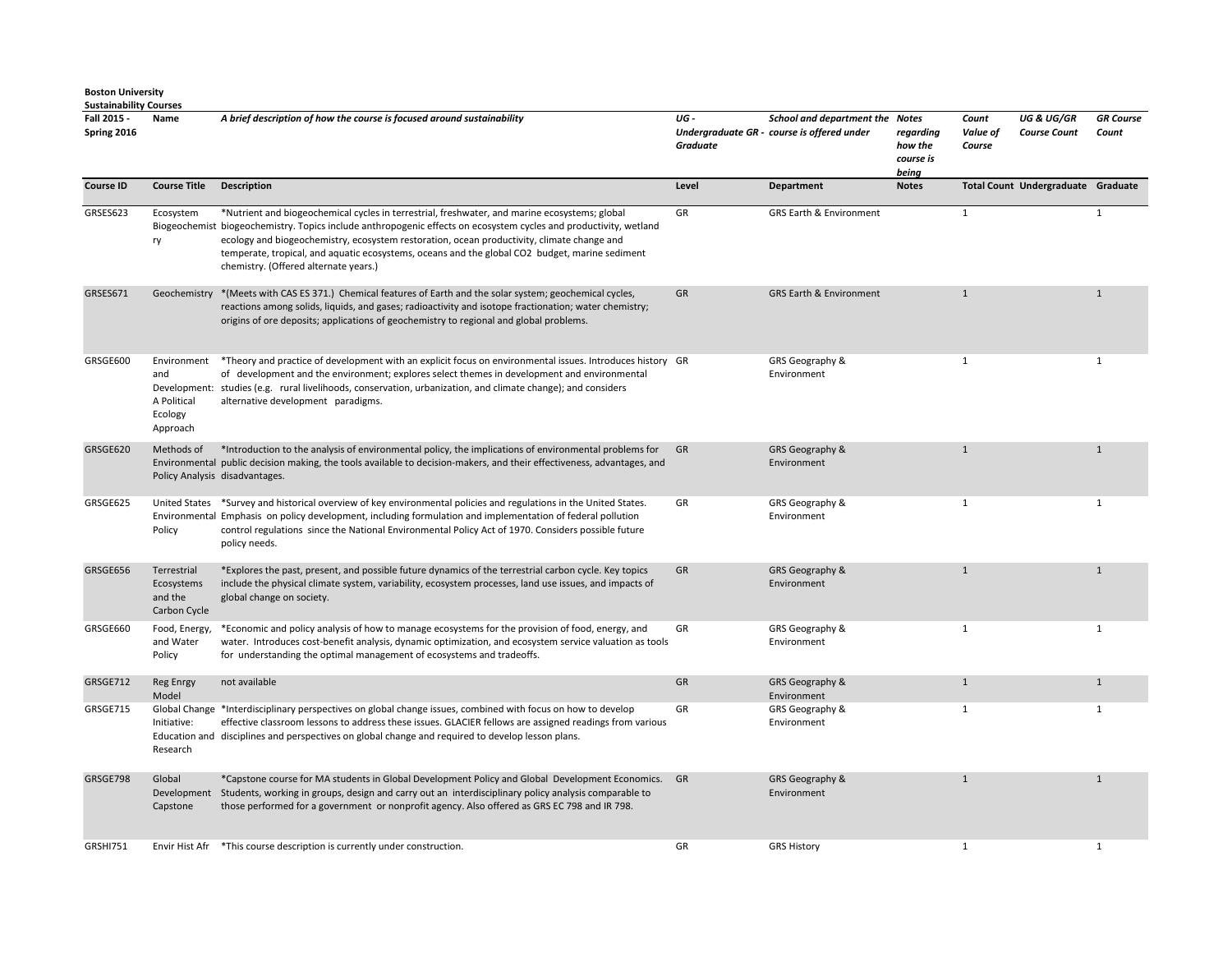**Boston University**
**Sustainability Courses**

| Fall 2015 - Spring 2016 | Name | A brief description of how the course is focused around sustainability | UG - Undergraduate GR - Graduate | School and department the course is offered under | Notes regarding how the course is being | Count Value of Course | UG & UG/GR Course Count | GR Course Count |
|---|---|---|---|---|---|---|---|---|
| **Course ID** | **Course Title** | **Description** | **Level** | **Department** | **Notes** | **Total Count** | **Undergraduate** | **Graduate** |
| GRSES623 | Ecosystem Biogeochemistry | *Nutrient and biogeochemical cycles in terrestrial, freshwater, and marine ecosystems; global biogeochemistry. Topics include anthropogenic effects on ecosystem cycles and productivity, wetland ecology and biogeochemistry, ecosystem restoration, ocean productivity, climate change and temperate, tropical, and aquatic ecosystems, oceans and the global CO2 budget, marine sediment chemistry. (Offered alternate years.) | GR | GRS Earth & Environment | | 1 | | 1 |
| GRSES671 | Geochemistry | *(Meets with CAS ES 371.) Chemical features of Earth and the solar system; geochemical cycles, reactions among solids, liquids, and gases; radioactivity and isotope fractionation; water chemistry; origins of ore deposits; applications of geochemistry to regional and global problems. | GR | GRS Earth & Environment | | 1 | | 1 |
| GRSGE600 | Environment and Development: A Political Ecology Approach | *Theory and practice of development with an explicit focus on environmental issues. Introduces history of development and the environment; explores select themes in development and environmental studies (e.g. rural livelihoods, conservation, urbanization, and climate change); and considers alternative development paradigms. | GR | GRS Geography & Environment | | 1 | | 1 |
| GRSGE620 | Methods of Environmental Policy Analysis | *Introduction to the analysis of environmental policy, the implications of environmental problems for public decision making, the tools available to decision-makers, and their effectiveness, advantages, and disadvantages. | GR | GRS Geography & Environment | | 1 | | 1 |
| GRSGE625 | United States Environmental Policy | *Survey and historical overview of key environmental policies and regulations in the United States. Emphasis on policy development, including formulation and implementation of federal pollution control regulations since the National Environmental Policy Act of 1970. Considers possible future policy needs. | GR | GRS Geography & Environment | | 1 | | 1 |
| GRSGE656 | Terrestrial Ecosystems and the Carbon Cycle | *Explores the past, present, and possible future dynamics of the terrestrial carbon cycle. Key topics include the physical climate system, variability, ecosystem processes, land use issues, and impacts of global change on society. | GR | GRS Geography & Environment | | 1 | | 1 |
| GRSGE660 | Food, Energy, and Water Policy | *Economic and policy analysis of how to manage ecosystems for the provision of food, energy, and water. Introduces cost-benefit analysis, dynamic optimization, and ecosystem service valuation as tools for understanding the optimal management of ecosystems and tradeoffs. | GR | GRS Geography & Environment | | 1 | | 1 |
| GRSGE712 | Reg Enrgy Model | not available | GR | GRS Geography & Environment | | 1 | | 1 |
| GRSGE715 | Global Change Initiative: Education and Research | *Interdisciplinary perspectives on global change issues, combined with focus on how to develop effective classroom lessons to address these issues. GLACIER fellows are assigned readings from various disciplines and perspectives on global change and required to develop lesson plans. | GR | GRS Geography & Environment | | 1 | | 1 |
| GRSGE798 | Global Development Capstone | *Capstone course for MA students in Global Development Policy and Global Development Economics. Students, working in groups, design and carry out an interdisciplinary policy analysis comparable to those performed for a government or nonprofit agency. Also offered as GRS EC 798 and IR 798. | GR | GRS Geography & Environment | | 1 | | 1 |
| GRSHI751 | Envir Hist Afr | *This course description is currently under construction. | GR | GRS History | | 1 | | 1 |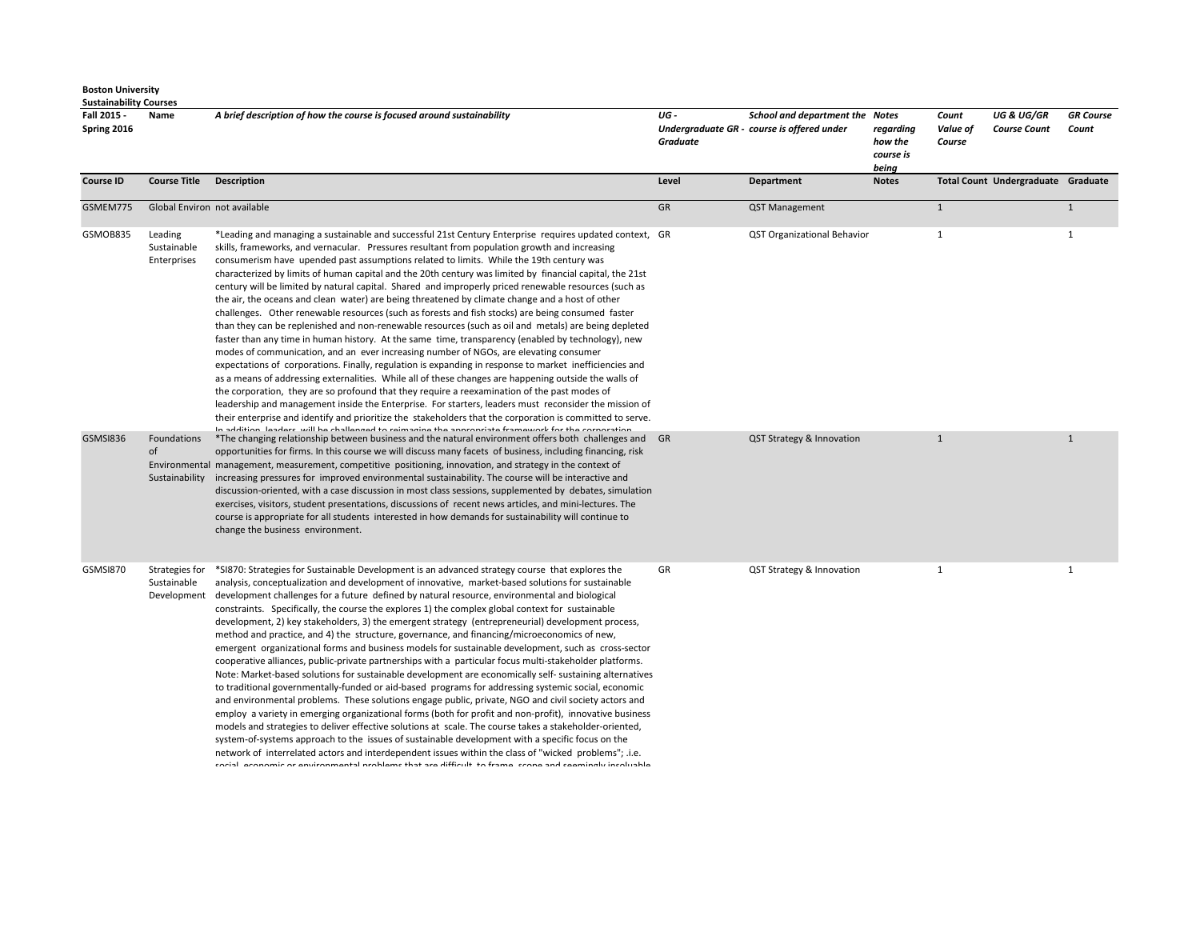**Boston University**
**Sustainability Courses**

| Fall 2015 - Spring 2016 | Name | *A brief description of how the course is focused around sustainability* | *UG - Undergraduate GR - Graduate* | *School and department the course is offered under* | *Notes regarding how the course is being* | *Count Value of Course* | *UG & UG/GR Course Count* | *GR Course Count* |
|---|---|---|---|---|---|---|---|---|
| **Course ID** | **Course Title** | **Description** | **Level** | **Department** | **Notes** | **Total Count** | **Undergraduate** | **Graduate** |
| GSMEM775 | Global Environ | not available | GR | QST Management | | 1 | | 1 |
| GSMOB835 | Leading Sustainable Enterprises | *Leading and managing a sustainable and successful 21st Century Enterprise requires updated context, skills, frameworks, and vernacular. Pressures resultant from population growth and increasing consumerism have upended past assumptions related to limits. While the 19th century was characterized by limits of human capital and the 20th century was limited by financial capital, the 21st century will be limited by natural capital. Shared and improperly priced renewable resources (such as the air, the oceans and clean water) are being threatened by climate change and a host of other challenges. Other renewable resources (such as forests and fish stocks) are being consumed faster than they can be replenished and non-renewable resources (such as oil and metals) are being depleted faster than any time in human history. At the same time, transparency (enabled by technology), new modes of communication, and an ever increasing number of NGOs, are elevating consumer expectations of corporations. Finally, regulation is expanding in response to market inefficiencies and as a means of addressing externalities. While all of these changes are happening outside the walls of the corporation, they are so profound that they require a reexamination of the past modes of leadership and management inside the Enterprise. For starters, leaders must reconsider the mission of their enterprise and identify and prioritize the stakeholders that the corporation is committed to serve. In addition, leaders will be challenged to reimagine the appropriate framework for the corporation | GR | QST Organizational Behavior | | 1 | | 1 |
| GSMSI836 | Foundations of Environmental Sustainability | *The changing relationship between business and the natural environment offers both challenges and opportunities for firms. In this course we will discuss many facets of business, including financing, risk management, measurement, competitive positioning, innovation, and strategy in the context of increasing pressures for improved environmental sustainability. The course will be interactive and discussion-oriented, with a case discussion in most class sessions, supplemented by debates, simulation exercises, visitors, student presentations, discussions of recent news articles, and mini-lectures. The course is appropriate for all students interested in how demands for sustainability will continue to change the business environment. | GR | QST Strategy & Innovation | | 1 | | 1 |
| GSMSI870 | Strategies for Sustainable Development | *SI870: Strategies for Sustainable Development is an advanced strategy course that explores the analysis, conceptualization and development of innovative, market-based solutions for sustainable development challenges for a future defined by natural resource, environmental and biological constraints. Specifically, the course the explores 1) the complex global context for sustainable development, 2) key stakeholders, 3) the emergent strategy (entrepreneurial) development process, method and practice, and 4) the structure, governance, and financing/microeconomics of new, emergent organizational forms and business models for sustainable development, such as cross-sector cooperative alliances, public-private partnerships with a particular focus multi-stakeholder platforms. Note: Market-based solutions for sustainable development are economically self- sustaining alternatives to traditional governmentally-funded or aid-based programs for addressing systemic social, economic and environmental problems. These solutions engage public, private, NGO and civil society actors and employ a variety in emerging organizational forms (both for profit and non-profit), innovative business models and strategies to deliver effective solutions at scale. The course takes a stakeholder-oriented, system-of-systems approach to the issues of sustainable development with a specific focus on the network of interrelated actors and interdependent issues within the class of "wicked problems"; .i.e. social, economic or environmental problems that are difficult to frame, scope and seemingly insoluable | GR | QST Strategy & Innovation | | 1 | | 1 |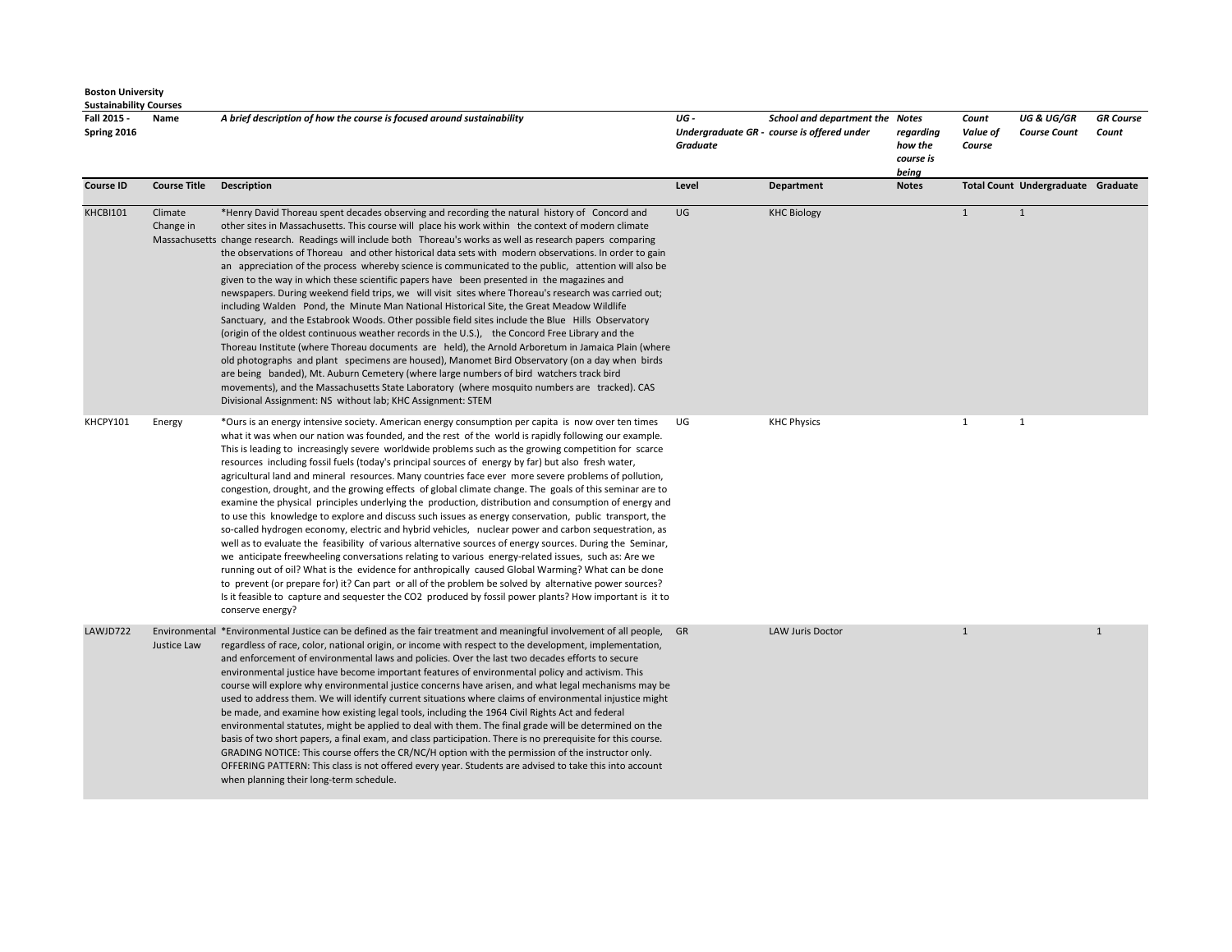**Boston University**
**Sustainability Courses**

| Fall 2015 - Spring 2016 | Name | *A brief description of how the course is focused around sustainability* | *UG - Undergraduate GR - Graduate* | *School and department the course is offered under* | *Notes regarding how the course is being* | *Count Value of Course* | *UG & UG/GR Course Count* | *GR Course Count* |
|---|---|---|---|---|---|---|---|---|
| **Course ID** | **Course Title** | **Description** | **Level** | **Department** | **Notes** | **Total Count** | **Undergraduate** | **Graduate** |
| KHCBI101 | Climate Change in Massachusetts | *Henry David Thoreau spent decades observing and recording the natural history of Concord and other sites in Massachusetts. This course will place his work within the context of modern climate change research. Readings will include both Thoreau's works as well as research papers comparing the observations of Thoreau and other historical data sets with modern observations. In order to gain an appreciation of the process whereby science is communicated to the public, attention will also be given to the way in which these scientific papers have been presented in the magazines and newspapers. During weekend field trips, we will visit sites where Thoreau's research was carried out; including Walden Pond, the Minute Man National Historical Site, the Great Meadow Wildlife Sanctuary, and the Estabrook Woods. Other possible field sites include the Blue Hills Observatory (origin of the oldest continuous weather records in the U.S.), the Concord Free Library and the Thoreau Institute (where Thoreau documents are held), the Arnold Arboretum in Jamaica Plain (where old photographs and plant specimens are housed), Manomet Bird Observatory (on a day when birds are being banded), Mt. Auburn Cemetery (where large numbers of bird watchers track bird movements), and the Massachusetts State Laboratory (where mosquito numbers are tracked). CAS Divisional Assignment: NS without lab; KHC Assignment: STEM | UG | KHC Biology | | 1 | 1 | |
| KHCPY101 | Energy | *Ours is an energy intensive society. American energy consumption per capita is now over ten times what it was when our nation was founded, and the rest of the world is rapidly following our example. This is leading to increasingly severe worldwide problems such as the growing competition for scarce resources including fossil fuels (today's principal sources of energy by far) but also fresh water, agricultural land and mineral resources. Many countries face ever more severe problems of pollution, congestion, drought, and the growing effects of global climate change. The goals of this seminar are to examine the physical principles underlying the production, distribution and consumption of energy and to use this knowledge to explore and discuss such issues as energy conservation, public transport, the so-called hydrogen economy, electric and hybrid vehicles, nuclear power and carbon sequestration, as well as to evaluate the feasibility of various alternative sources of energy sources. During the Seminar, we anticipate freewheeling conversations relating to various energy-related issues, such as: Are we running out of oil? What is the evidence for anthropically caused Global Warming? What can be done to prevent (or prepare for) it? Can part or all of the problem be solved by alternative power sources? Is it feasible to capture and sequester the $CO_2$ produced by fossil power plants? How important is it to conserve energy? | UG | KHC Physics | | 1 | 1 | |
| LAWJD722 | Environmental Justice Law | *Environmental Justice can be defined as the fair treatment and meaningful involvement of all people, regardless of race, color, national origin, or income with respect to the development, implementation, and enforcement of environmental laws and policies. Over the last two decades efforts to secure environmental justice have become important features of environmental policy and activism. This course will explore why environmental justice concerns have arisen, and what legal mechanisms may be used to address them. We will identify current situations where claims of environmental injustice might be made, and examine how existing legal tools, including the 1964 Civil Rights Act and federal environmental statutes, might be applied to deal with them. The final grade will be determined on the basis of two short papers, a final exam, and class participation. There is no prerequisite for this course. GRADING NOTICE: This course offers the CR/NC/H option with the permission of the instructor only. OFFERING PATTERN: This class is not offered every year. Students are advised to take this into account when planning their long-term schedule. | GR | LAW Juris Doctor | | 1 | | 1 |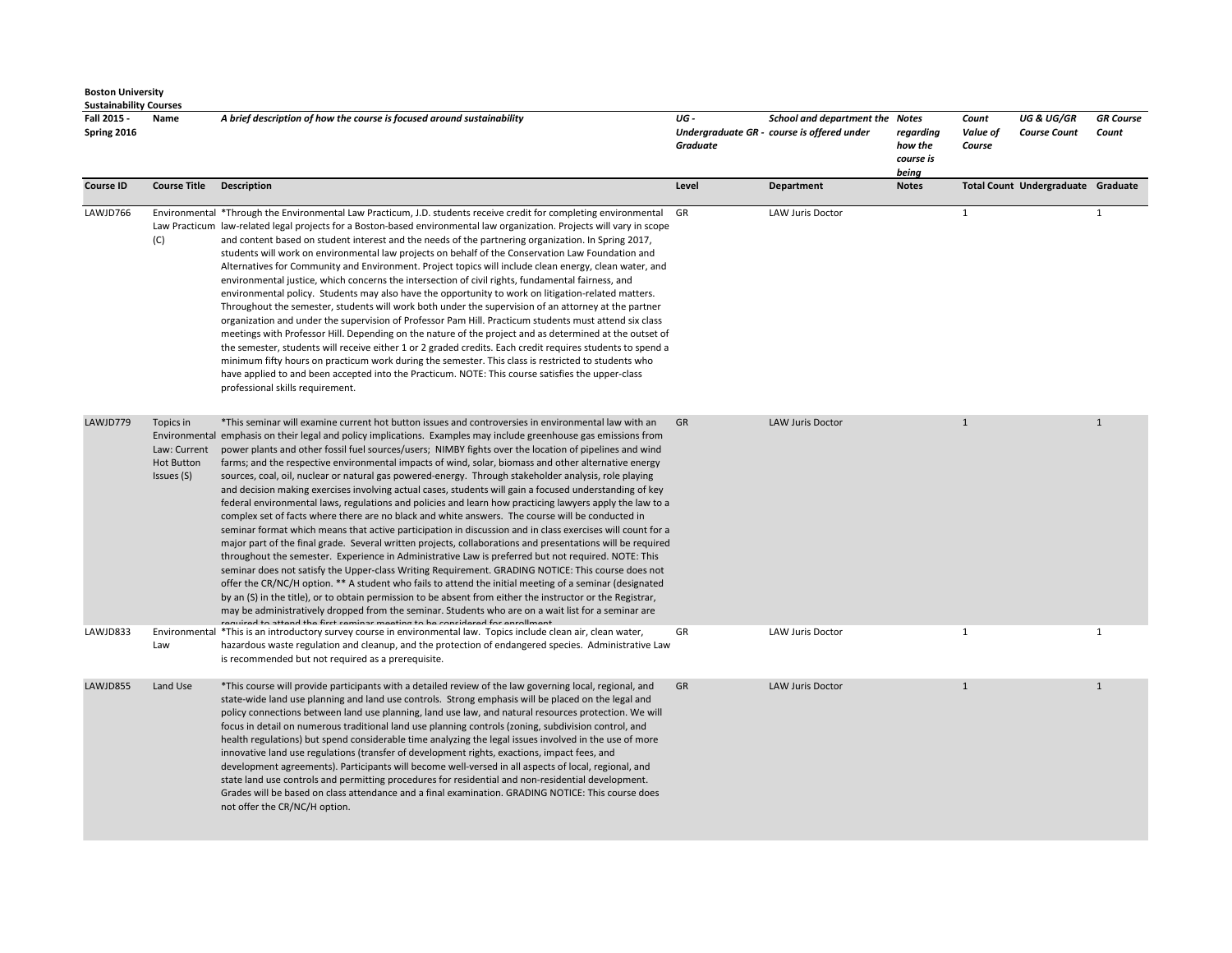**Boston University**
**Sustainability Courses**

| Fall 2015 - Spring 2016 | Name | A brief description of how the course is focused around sustainability | UG - Undergraduate GR - Graduate | School and department the course is offered under | Notes regarding how the course is being | Count Value of Course | UG & UG/GR Course Count | GR Course Count |
|---|---|---|---|---|---|---|---|---|
| **Course ID** | **Course Title** | **Description** | **Level** | **Department** | **Notes** | **Total Count** | **Undergraduate** | **Graduate** |
| LAWJD766 | Environmental Law Practicum (C) | *Through the Environmental Law Practicum, J.D. students receive credit for completing environmental law-related legal projects for a Boston-based environmental law organization. Projects will vary in scope and content based on student interest and the needs of the partnering organization. In Spring 2017, students will work on environmental law projects on behalf of the Conservation Law Foundation and Alternatives for Community and Environment. Project topics will include clean energy, clean water, and environmental justice, which concerns the intersection of civil rights, fundamental fairness, and environmental policy. Students may also have the opportunity to work on litigation-related matters. Throughout the semester, students will work both under the supervision of an attorney at the partner organization and under the supervision of Professor Pam Hill. Practicum students must attend six class meetings with Professor Hill. Depending on the nature of the project and as determined at the outset of the semester, students will receive either 1 or 2 graded credits. Each credit requires students to spend a minimum fifty hours on practicum work during the semester. This class is restricted to students who have applied to and been accepted into the Practicum. NOTE: This course satisfies the upper-class professional skills requirement. | GR | LAW Juris Doctor | | 1 | | 1 |
| LAWJD779 | Topics in Environmental Law: Current Hot Button Issues (S) | *This seminar will examine current hot button issues and controversies in environmental law with an emphasis on their legal and policy implications. Examples may include greenhouse gas emissions from power plants and other fossil fuel sources/users; NIMBY fights over the location of pipelines and wind farms; and the respective environmental impacts of wind, solar, biomass and other alternative energy sources, coal, oil, nuclear or natural gas powered-energy. Through stakeholder analysis, role playing and decision making exercises involving actual cases, students will gain a focused understanding of key federal environmental laws, regulations and policies and learn how practicing lawyers apply the law to a complex set of facts where there are no black and white answers. The course will be conducted in seminar format which means that active participation in discussion and in class exercises will count for a major part of the final grade. Several written projects, collaborations and presentations will be required throughout the semester. Experience in Administrative Law is preferred but not required. NOTE: This seminar does not satisfy the Upper-class Writing Requirement. GRADING NOTICE: This course does not offer the CR/NC/H option. ** A student who fails to attend the initial meeting of a seminar (designated by an (S) in the title), or to obtain permission to be absent from either the instructor or the Registrar, may be administratively dropped from the seminar. Students who are on a wait list for a seminar are required to attend the first seminar meeting to be considered for enrollment | GR | LAW Juris Doctor | | 1 | | 1 |
| LAWJD833 | Environmental Law | *This is an introductory survey course in environmental law. Topics include clean air, clean water, hazardous waste regulation and cleanup, and the protection of endangered species. Administrative Law is recommended but not required as a prerequisite. | GR | LAW Juris Doctor | | 1 | | 1 |
| LAWJD855 | Land Use | *This course will provide participants with a detailed review of the law governing local, regional, and state-wide land use planning and land use controls. Strong emphasis will be placed on the legal and policy connections between land use planning, land use law, and natural resources protection. We will focus in detail on numerous traditional land use planning controls (zoning, subdivision control, and health regulations) but spend considerable time analyzing the legal issues involved in the use of more innovative land use regulations (transfer of development rights, exactions, impact fees, and development agreements). Participants will become well-versed in all aspects of local, regional, and state land use controls and permitting procedures for residential and non-residential development. Grades will be based on class attendance and a final examination. GRADING NOTICE: This course does not offer the CR/NC/H option. | GR | LAW Juris Doctor | | 1 | | 1 |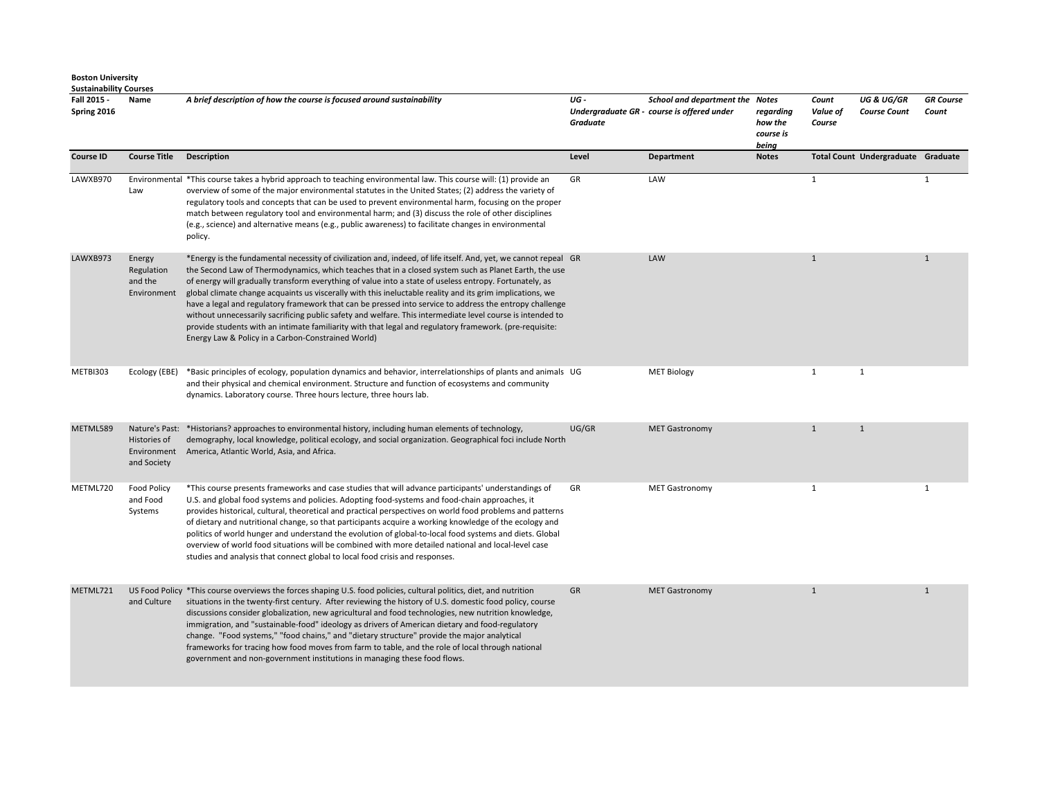**Boston University**
**Sustainability Courses**

| Fall 2015 - Spring 2016 | Name | A brief description of how the course is focused around sustainability | UG - Undergraduate GR - Graduate | School and department the course is offered under | Notes regarding how the course is being | Count Value of Course | UG & UG/GR Course Count | GR Course Count |
|---|---|---|---|---|---|---|---|---|
| **Course ID** | **Course Title** | **Description** | **Level** | **Department** | **Notes** | **Total Count** | **Undergraduate** | **Graduate** |
| LAWXB970 | Environmental Law | *This course takes a hybrid approach to teaching environmental law. This course will: (1) provide an overview of some of the major environmental statutes in the United States; (2) address the variety of regulatory tools and concepts that can be used to prevent environmental harm, focusing on the proper match between regulatory tool and environmental harm; and (3) discuss the role of other disciplines (e.g., science) and alternative means (e.g., public awareness) to facilitate changes in environmental policy. | GR | LAW | | 1 | | 1 |
| LAWXB973 | Energy Regulation and the Environment | *Energy is the fundamental necessity of civilization and, indeed, of life itself. And, yet, we cannot repeal the Second Law of Thermodynamics, which teaches that in a closed system such as Planet Earth, the use of energy will gradually transform everything of value into a state of useless entropy. Fortunately, as global climate change acquaints us viscerally with this ineluctable reality and its grim implications, we have a legal and regulatory framework that can be pressed into service to address the entropy challenge without unnecessarily sacrificing public safety and welfare. This intermediate level course is intended to provide students with an intimate familiarity with that legal and regulatory framework. (pre-requisite: Energy Law & Policy in a Carbon-Constrained World) | GR | LAW | | 1 | | 1 |
| METBI303 | Ecology (EBE) | *Basic principles of ecology, population dynamics and behavior, interrelationships of plants and animals and their physical and chemical environment. Structure and function of ecosystems and community dynamics. Laboratory course. Three hours lecture, three hours lab. | UG | MET Biology | | 1 | 1 | |
| METML589 | Nature's Past: Histories of Environment and Society | *Historians? approaches to environmental history, including human elements of technology, demography, local knowledge, political ecology, and social organization. Geographical foci include North America, Atlantic World, Asia, and Africa. | UG/GR | MET Gastronomy | | 1 | 1 | |
| METML720 | Food Policy and Food Systems | *This course presents frameworks and case studies that will advance participants' understandings of U.S. and global food systems and policies. Adopting food-systems and food-chain approaches, it provides historical, cultural, theoretical and practical perspectives on world food problems and patterns of dietary and nutritional change, so that participants acquire a working knowledge of the ecology and politics of world hunger and understand the evolution of global-to-local food systems and diets. Global overview of world food situations will be combined with more detailed national and local-level case studies and analysis that connect global to local food crisis and responses. | GR | MET Gastronomy | | 1 | | 1 |
| METML721 | US Food Policy and Culture | *This course overviews the forces shaping U.S. food policies, cultural politics, diet, and nutrition situations in the twenty-first century. After reviewing the history of U.S. domestic food policy, course discussions consider globalization, new agricultural and food technologies, new nutrition knowledge, immigration, and "sustainable-food" ideology as drivers of American dietary and food-regulatory change. "Food systems," "food chains," and "dietary structure" provide the major analytical frameworks for tracing how food moves from farm to table, and the role of local through national government and non-government institutions in managing these food flows. | GR | MET Gastronomy | | 1 | | 1 |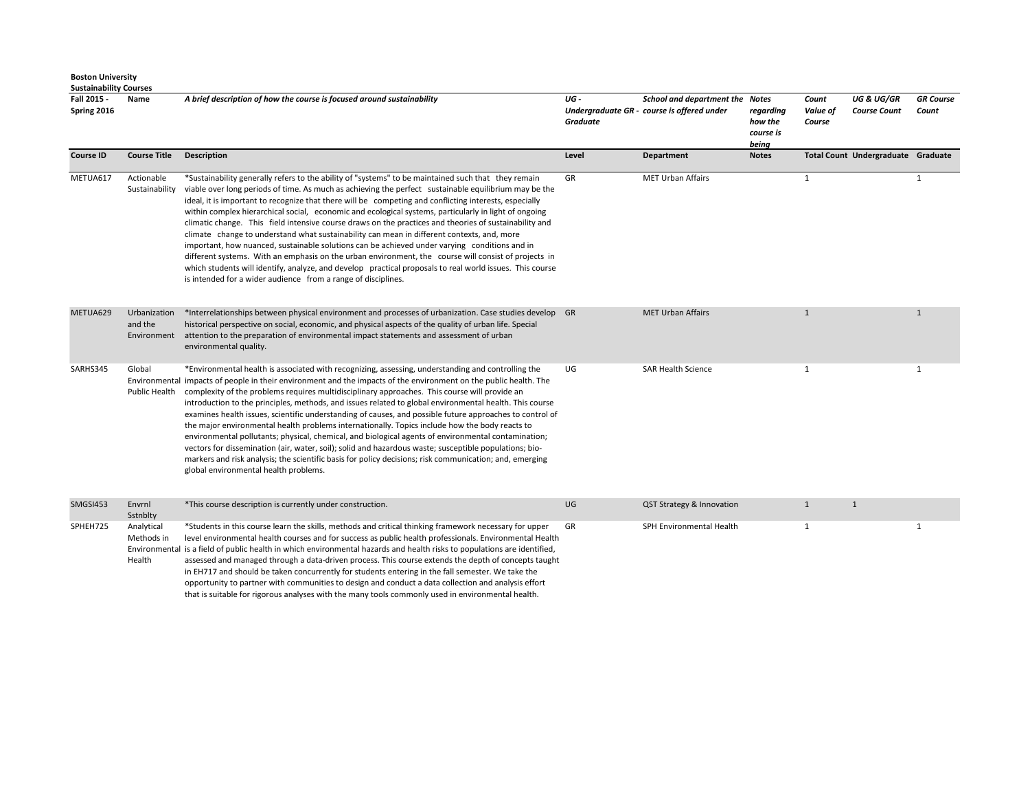**Boston University**
**Sustainability Courses**

| *Fall 2015 - Spring 2016* | *Name* | *A brief description of how the course is focused around sustainability* | *UG - Undergraduate GR - Graduate* | *School and department the course is offered under* | *Notes regarding how the course is being* | *Count Value of Course* | *UG & UG/GR Course Count* | *GR Course Count* |
|---|---|---|---|---|---|---|---|---|
| **Course ID** | **Course Title** | **Description** | **Level** | **Department** | **Notes** | **Total Count** | **Undergraduate** | **Graduate** |
| METUA617 | Actionable Sustainability | *Sustainability generally refers to the ability of "systems" to be maintained such that they remain viable over long periods of time. As much as achieving the perfect sustainable equilibrium may be the ideal, it is important to recognize that there will be competing and conflicting interests, especially within complex hierarchical social, economic and ecological systems, particularly in light of ongoing climatic change. This field intensive course draws on the practices and theories of sustainability and climate change to understand what sustainability can mean in different contexts, and, more important, how nuanced, sustainable solutions can be achieved under varying conditions and in different systems. With an emphasis on the urban environment, the course will consist of projects in which students will identify, analyze, and develop practical proposals to real world issues. This course is intended for a wider audience from a range of disciplines. | GR | MET Urban Affairs | | 1 | | 1 |
| METUA629 | Urbanization and the Environment | *Interrelationships between physical environment and processes of urbanization. Case studies develop historical perspective on social, economic, and physical aspects of the quality of urban life. Special attention to the preparation of environmental impact statements and assessment of urban environmental quality. | GR | MET Urban Affairs | | 1 | | 1 |
| SARHS345 | Global Environmental Public Health | *Environmental health is associated with recognizing, assessing, understanding and controlling the impacts of people in their environment and the impacts of the environment on the public health. The complexity of the problems requires multidisciplinary approaches. This course will provide an introduction to the principles, methods, and issues related to global environmental health. This course examines health issues, scientific understanding of causes, and possible future approaches to control of the major environmental health problems internationally. Topics include how the body reacts to environmental pollutants; physical, chemical, and biological agents of environmental contamination; vectors for dissemination (air, water, soil); solid and hazardous waste; susceptible populations; bio-markers and risk analysis; the scientific basis for policy decisions; risk communication; and, emerging global environmental health problems. | UG | SAR Health Science | | 1 | | 1 |
| SMGSI453 | Envrnl Sstnblty | *This course description is currently under construction. | UG | QST Strategy & Innovation | | 1 | 1 | |
| SPHEH725 | Analytical Methods in Environmental Health | *Students in this course learn the skills, methods and critical thinking framework necessary for upper level environmental health courses and for success as public health professionals. Environmental Health is a field of public health in which environmental hazards and health risks to populations are identified, assessed and managed through a data-driven process. This course extends the depth of concepts taught in EH717 and should be taken concurrently for students entering in the fall semester. We take the opportunity to partner with communities to design and conduct a data collection and analysis effort that is suitable for rigorous analyses with the many tools commonly used in environmental health. | GR | SPH Environmental Health | | 1 | | 1 |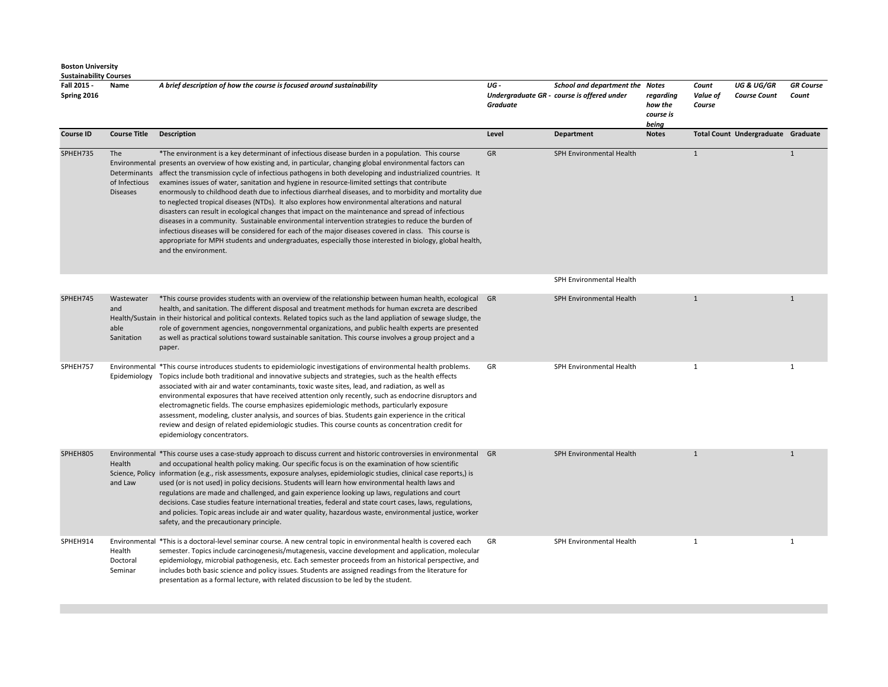**Boston University**
**Sustainability Courses**

| Fall 2015 - Spring 2016 | Name | A brief description of how the course is focused around sustainability | UG - Undergraduate GR - Graduate | School and department the course is offered under | Notes regarding how the course is being | Count Value of Course | UG & UG/GR Course Count | GR Course Count |
|---|---|---|---|---|---|---|---|---|
| **Course ID** | **Course Title** | **Description** | **Level** | **Department** | **Notes** | **Total Count** | **Undergraduate** | **Graduate** |
| SPHEH735 | The Environmental Determinants of Infectious Diseases | *The environment is a key determinant of infectious disease burden in a population. This course presents an overview of how existing and, in particular, changing global environmental factors can affect the transmission cycle of infectious pathogens in both developing and industrialized countries. It examines issues of water, sanitation and hygiene in resource-limited settings that contribute enormously to childhood death due to infectious diarrheal diseases, and to morbidity and mortality due to neglected tropical diseases (NTDs). It also explores how environmental alterations and natural disasters can result in ecological changes that impact on the maintenance and spread of infectious diseases in a community. Sustainable environmental intervention strategies to reduce the burden of infectious diseases will be considered for each of the major diseases covered in class. This course is appropriate for MPH students and undergraduates, especially those interested in biology, global health, and the environment. | GR | SPH Environmental Health | | 1 | | 1 |
| | | | | SPH Environmental Health | | | | |
| SPHEH745 | Wastewater and Health/Sustainable Sanitation | *This course provides students with an overview of the relationship between human health, ecological health, and sanitation. The different disposal and treatment methods for human excreta are described in their historical and political contexts. Related topics such as the land appliation of sewage sludge, the role of government agencies, nongovernmental organizations, and public health experts are presented as well as practical solutions toward sustainable sanitation. This course involves a group project and a paper. | GR | SPH Environmental Health | | 1 | | 1 |
| SPHEH757 | Environmental Epidemiology | *This course introduces students to epidemiologic investigations of environmental health problems. Topics include both traditional and innovative subjects and strategies, such as the health effects associated with air and water contaminants, toxic waste sites, lead, and radiation, as well as environmental exposures that have received attention only recently, such as endocrine disruptors and electromagnetic fields. The course emphasizes epidemiologic methods, particularly exposure assessment, modeling, cluster analysis, and sources of bias. Students gain experience in the critical review and design of related epidemiologic studies. This course counts as concentration credit for epidemiology concentrators. | GR | SPH Environmental Health | | 1 | | 1 |
| SPHEH805 | Environmental Health Science, Policy and Law | *This course uses a case-study approach to discuss current and historic controversies in environmental and occupational health policy making. Our specific focus is on the examination of how scientific information (e.g., risk assessments, exposure analyses, epidemiologic studies, clinical case reports,) is used (or is not used) in policy decisions. Students will learn how environmental health laws and regulations are made and challenged, and gain experience looking up laws, regulations and court decisions. Case studies feature international treaties, federal and state court cases, laws, regulations, and policies. Topic areas include air and water quality, hazardous waste, environmental justice, worker safety, and the precautionary principle. | GR | SPH Environmental Health | | 1 | | 1 |
| SPHEH914 | Environmental Health Doctoral Seminar | *This is a doctoral-level seminar course. A new central topic in environmental health is covered each semester. Topics include carcinogenesis/mutagenesis, vaccine development and application, molecular epidemiology, microbial pathogenesis, etc. Each semester proceeds from an historical perspective, and includes both basic science and policy issues. Students are assigned readings from the literature for presentation as a formal lecture, with related discussion to be led by the student. | GR | SPH Environmental Health | | 1 | | 1 |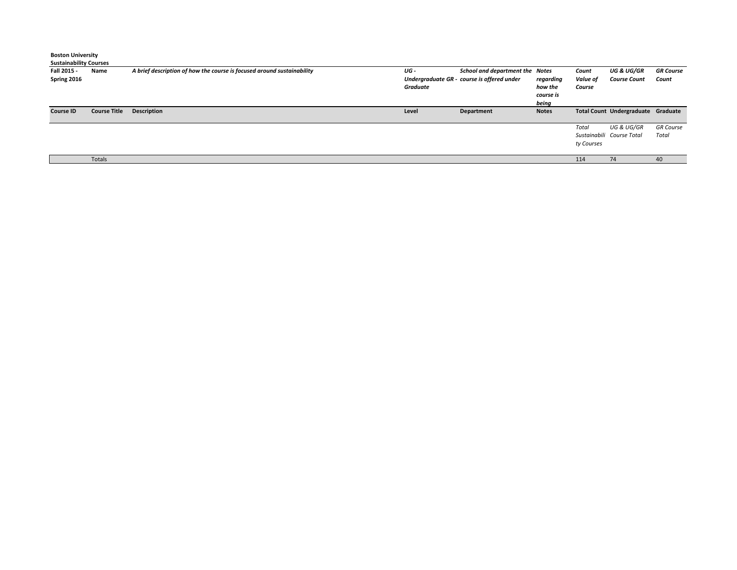**Boston University**
**Sustainability Courses**

| Fall 2015 - Spring 2016 | Name | A brief description of how the course is focused around sustainability | UG - Undergraduate GR - Graduate | School and department the course is offered under | Notes regarding how the course is being | Count Value of Course | UG & UG/GR Course Count | GR Course Count |
|---|---|---|---|---|---|---|---|---|
| **Course ID** | **Course Title** | **Description** | **Level** | **Department** | **Notes** | **Total Count** | **Undergraduate** | **Graduate** |
| | | | | | | *Total Sustainability Courses* | *UG & UG/GR Course Total* | *GR Course Total* |
| | Totals | | | | | 114 | 74 | 40 |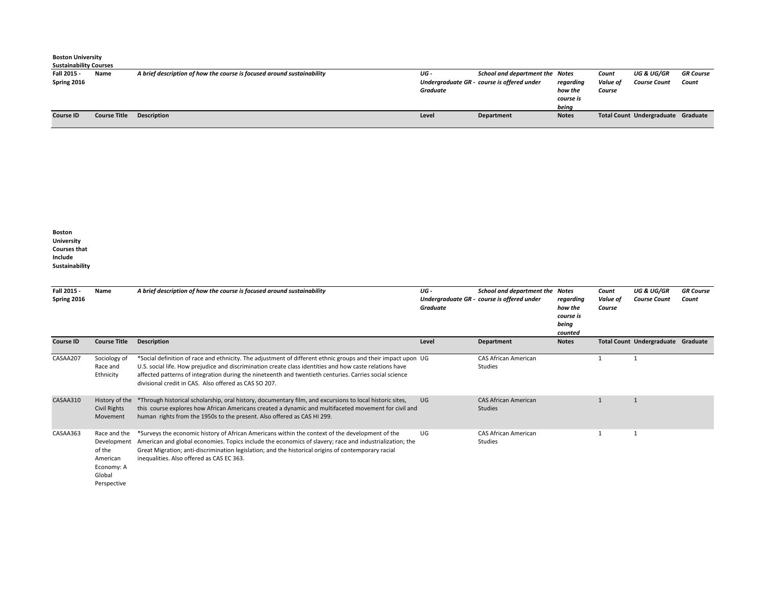**Boston University**
**Sustainability Courses**

| Fall 2015 - Spring 2016 | Name | A brief description of how the course is focused around sustainability | UG - Undergraduate GR - Graduate | School and department the course is offered under | Notes regarding how the course is being | Count Value of Course | UG & UG/GR Course Count | GR Course Count |
|---|---|---|---|---|---|---|---|---|
| **Course ID** | **Course Title** | **Description** | **Level** | **Department** | **Notes** | **Total Count** | **Undergraduate** | **Graduate** |

**Boston University Courses that Include Sustainability**

| Fall 2015 - Spring 2016 | Name | A brief description of how the course is focused around sustainability | UG - Undergraduate GR - Graduate | School and department the course is offered under | Notes regarding how the course is being counted | Count Value of Course | UG & UG/GR Course Count | GR Course Count |
|---|---|---|---|---|---|---|---|---|
| **Course ID** | **Course Title** | **Description** | **Level** | **Department** | **Notes** | **Total Count** | **Undergraduate** | **Graduate** |
| CASAA207 | Sociology of Race and Ethnicity | *Social definition of race and ethnicity. The adjustment of different ethnic groups and their impact upon U.S. social life. How prejudice and discrimination create class identities and how caste relations have affected patterns of integration during the nineteenth and twentieth centuries. Carries social science divisional credit in CAS. Also offered as CAS SO 207. | UG | CAS African American Studies | | 1 | 1 | |
| CASAA310 | History of the Civil Rights Movement | *Through historical scholarship, oral history, documentary film, and excursions to local historic sites, this course explores how African Americans created a dynamic and multifaceted movement for civil and human rights from the 1950s to the present. Also offered as CAS HI 299. | UG | CAS African American Studies | | 1 | 1 | |
| CASAA363 | Race and the Development of the American Economy: A Global Perspective | *Surveys the economic history of African Americans within the context of the development of the American and global economies. Topics include the economics of slavery; race and industrialization; the Great Migration; anti-discrimination legislation; and the historical origins of contemporary racial inequalities. Also offered as CAS EC 363. | UG | CAS African American Studies | | 1 | 1 | |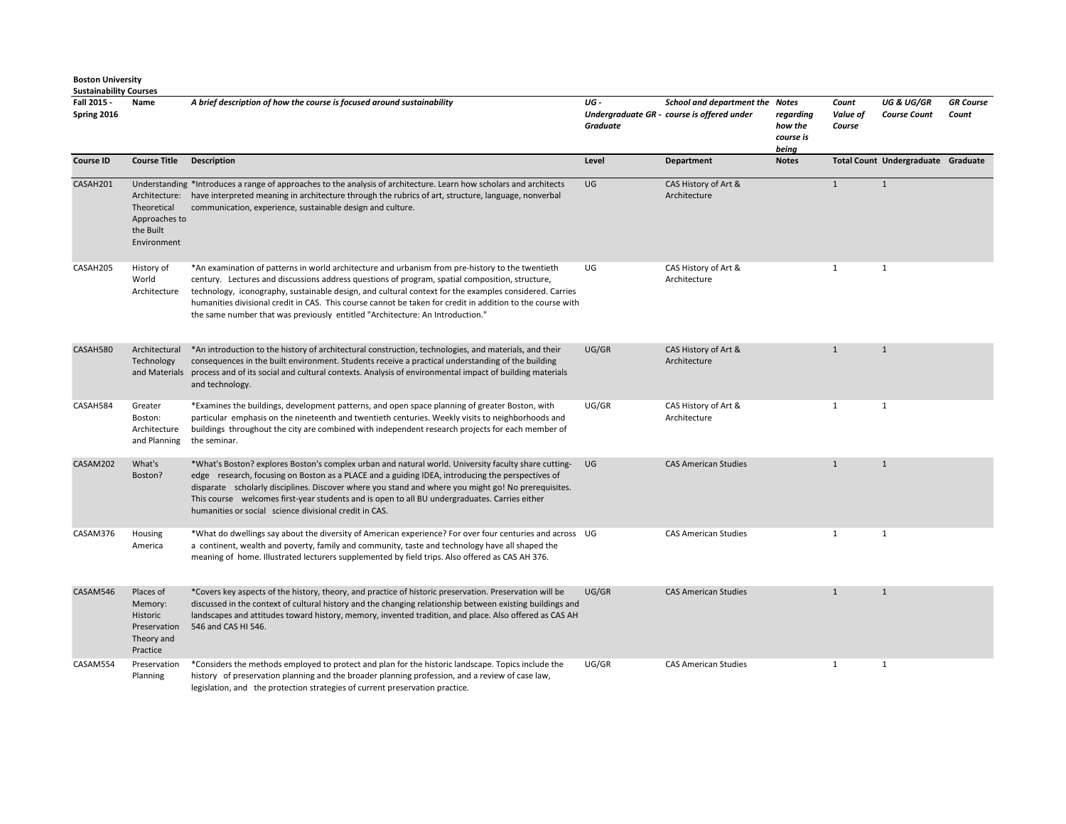**Boston University**
**Sustainability Courses**

| Fall 2015 - Spring 2016 | Name | *A brief description of how the course is focused around sustainability* | *UG - Undergraduate GR - Graduate* | *School and department the course is offered under* | *Notes regarding how the course is being* | *Count Value of Course* | *UG & UG/GR Course Count* | *GR Course Count* |
|---|---|---|---|---|---|---|---|---|
| **Course ID** | **Course Title** | **Description** | **Level** | **Department** | **Notes** | **Total Count** | **Undergraduate** | **Graduate** |
| CASAH201 | Understanding Architecture: Theoretical Approaches to the Built Environment | *Introduces a range of approaches to the analysis of architecture. Learn how scholars and architects have interpreted meaning in architecture through the rubrics of art, structure, language, nonverbal communication, experience, sustainable design and culture. | UG | CAS History of Art & Architecture | | 1 | 1 | |
| CASAH205 | History of World Architecture | *An examination of patterns in world architecture and urbanism from pre-history to the twentieth century. Lectures and discussions address questions of program, spatial composition, structure, technology, iconography, sustainable design, and cultural context for the examples considered. Carries humanities divisional credit in CAS. This course cannot be taken for credit in addition to the course with the same number that was previously entitled "Architecture: An Introduction." | UG | CAS History of Art & Architecture | | 1 | 1 | |
| CASAH580 | Architectural Technology and Materials | *An introduction to the history of architectural construction, technologies, and materials, and their consequences in the built environment. Students receive a practical understanding of the building process and of its social and cultural contexts. Analysis of environmental impact of building materials and technology. | UG/GR | CAS History of Art & Architecture | | 1 | 1 | |
| CASAH584 | Greater Boston: Architecture and Planning | *Examines the buildings, development patterns, and open space planning of greater Boston, with particular emphasis on the nineteenth and twentieth centuries. Weekly visits to neighborhoods and buildings throughout the city are combined with independent research projects for each member of the seminar. | UG/GR | CAS History of Art & Architecture | | 1 | 1 | |
| CASAM202 | What's Boston? | *What's Boston? explores Boston's complex urban and natural world. University faculty share cutting-edge research, focusing on Boston as a PLACE and a guiding IDEA, introducing the perspectives of disparate scholarly disciplines. Discover where you stand and where you might go! No prerequisites. This course welcomes first-year students and is open to all BU undergraduates. Carries either humanities or social science divisional credit in CAS. | UG | CAS American Studies | | 1 | 1 | |
| CASAM376 | Housing America | *What do dwellings say about the diversity of American experience? For over four centuries and across a continent, wealth and poverty, family and community, taste and technology have all shaped the meaning of home. Illustrated lecturers supplemented by field trips. Also offered as CAS AH 376. | UG | CAS American Studies | | 1 | 1 | |
| CASAM546 | Places of Memory: Historic Preservation Theory and Practice | *Covers key aspects of the history, theory, and practice of historic preservation. Preservation will be discussed in the context of cultural history and the changing relationship between existing buildings and landscapes and attitudes toward history, memory, invented tradition, and place. Also offered as CAS AH 546 and CAS HI 546. | UG/GR | CAS American Studies | | 1 | 1 | |
| CASAM554 | Preservation Planning | *Considers the methods employed to protect and plan for the historic landscape. Topics include the history of preservation planning and the broader planning profession, and a review of case law, legislation, and the protection strategies of current preservation practice. | UG/GR | CAS American Studies | | 1 | 1 | |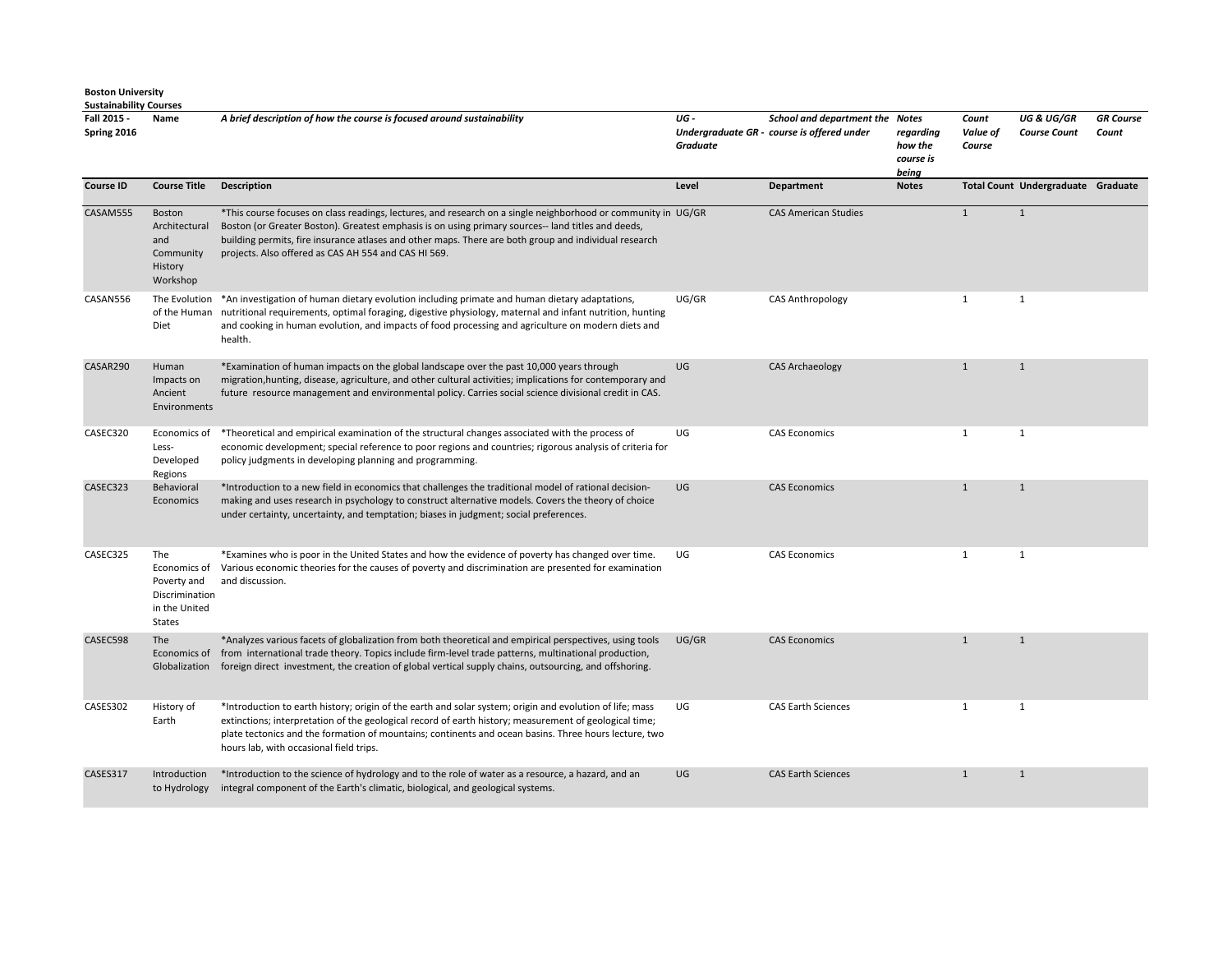**Boston University**
**Sustainability Courses**

| **Fall 2015 - Spring 2016** | **Name** | ***A brief description of how the course is focused around sustainability*** | ***UG - Undergraduate GR - Graduate*** | ***School and department the course is offered under*** | ***Notes regarding how the course is being*** | ***Count Value of Course*** | ***UG & UG/GR Course Count*** | ***GR Course Count*** |
|---|---|---|---|---|---|---|---|---|
| **Course ID** | **Course Title** | **Description** | **Level** | **Department** | **Notes** | **Total Count** | **Undergraduate** | **Graduate** |
| CASAM555 | Boston Architectural and Community History Workshop | *This course focuses on class readings, lectures, and research on a single neighborhood or community in Boston (or Greater Boston). Greatest emphasis is on using primary sources-- land titles and deeds, building permits, fire insurance atlases and other maps. There are both group and individual research projects. Also offered as CAS AH 554 and CAS HI 569. | UG/GR | CAS American Studies | | 1 | 1 | |
| CASAN556 | The Evolution of the Human Diet | *An investigation of human dietary evolution including primate and human dietary adaptations, nutritional requirements, optimal foraging, digestive physiology, maternal and infant nutrition, hunting and cooking in human evolution, and impacts of food processing and agriculture on modern diets and health. | UG/GR | CAS Anthropology | | 1 | 1 | |
| CASAR290 | Human Impacts on Ancient Environments | *Examination of human impacts on the global landscape over the past 10,000 years through migration,hunting, disease, agriculture, and other cultural activities; implications for contemporary and future resource management and environmental policy. Carries social science divisional credit in CAS. | UG | CAS Archaeology | | 1 | 1 | |
| CASEC320 | Economics of Less-Developed Regions | *Theoretical and empirical examination of the structural changes associated with the process of economic development; special reference to poor regions and countries; rigorous analysis of criteria for policy judgments in developing planning and programming. | UG | CAS Economics | | 1 | 1 | |
| CASEC323 | Behavioral Economics | *Introduction to a new field in economics that challenges the traditional model of rational decision-making and uses research in psychology to construct alternative models. Covers the theory of choice under certainty, uncertainty, and temptation; biases in judgment; social preferences. | UG | CAS Economics | | 1 | 1 | |
| CASEC325 | The Economics of Poverty and Discrimination in the United States | *Examines who is poor in the United States and how the evidence of poverty has changed over time. Various economic theories for the causes of poverty and discrimination are presented for examination and discussion. | UG | CAS Economics | | 1 | 1 | |
| CASEC598 | The Economics of Globalization | *Analyzes various facets of globalization from both theoretical and empirical perspectives, using tools from international trade theory. Topics include firm-level trade patterns, multinational production, foreign direct investment, the creation of global vertical supply chains, outsourcing, and offshoring. | UG/GR | CAS Economics | | 1 | 1 | |
| CASES302 | History of Earth | *Introduction to earth history; origin of the earth and solar system; origin and evolution of life; mass extinctions; interpretation of the geological record of earth history; measurement of geological time; plate tectonics and the formation of mountains; continents and ocean basins. Three hours lecture, two hours lab, with occasional field trips. | UG | CAS Earth Sciences | | 1 | 1 | |
| CASES317 | Introduction to Hydrology | *Introduction to the science of hydrology and to the role of water as a resource, a hazard, and an integral component of the Earth's climatic, biological, and geological systems. | UG | CAS Earth Sciences | | 1 | 1 | |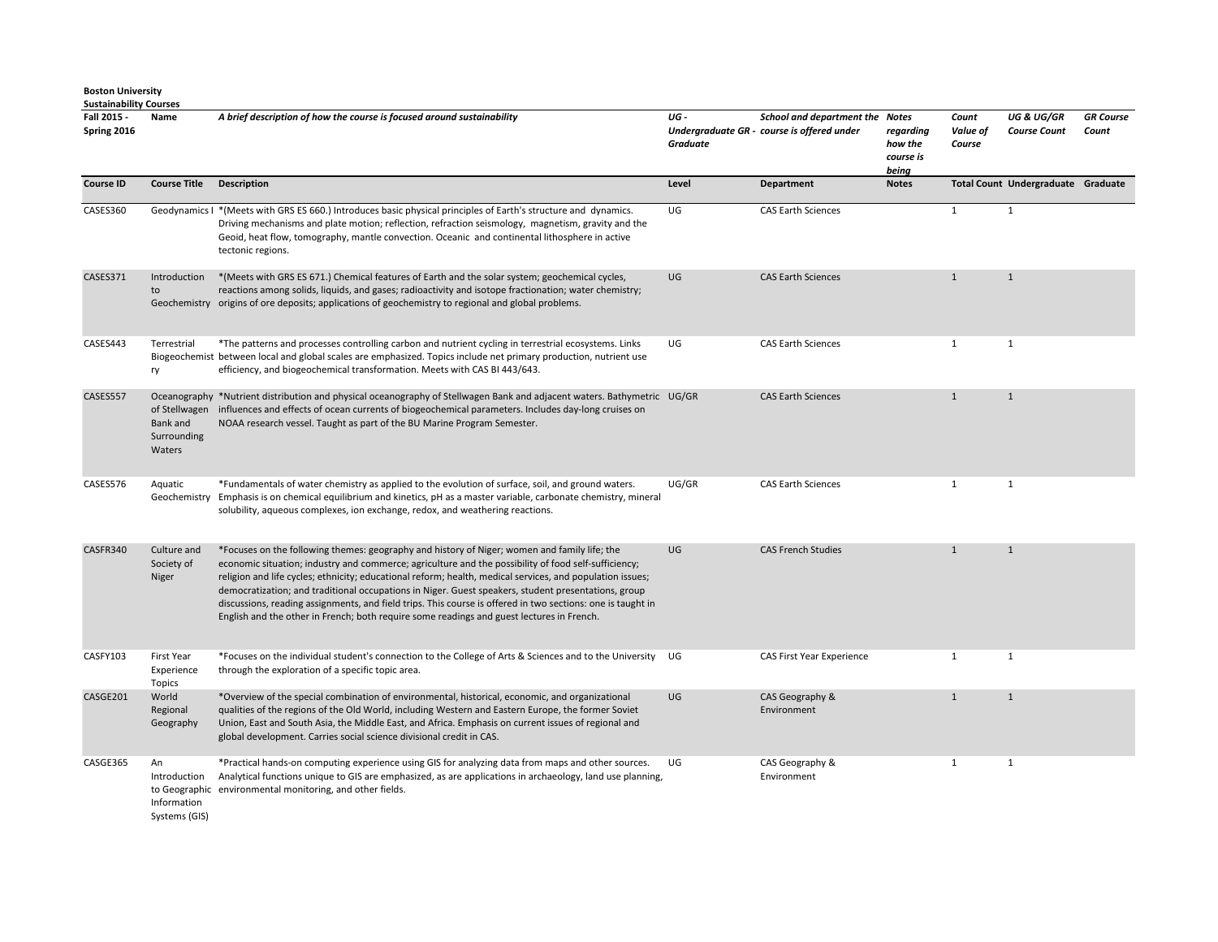**Boston University**
**Sustainability Courses**

| Fall 2015 - Spring 2016 | Name | *A brief description of how the course is focused around sustainability* | *UG - Undergraduate GR - Graduate* | *School and department the course is offered under* | *Notes regarding how the course is being* | *Count Value of Course* | *UG & UG/GR Course Count* | *GR Course Count* |
|---|---|---|---|---|---|---|---|---|
| **Course ID** | **Course Title** | **Description** | **Level** | **Department** | **Notes** | **Total Count** | **Undergraduate** | **Graduate** |
| CASES360 | Geodynamics I | *(Meets with GRS ES 660.) Introduces basic physical principles of Earth's structure and dynamics. Driving mechanisms and plate motion; reflection, refraction seismology, magnetism, gravity and the Geoid, heat flow, tomography, mantle convection. Oceanic and continental lithosphere in active tectonic regions. | UG | CAS Earth Sciences | | 1 | 1 | |
| CASES371 | Introduction to Geochemistry | *(Meets with GRS ES 671.) Chemical features of Earth and the solar system; geochemical cycles, reactions among solids, liquids, and gases; radioactivity and isotope fractionation; water chemistry; origins of ore deposits; applications of geochemistry to regional and global problems. | UG | CAS Earth Sciences | | 1 | 1 | |
| CASES443 | Terrestrial Biogeochemistry | *The patterns and processes controlling carbon and nutrient cycling in terrestrial ecosystems. Links between local and global scales are emphasized. Topics include net primary production, nutrient use efficiency, and biogeochemical transformation. Meets with CAS BI 443/643. | UG | CAS Earth Sciences | | 1 | 1 | |
| CASES557 | Oceanography of Stellwagen Bank and Surrounding Waters | *Nutrient distribution and physical oceanography of Stellwagen Bank and adjacent waters. Bathymetric influences and effects of ocean currents of biogeochemical parameters. Includes day-long cruises on NOAA research vessel. Taught as part of the BU Marine Program Semester. | UG/GR | CAS Earth Sciences | | 1 | 1 | |
| CASES576 | Aquatic Geochemistry | *Fundamentals of water chemistry as applied to the evolution of surface, soil, and ground waters. Emphasis is on chemical equilibrium and kinetics, pH as a master variable, carbonate chemistry, mineral solubility, aqueous complexes, ion exchange, redox, and weathering reactions. | UG/GR | CAS Earth Sciences | | 1 | 1 | |
| CASFR340 | Culture and Society of Niger | *Focuses on the following themes: geography and history of Niger; women and family life; the economic situation; industry and commerce; agriculture and the possibility of food self-sufficiency; religion and life cycles; ethnicity; educational reform; health, medical services, and population issues; democratization; and traditional occupations in Niger. Guest speakers, student presentations, group discussions, reading assignments, and field trips. This course is offered in two sections: one is taught in English and the other in French; both require some readings and guest lectures in French. | UG | CAS French Studies | | 1 | 1 | |
| CASFY103 | First Year Experience Topics | *Focuses on the individual student's connection to the College of Arts & Sciences and to the University through the exploration of a specific topic area. | UG | CAS First Year Experience | | 1 | 1 | |
| CASGE201 | World Regional Geography | *Overview of the special combination of environmental, historical, economic, and organizational qualities of the regions of the Old World, including Western and Eastern Europe, the former Soviet Union, East and South Asia, the Middle East, and Africa. Emphasis on current issues of regional and global development. Carries social science divisional credit in CAS. | UG | CAS Geography & Environment | | 1 | 1 | |
| CASGE365 | An Introduction to Geographic Information Systems (GIS) | *Practical hands-on computing experience using GIS for analyzing data from maps and other sources. Analytical functions unique to GIS are emphasized, as are applications in archaeology, land use planning, environmental monitoring, and other fields. | UG | CAS Geography & Environment | | 1 | 1 | |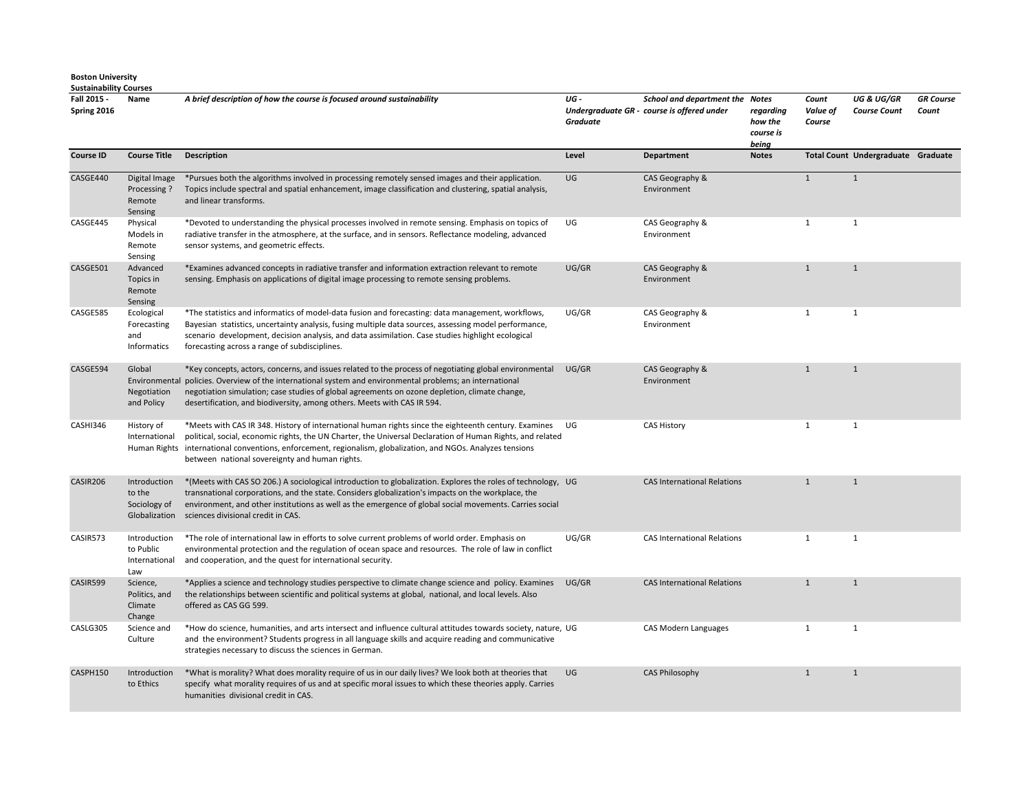**Boston University**
**Sustainability Courses**

| Fall 2015 - Spring 2016 | Name | A brief description of how the course is focused around sustainability | UG - Undergraduate GR - Graduate | School and department the course is offered under | Notes regarding how the course is being | Count Value of Course | UG & UG/GR Course Count | GR Course Count |
|---|---|---|---|---|---|---|---|---|
| **Course ID** | **Course Title** | **Description** | **Level** | **Department** | **Notes** | **Total Count** | **Undergraduate** | **Graduate** |
| CASGE440 | Digital Image Processing ? Remote Sensing | *Pursues both the algorithms involved in processing remotely sensed images and their application. Topics include spectral and spatial enhancement, image classification and clustering, spatial analysis, and linear transforms. | UG | CAS Geography & Environment | | 1 | 1 | |
| CASGE445 | Physical Models in Remote Sensing | *Devoted to understanding the physical processes involved in remote sensing. Emphasis on topics of radiative transfer in the atmosphere, at the surface, and in sensors. Reflectance modeling, advanced sensor systems, and geometric effects. | UG | CAS Geography & Environment | | 1 | 1 | |
| CASGE501 | Advanced Topics in Remote Sensing | *Examines advanced concepts in radiative transfer and information extraction relevant to remote sensing. Emphasis on applications of digital image processing to remote sensing problems. | UG/GR | CAS Geography & Environment | | 1 | 1 | |
| CASGE585 | Ecological Forecasting and Informatics | *The statistics and informatics of model-data fusion and forecasting: data management, workflows, Bayesian statistics, uncertainty analysis, fusing multiple data sources, assessing model performance, scenario development, decision analysis, and data assimilation. Case studies highlight ecological forecasting across a range of subdisciplines. | UG/GR | CAS Geography & Environment | | 1 | 1 | |
| CASGE594 | Global Environmental Negotiation and Policy | *Key concepts, actors, concerns, and issues related to the process of negotiating global environmental policies. Overview of the international system and environmental problems; an international negotiation simulation; case studies of global agreements on ozone depletion, climate change, desertification, and biodiversity, among others. Meets with CAS IR 594. | UG/GR | CAS Geography & Environment | | 1 | 1 | |
| CASHI346 | History of International Human Rights | *Meets with CAS IR 348. History of international human rights since the eighteenth century. Examines political, social, economic rights, the UN Charter, the Universal Declaration of Human Rights, and related international conventions, enforcement, regionalism, globalization, and NGOs. Analyzes tensions between national sovereignty and human rights. | UG | CAS History | | 1 | 1 | |
| CASIR206 | Introduction to the Sociology of Globalization | *(Meets with CAS SO 206.) A sociological introduction to globalization. Explores the roles of technology, transnational corporations, and the state. Considers globalization's impacts on the workplace, the environment, and other institutions as well as the emergence of global social movements. Carries social sciences divisional credit in CAS. | UG | CAS International Relations | | 1 | 1 | |
| CASIR573 | Introduction to Public International Law | *The role of international law in efforts to solve current problems of world order. Emphasis on environmental protection and the regulation of ocean space and resources. The role of law in conflict and cooperation, and the quest for international security. | UG/GR | CAS International Relations | | 1 | 1 | |
| CASIR599 | Science, Politics, and Climate Change | *Applies a science and technology studies perspective to climate change science and policy. Examines the relationships between scientific and political systems at global, national, and local levels. Also offered as CAS GG 599. | UG/GR | CAS International Relations | | 1 | 1 | |
| CASLG305 | Science and Culture | *How do science, humanities, and arts intersect and influence cultural attitudes towards society, nature, and the environment? Students progress in all language skills and acquire reading and communicative strategies necessary to discuss the sciences in German. | UG | CAS Modern Languages | | 1 | 1 | |
| CASPH150 | Introduction to Ethics | *What is morality? What does morality require of us in our daily lives? We look both at theories that specify what morality requires of us and at specific moral issues to which these theories apply. Carries humanities divisional credit in CAS. | UG | CAS Philosophy | | 1 | 1 | |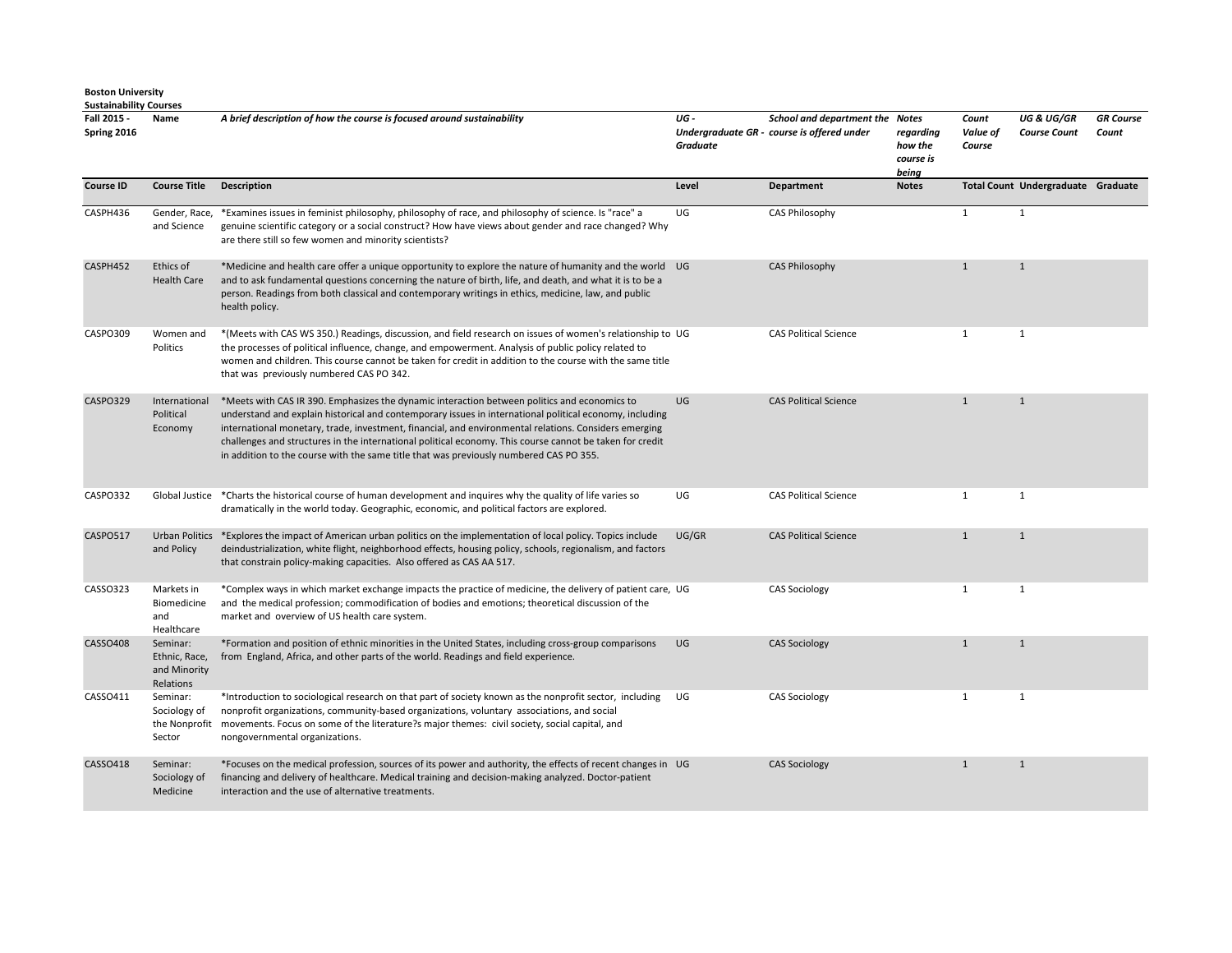**Boston University**
**Sustainability Courses**

| Fall 2015 - Spring 2016 | Name | *A brief description of how the course is focused around sustainability* | *UG - Undergraduate GR - Graduate* | *School and department the course is offered under* | *Notes regarding how the course is being* | *Count Value of Course* | *UG & UG/GR Course Count* | *GR Course Count* |
|---|---|---|---|---|---|---|---|---|
| **Course ID** | **Course Title** | **Description** | **Level** | **Department** | **Notes** | **Total Count** | **Undergraduate** | **Graduate** |
| CASPH436 | Gender, Race, and Science | *Examines issues in feminist philosophy, philosophy of race, and philosophy of science. Is "race" a genuine scientific category or a social construct? How have views about gender and race changed? Why are there still so few women and minority scientists? | UG | CAS Philosophy | | 1 | 1 | |
| CASPH452 | Ethics of Health Care | *Medicine and health care offer a unique opportunity to explore the nature of humanity and the world and to ask fundamental questions concerning the nature of birth, life, and death, and what it is to be a person. Readings from both classical and contemporary writings in ethics, medicine, law, and public health policy. | UG | CAS Philosophy | | 1 | 1 | |
| CASPO309 | Women and Politics | *(Meets with CAS WS 350.) Readings, discussion, and field research on issues of women's relationship to the processes of political influence, change, and empowerment. Analysis of public policy related to women and children. This course cannot be taken for credit in addition to the course with the same title that was previously numbered CAS PO 342. | UG | CAS Political Science | | 1 | 1 | |
| CASPO329 | International Political Economy | *Meets with CAS IR 390. Emphasizes the dynamic interaction between politics and economics to understand and explain historical and contemporary issues in international political economy, including international monetary, trade, investment, financial, and environmental relations. Considers emerging challenges and structures in the international political economy. This course cannot be taken for credit in addition to the course with the same title that was previously numbered CAS PO 355. | UG | CAS Political Science | | 1 | 1 | |
| CASPO332 | Global Justice | *Charts the historical course of human development and inquires why the quality of life varies so dramatically in the world today. Geographic, economic, and political factors are explored. | UG | CAS Political Science | | 1 | 1 | |
| CASPO517 | Urban Politics and Policy | *Explores the impact of American urban politics on the implementation of local policy. Topics include deindustrialization, white flight, neighborhood effects, housing policy, schools, regionalism, and factors that constrain policy-making capacities. Also offered as CAS AA 517. | UG/GR | CAS Political Science | | 1 | 1 | |
| CASSO323 | Markets in Biomedicine and Healthcare | *Complex ways in which market exchange impacts the practice of medicine, the delivery of patient care, and the medical profession; commodification of bodies and emotions; theoretical discussion of the market and overview of US health care system. | UG | CAS Sociology | | 1 | 1 | |
| CASSO408 | Seminar: Ethnic, Race, and Minority Relations | *Formation and position of ethnic minorities in the United States, including cross-group comparisons from England, Africa, and other parts of the world. Readings and field experience. | UG | CAS Sociology | | 1 | 1 | |
| CASSO411 | Seminar: Sociology of the Nonprofit Sector | *Introduction to sociological research on that part of society known as the nonprofit sector, including nonprofit organizations, community-based organizations, voluntary associations, and social movements. Focus on some of the literature?s major themes: civil society, social capital, and nongovernmental organizations. | UG | CAS Sociology | | 1 | 1 | |
| CASSO418 | Seminar: Sociology of Medicine | *Focuses on the medical profession, sources of its power and authority, the effects of recent changes in financing and delivery of healthcare. Medical training and decision-making analyzed. Doctor-patient interaction and the use of alternative treatments. | UG | CAS Sociology | | 1 | 1 | |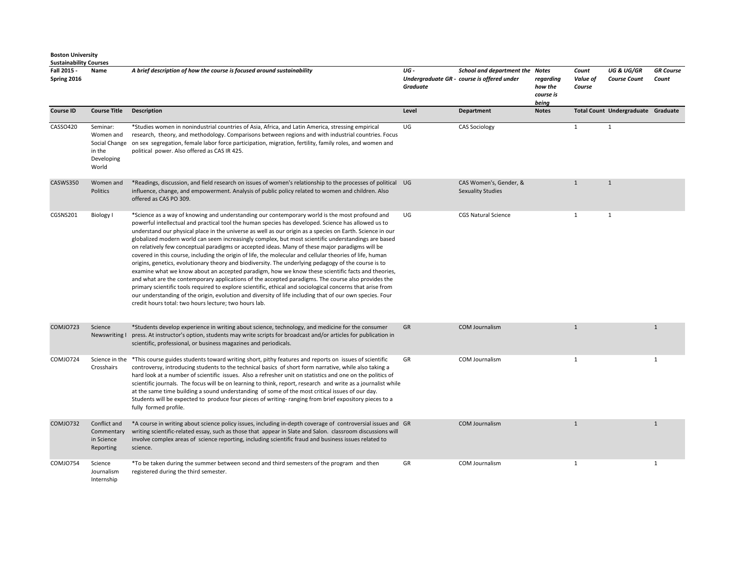**Boston University**
**Sustainability Courses**

| Fall 2015 - Spring 2016 | Name | *A brief description of how the course is focused around sustainability* | *UG - Undergraduate GR - Graduate* | *School and department the course is offered under* | *Notes regarding how the course is being* | *Count Value of Course* | *UG & UG/GR Course Count* | *GR Course Count* |
|---|---|---|---|---|---|---|---|---|
| **Course ID** | **Course Title** | **Description** | **Level** | **Department** | **Notes** | **Total Count** | **Undergraduate** | **Graduate** |
| CASSO420 | Seminar: Women and Social Change in the Developing World | *Studies women in nonindustrial countries of Asia, Africa, and Latin America, stressing empirical research, theory, and methodology. Comparisons between regions and with industrial countries. Focus on sex segregation, female labor force participation, migration, fertility, family roles, and women and political power. Also offered as CAS IR 425. | UG | CAS Sociology | | 1 | 1 | |
| CASWS350 | Women and Politics | *Readings, discussion, and field research on issues of women's relationship to the processes of political influence, change, and empowerment. Analysis of public policy related to women and children. Also offered as CAS PO 309. | UG | CAS Women's, Gender, & Sexuality Studies | | 1 | 1 | |
| CGSNS201 | Biology I | *Science as a way of knowing and understanding our contemporary world is the most profound and powerful intellectual and practical tool the human species has developed. Science has allowed us to understand our physical place in the universe as well as our origin as a species on Earth. Science in our globalized modern world can seem increasingly complex, but most scientific understandings are based on relatively few conceptual paradigms or accepted ideas. Many of these major paradigms will be covered in this course, including the origin of life, the molecular and cellular theories of life, human origins, genetics, evolutionary theory and biodiversity. The underlying pedagogy of the course is to examine what we know about an accepted paradigm, how we know these scientific facts and theories, and what are the contemporary applications of the accepted paradigms. The course also provides the primary scientific tools required to explore scientific, ethical and sociological concerns that arise from our understanding of the origin, evolution and diversity of life including that of our own species. Four credit hours total: two hours lecture; two hours lab. | UG | CGS Natural Science | | 1 | 1 | |
| COMJO723 | Science Newswriting I | *Students develop experience in writing about science, technology, and medicine for the consumer press. At instructor's option, students may write scripts for broadcast and/or articles for publication in scientific, professional, or business magazines and periodicals. | GR | COM Journalism | | 1 | | 1 |
| COMJO724 | Science in the Crosshairs | *This course guides students toward writing short, pithy features and reports on issues of scientific controversy, introducing students to the technical basics of short form narrative, while also taking a hard look at a number of scientific issues. Also a refresher unit on statistics and one on the politics of scientific journals. The focus will be on learning to think, report, research and write as a journalist while at the same time building a sound understanding of some of the most critical issues of our day. Students will be expected to produce four pieces of writing- ranging from brief expository pieces to a fully formed profile. | GR | COM Journalism | | 1 | | 1 |
| COMJO732 | Conflict and Commentary in Science Reporting | *A course in writing about science policy issues, including in-depth coverage of controversial issues and writing scientific-related essay, such as those that appear in Slate and Salon. classroom discussions will involve complex areas of science reporting, including scientific fraud and business issues related to science. | GR | COM Journalism | | 1 | | 1 |
| COMJO754 | Science Journalism Internship | *To be taken during the summer between second and third semesters of the program and then registered during the third semester. | GR | COM Journalism | | 1 | | 1 |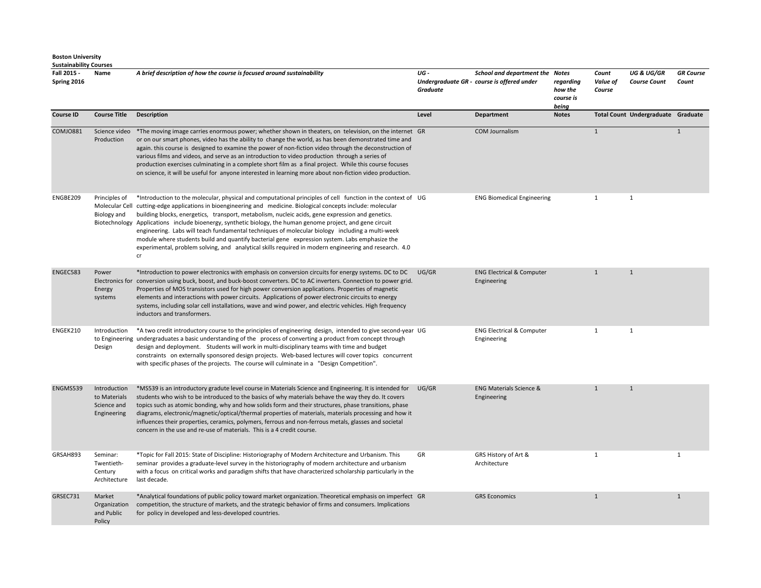**Boston University**
**Sustainability Courses**

| Fall 2015 - Spring 2016 | Name | *A brief description of how the course is focused around sustainability* | *UG - Undergraduate GR - Graduate* | *School and department the course is offered under* | *Notes regarding how the course is being* | *Count Value of Course* | *UG & UG/GR Course Count* | *GR Course Count* |
|---|---|---|---|---|---|---|---|---|
| **Course ID** | **Course Title** | **Description** | **Level** | **Department** | **Notes** | **Total Count** | **Undergraduate** | **Graduate** |
| COMJO881 | Science video Production | *The moving image carries enormous power; whether shown in theaters, on television, on the internet or on our smart phones, video has the ability to change the world, as has been demonstrated time and again. this course is designed to examine the power of non-fiction video through the deconstruction of various films and videos, and serve as an introduction to video production through a series of production exercises culminating in a complete short film as a final project. While this course focuses on science, it will be useful for anyone interested in learning more about non-fiction video production. | GR | COM Journalism | | 1 | | 1 |
| ENGBE209 | Principles of Molecular Cell Biology and Biotechnology | *Introduction to the molecular, physical and computational principles of cell function in the context of cutting-edge applications in bioengineering and medicine. Biological concepts include: molecular building blocks, energetics, transport, metabolism, nucleic acids, gene expression and genetics. Applications include bioenergy, synthetic biology, the human genome project, and gene circuit engineering. Labs will teach fundamental techniques of molecular biology including a multi-week module where students build and quantify bacterial gene expression system. Labs emphasize the experimental, problem solving, and analytical skills required in modern engineering and research. 4.0 cr | UG | ENG Biomedical Engineering | | 1 | 1 | |
| ENGEC583 | Power Electronics for Energy systems | *Introduction to power electronics with emphasis on conversion circuits for energy systems. DC to DC conversion using buck, boost, and buck-boost converters. DC to AC inverters. Connection to power grid. Properties of MOS transistors used for high power conversion applications. Properties of magnetic elements and interactions with power circuits. Applications of power electronic circuits to energy systems, including solar cell installations, wave and wind power, and electric vehicles. High frequency inductors and transformers. | UG/GR | ENG Electrical & Computer Engineering | | 1 | 1 | |
| ENGEK210 | Introduction to Engineering Design | *A two credit introductory course to the principles of engineering design, intended to give second-year undergraduates a basic understanding of the process of converting a product from concept through design and deployment. Students will work in multi-disciplinary teams with time and budget constraints on externally sponsored design projects. Web-based lectures will cover topics concurrent with specific phases of the projects. The course will culminate in a "Design Competition". | UG | ENG Electrical & Computer Engineering | | 1 | 1 | |
| ENGMS539 | Introduction to Materials Science and Engineering | *MS539 is an introductory gradute level course in Materials Science and Engineering. It is intended for students who wish to be introduced to the basics of why materials behave the way they do. It covers topics such as atomic bonding, why and how solids form and their structures, phase transitions, phase diagrams, electronic/magnetic/optical/thermal properties of materials, materials processing and how it influences their properties, ceramics, polymers, ferrous and non-ferrous metals, glasses and societal concern in the use and re-use of materials. This is a 4 credit course. | UG/GR | ENG Materials Science & Engineering | | 1 | 1 | |
| GRSAH893 | Seminar: Twentieth-Century Architecture | *Topic for Fall 2015: State of Discipline: Historiography of Modern Architecture and Urbanism. This seminar provides a graduate-level survey in the historiography of modern architecture and urbanism with a focus on critical works and paradigm shifts that have characterized scholarship particularly in the last decade. | GR | GRS History of Art & Architecture | | 1 | | 1 |
| GRSEC731 | Market Organization and Public Policy | *Analytical foundations of public policy toward market organization. Theoretical emphasis on imperfect competition, the structure of markets, and the strategic behavior of firms and consumers. Implications for policy in developed and less-developed countries. | GR | GRS Economics | | 1 | | 1 |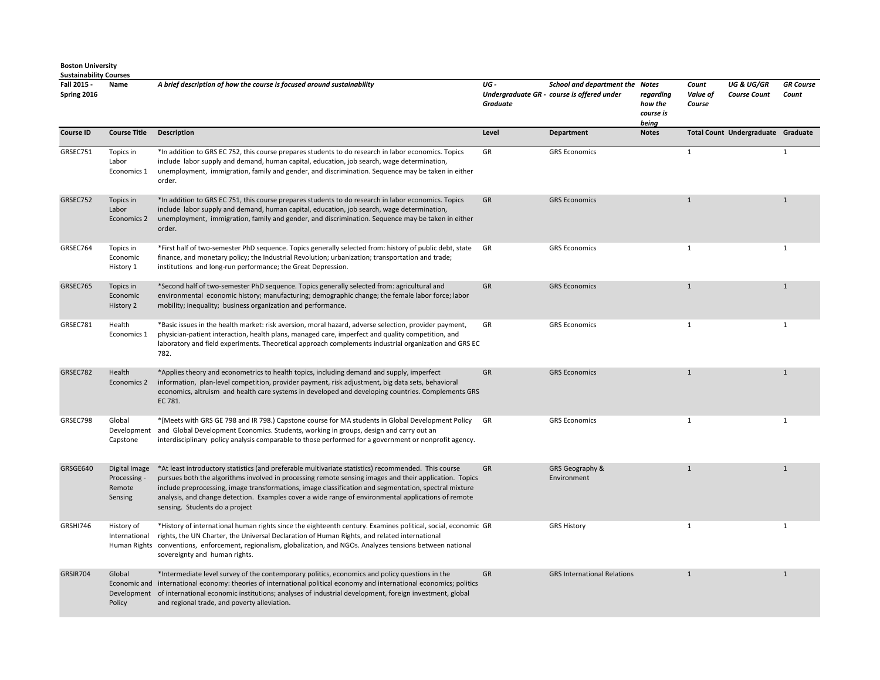**Boston University**
**Sustainability Courses**

| Fall 2015 - Spring 2016 | Name | A brief description of how the course is focused around sustainability | UG - Undergraduate GR - Graduate | School and department the course is offered under | Notes regarding how the course is being | Count Value of Course | UG & UG/GR Course Count | GR Course Count |
|---|---|---|---|---|---|---|---|---|
| **Course ID** | **Course Title** | **Description** | **Level** | **Department** | **Notes** | **Total Count** | **Undergraduate** | **Graduate** |
| GRSEC751 | Topics in Labor Economics 1 | *In addition to GRS EC 752, this course prepares students to do research in labor economics. Topics include labor supply and demand, human capital, education, job search, wage determination, unemployment, immigration, family and gender, and discrimination. Sequence may be taken in either order. | GR | GRS Economics | | 1 | | 1 |
| GRSEC752 | Topics in Labor Economics 2 | *In addition to GRS EC 751, this course prepares students to do research in labor economics. Topics include labor supply and demand, human capital, education, job search, wage determination, unemployment, immigration, family and gender, and discrimination. Sequence may be taken in either order. | GR | GRS Economics | | 1 | | 1 |
| GRSEC764 | Topics in Economic History 1 | *First half of two-semester PhD sequence. Topics generally selected from: history of public debt, state finance, and monetary policy; the Industrial Revolution; urbanization; transportation and trade; institutions and long-run performance; the Great Depression. | GR | GRS Economics | | 1 | | 1 |
| GRSEC765 | Topics in Economic History 2 | *Second half of two-semester PhD sequence. Topics generally selected from: agricultural and environmental economic history; manufacturing; demographic change; the female labor force; labor mobility; inequality; business organization and performance. | GR | GRS Economics | | 1 | | 1 |
| GRSEC781 | Health Economics 1 | *Basic issues in the health market: risk aversion, moral hazard, adverse selection, provider payment, physician-patient interaction, health plans, managed care, imperfect and quality competition, and laboratory and field experiments. Theoretical approach complements industrial organization and GRS EC 782. | GR | GRS Economics | | 1 | | 1 |
| GRSEC782 | Health Economics 2 | *Applies theory and econometrics to health topics, including demand and supply, imperfect information, plan-level competition, provider payment, risk adjustment, big data sets, behavioral economics, altruism and health care systems in developed and developing countries. Complements GRS EC 781. | GR | GRS Economics | | 1 | | 1 |
| GRSEC798 | Global Development Capstone | *(Meets with GRS GE 798 and IR 798.) Capstone course for MA students in Global Development Policy and Global Development Economics. Students, working in groups, design and carry out an interdisciplinary policy analysis comparable to those performed for a government or nonprofit agency. | GR | GRS Economics | | 1 | | 1 |
| GRSGE640 | Digital Image Processing - Remote Sensing | *At least introductory statistics (and preferable multivariate statistics) recommended. This course pursues both the algorithms involved in processing remote sensing images and their application. Topics include preprocessing, image transformations, image classification and segmentation, spectral mixture analysis, and change detection. Examples cover a wide range of environmental applications of remote sensing. Students do a project | GR | GRS Geography & Environment | | 1 | | 1 |
| GRSHI746 | History of International Human Rights | *History of international human rights since the eighteenth century. Examines political, social, economic rights, the UN Charter, the Universal Declaration of Human Rights, and related international conventions, enforcement, regionalism, globalization, and NGOs. Analyzes tensions between national sovereignty and human rights. | GR | GRS History | | 1 | | 1 |
| GRSIR704 | Global Economic and Development Policy | *Intermediate level survey of the contemporary politics, economics and policy questions in the international economy: theories of international political economy and international economics; politics of international economic institutions; analyses of industrial development, foreign investment, global and regional trade, and poverty alleviation. | GR | GRS International Relations | | 1 | | 1 |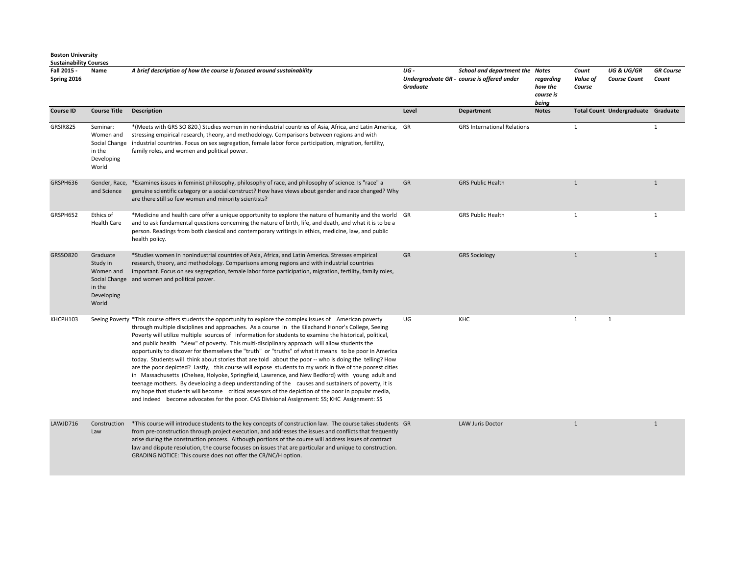**Boston University**
**Sustainability Courses**

| Fall 2015 - Spring 2016 | Name | *A brief description of how the course is focused around sustainability* | *UG - Undergraduate GR - Graduate* | *School and department the course is offered under* | *Notes regarding how the course is being* | *Count Value of Course* | *UG & UG/GR Course Count* | *GR Course Count* |
|---|---|---|---|---|---|---|---|---|
| **Course ID** | **Course Title** | **Description** | **Level** | **Department** | **Notes** | **Total Count** | **Undergraduate** | **Graduate** |
| GRSIR825 | Seminar: Women and Social Change in the Developing World | *(Meets with GRS SO 820.) Studies women in nonindustrial countries of Asia, Africa, and Latin America, stressing empirical research, theory, and methodology. Comparisons between regions and with industrial countries. Focus on sex segregation, female labor force participation, migration, fertility, family roles, and women and political power. | GR | GRS International Relations | | 1 | | 1 |
| GRSPH636 | Gender, Race, and Science | *Examines issues in feminist philosophy, philosophy of race, and philosophy of science. Is "race" a genuine scientific category or a social construct? How have views about gender and race changed? Why are there still so few women and minority scientists? | GR | GRS Public Health | | 1 | | 1 |
| GRSPH652 | Ethics of Health Care | *Medicine and health care offer a unique opportunity to explore the nature of humanity and the world and to ask fundamental questions concerning the nature of birth, life, and death, and what it is to be a person. Readings from both classical and contemporary writings in ethics, medicine, law, and public health policy. | GR | GRS Public Health | | 1 | | 1 |
| GRSSO820 | Graduate Study in Women and Social Change in the Developing World | *Studies women in nonindustrial countries of Asia, Africa, and Latin America. Stresses empirical research, theory, and methodology. Comparisons among regions and with industrial countries important. Focus on sex segregation, female labor force participation, migration, fertility, family roles, and women and political power. | GR | GRS Sociology | | 1 | | 1 |
| KHCPH103 | Seeing Poverty | *This course offers students the opportunity to explore the complex issues of American poverty through multiple disciplines and approaches. As a course in the Kilachand Honor's College, Seeing Poverty will utilize multiple sources of information for students to examine the historical, political, and public health "view" of poverty. This multi-disciplinary approach will allow students the opportunity to discover for themselves the "truth" or "truths" of what it means to be poor in America today. Students will think about stories that are told about the poor -- who is doing the telling? How are the poor depicted? Lastly, this course will expose students to my work in five of the poorest cities in Massachusetts (Chelsea, Holyoke, Springfield, Lawrence, and New Bedford) with young adult and teenage mothers. By developing a deep understanding of the causes and sustainers of poverty, it is my hope that students will become critical assessors of the depiction of the poor in popular media, and indeed become advocates for the poor. CAS Divisional Assignment: SS; KHC Assignment: SS | UG | KHC | | 1 | 1 | |
| LAWJD716 | Construction Law | *This course will introduce students to the key concepts of construction law. The course takes students from pre-construction through project execution, and addresses the issues and conflicts that frequently arise during the construction process. Although portions of the course will address issues of contract law and dispute resolution, the course focuses on issues that are particular and unique to construction. GRADING NOTICE: This course does not offer the CR/NC/H option. | GR | LAW Juris Doctor | | 1 | | 1 |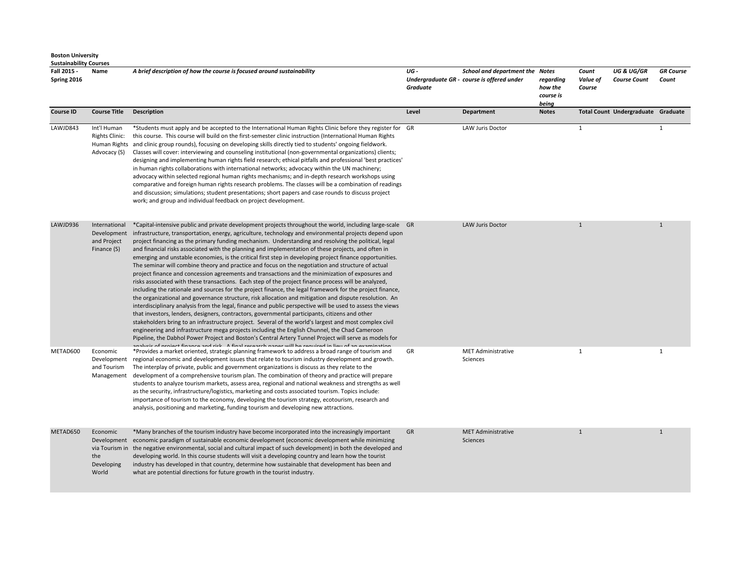**Boston University**
**Sustainability Courses**

| Fall 2015 - Spring 2016 | Name | *A brief description of how the course is focused around sustainability* | *UG - Undergraduate GR - Graduate* | *School and department the course is offered under* | *Notes regarding how the course is being* | *Count Value of Course* | *UG & UG/GR Course Count* | *GR Course Count* |
|---|---|---|---|---|---|---|---|---|
| **Course ID** | **Course Title** | **Description** | **Level** | **Department** | **Notes** | **Total Count** | **Undergraduate** | **Graduate** |
| LAWJD843 | Int'l Human Rights Clinic: Human Rights Advocacy (S) | *Students must apply and be accepted to the International Human Rights Clinic before they register for this course. This course will build on the first-semester clinic instruction (International Human Rights and clinic group rounds), focusing on developing skills directly tied to students' ongoing fieldwork. Classes will cover: interviewing and counseling institutional (non-governmental organizations) clients; designing and implementing human rights field research; ethical pitfalls and professional 'best practices' in human rights collaborations with international networks; advocacy within the UN machinery; advocacy within selected regional human rights mechanisms; and in-depth research workshops using comparative and foreign human rights research problems. The classes will be a combination of readings and discussion; simulations; student presentations; short papers and case rounds to discuss project work; and group and individual feedback on project development. | GR | LAW Juris Doctor | | 1 | | 1 |
| LAWJD936 | International Development and Project Finance (S) | *Capital-intensive public and private development projects throughout the world, including large-scale infrastructure, transportation, energy, agriculture, technology and environmental projects depend upon project financing as the primary funding mechanism. Understanding and resolving the political, legal and financial risks associated with the planning and implementation of these projects, and often in emerging and unstable economies, is the critical first step in developing project finance opportunities. The seminar will combine theory and practice and focus on the negotiation and structure of actual project finance and concession agreements and transactions and the minimization of exposures and risks associated with these transactions. Each step of the project finance process will be analyzed, including the rationale and sources for the project finance, the legal framework for the project finance, the organizational and governance structure, risk allocation and mitigation and dispute resolution. An interdisciplinary analysis from the legal, finance and public perspective will be used to assess the views that investors, lenders, designers, contractors, governmental participants, citizens and other stakeholders bring to an infrastructure project. Several of the world's largest and most complex civil engineering and infrastructure mega projects including the English Chunnel, the Chad Cameroon Pipeline, the Dabhol Power Project and Boston's Central Artery Tunnel Project will serve as models for analysis of project finance and risk. A final research paper will be required in lieu of an examination. | GR | LAW Juris Doctor | | 1 | | 1 |
| METAD600 | Economic Development and Tourism Management | *Provides a market oriented, strategic planning framework to address a broad range of tourism and regional economic and development issues that relate to tourism industry development and growth. The interplay of private, public and government organizations is discuss as they relate to the development of a comprehensive tourism plan. The combination of theory and practice will prepare students to analyze tourism markets, assess area, regional and national weakness and strengths as well as the security, infrastructure/logistics, marketing and costs associated tourism. Topics include: importance of tourism to the economy, developing the tourism strategy, ecotourism, research and analysis, positioning and marketing, funding tourism and developing new attractions. | GR | MET Administrative Sciences | | 1 | | 1 |
| METAD650 | Economic Development via Tourism in the Developing World | *Many branches of the tourism industry have become incorporated into the increasingly important economic paradigm of sustainable economic development (economic development while minimizing the negative environmental, social and cultural impact of such development) in both the developed and developing world. In this course students will visit a developing country and learn how the tourist industry has developed in that country, determine how sustainable that development has been and what are potential directions for future growth in the tourist industry. | GR | MET Administrative Sciences | | 1 | | 1 |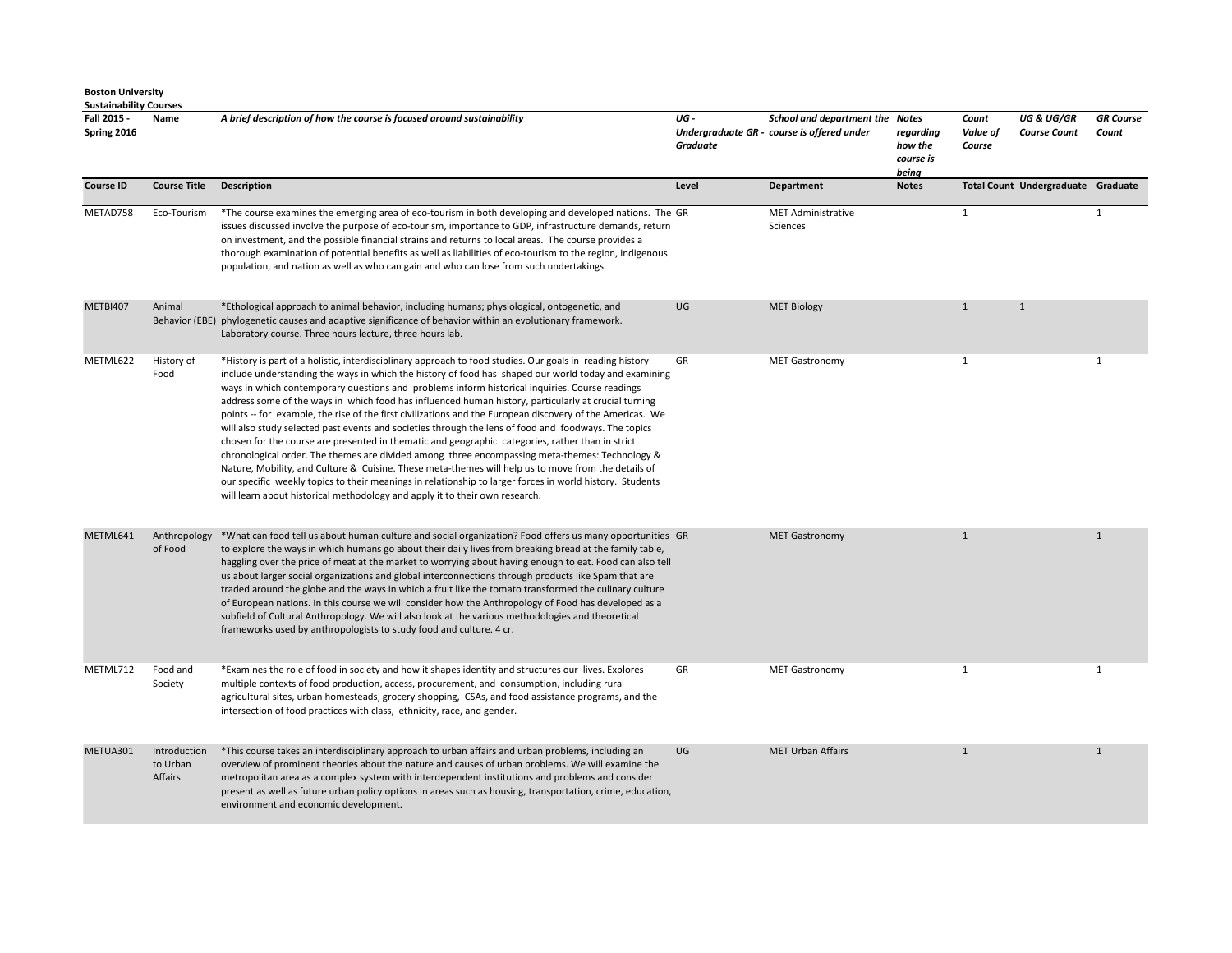**Boston University**
**Sustainability Courses**

| Fall 2015 - Spring 2016 | Name | *A brief description of how the course is focused around sustainability* | *UG - Undergraduate GR - Graduate* | *School and department the course is offered under* | *Notes regarding how the course is being* | *Count Value of Course* | *UG & UG/GR Course Count* | *GR Course Count* |
|---|---|---|---|---|---|---|---|---|
| **Course ID** | **Course Title** | **Description** | **Level** | **Department** | **Notes** | **Total Count** | **Undergraduate** | **Graduate** |
| METAD758 | Eco-Tourism | *The course examines the emerging area of eco-tourism in both developing and developed nations. The issues discussed involve the purpose of eco-tourism, importance to GDP, infrastructure demands, return on investment, and the possible financial strains and returns to local areas. The course provides a thorough examination of potential benefits as well as liabilities of eco-tourism to the region, indigenous population, and nation as well as who can gain and who can lose from such undertakings. | GR | MET Administrative Sciences | | 1 | | 1 |
| METBI407 | Animal Behavior (EBE) | *Ethological approach to animal behavior, including humans; physiological, ontogenetic, and phylogenetic causes and adaptive significance of behavior within an evolutionary framework. Laboratory course. Three hours lecture, three hours lab. | UG | MET Biology | | 1 | 1 | |
| METML622 | History of Food | *History is part of a holistic, interdisciplinary approach to food studies. Our goals in reading history include understanding the ways in which the history of food has shaped our world today and examining ways in which contemporary questions and problems inform historical inquiries. Course readings address some of the ways in which food has influenced human history, particularly at crucial turning points -- for example, the rise of the first civilizations and the European discovery of the Americas. We will also study selected past events and societies through the lens of food and foodways. The topics chosen for the course are presented in thematic and geographic categories, rather than in strict chronological order. The themes are divided among three encompassing meta-themes: Technology & Nature, Mobility, and Culture & Cuisine. These meta-themes will help us to move from the details of our specific weekly topics to their meanings in relationship to larger forces in world history. Students will learn about historical methodology and apply it to their own research. | GR | MET Gastronomy | | 1 | | 1 |
| METML641 | Anthropology of Food | *What can food tell us about human culture and social organization? Food offers us many opportunities to explore the ways in which humans go about their daily lives from breaking bread at the family table, haggling over the price of meat at the market to worrying about having enough to eat. Food can also tell us about larger social organizations and global interconnections through products like Spam that are traded around the globe and the ways in which a fruit like the tomato transformed the culinary culture of European nations. In this course we will consider how the Anthropology of Food has developed as a subfield of Cultural Anthropology. We will also look at the various methodologies and theoretical frameworks used by anthropologists to study food and culture. 4 cr. | GR | MET Gastronomy | | 1 | | 1 |
| METML712 | Food and Society | *Examines the role of food in society and how it shapes identity and structures our lives. Explores multiple contexts of food production, access, procurement, and consumption, including rural agricultural sites, urban homesteads, grocery shopping, CSAs, and food assistance programs, and the intersection of food practices with class, ethnicity, race, and gender. | GR | MET Gastronomy | | 1 | | 1 |
| METUA301 | Introduction to Urban Affairs | *This course takes an interdisciplinary approach to urban affairs and urban problems, including an overview of prominent theories about the nature and causes of urban problems. We will examine the metropolitan area as a complex system with interdependent institutions and problems and consider present as well as future urban policy options in areas such as housing, transportation, crime, education, environment and economic development. | UG | MET Urban Affairs | | 1 | | 1 |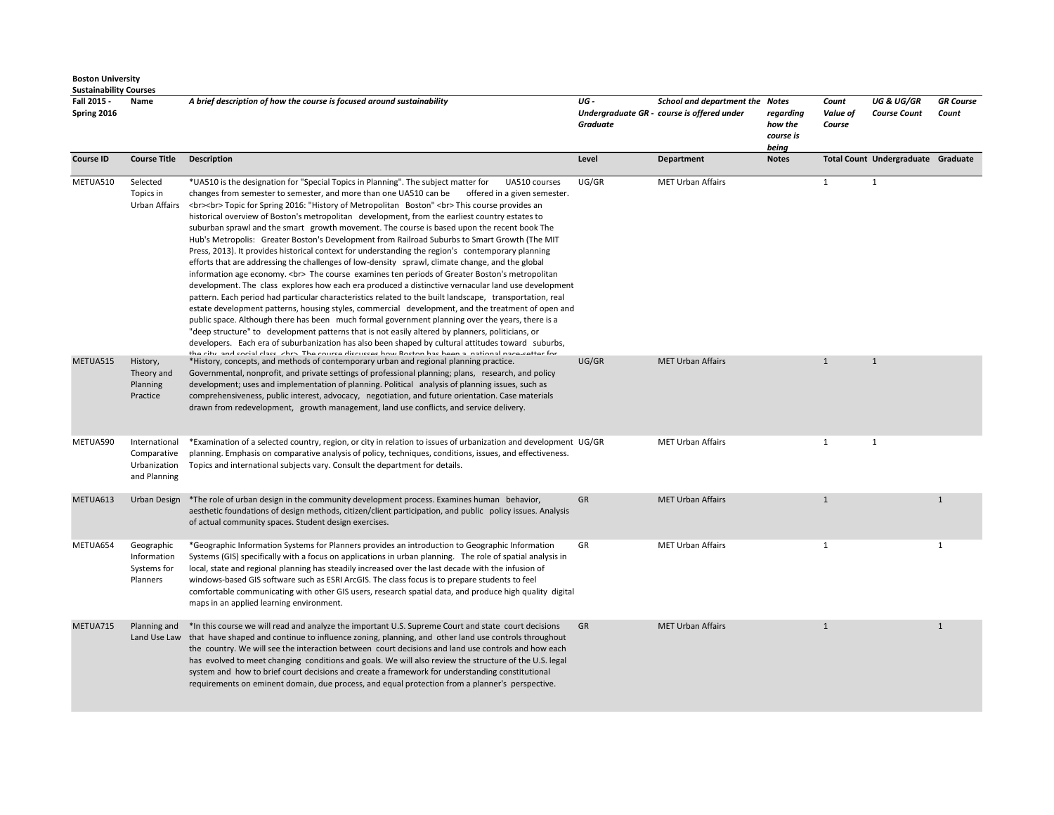**Boston University**
**Sustainability Courses**

| Fall 2015 - Spring 2016 | Name | A brief description of how the course is focused around sustainability | UG - Undergraduate GR - Graduate | School and department the course is offered under | Notes regarding how the course is being | Count Value of Course | UG & UG/GR Course Count | GR Course Count |
|---|---|---|---|---|---|---|---|---|
| **Course ID** | **Course Title** | **Description** | **Level** | **Department** | **Notes** | **Total Count** | **Undergraduate** | **Graduate** |
| METUA510 | Selected Topics in Urban Affairs | *UA510 is the designation for "Special Topics in Planning". The subject matter for UA510 courses changes from semester to semester, and more than one UA510 can be offered in a given semester. <br><br> Topic for Spring 2016: "History of Metropolitan Boston" <br> This course provides an historical overview of Boston's metropolitan development, from the earliest country estates to suburban sprawl and the smart growth movement. The course is based upon the recent book The Hub's Metropolis: Greater Boston's Development from Railroad Suburbs to Smart Growth (The MIT Press, 2013). It provides historical context for understanding the region's contemporary planning efforts that are addressing the challenges of low-density sprawl, climate change, and the global information age economy. <br> The course examines ten periods of Greater Boston's metropolitan development. The class explores how each era produced a distinctive vernacular land use development pattern. Each period had particular characteristics related to the built landscape, transportation, real estate development patterns, housing styles, commercial development, and the treatment of open and public space. Although there has been much formal government planning over the years, there is a "deep structure" to development patterns that is not easily altered by planners, politicians, or developers. Each era of suburbanization has also been shaped by cultural attitudes toward suburbs, the city, and social class. <br> The course discusses how Boston has been a national pace-setter for | UG/GR | MET Urban Affairs | | 1 | 1 | |
| METUA515 | History, Theory and Planning Practice | *History, concepts, and methods of contemporary urban and regional planning practice. Governmental, nonprofit, and private settings of professional planning; plans, research, and policy development; uses and implementation of planning. Political analysis of planning issues, such as comprehensiveness, public interest, advocacy, negotiation, and future orientation. Case materials drawn from redevelopment, growth management, land use conflicts, and service delivery. | UG/GR | MET Urban Affairs | | 1 | 1 | |
| METUA590 | International Comparative Urbanization and Planning | *Examination of a selected country, region, or city in relation to issues of urbanization and development planning. Emphasis on comparative analysis of policy, techniques, conditions, issues, and effectiveness. Topics and international subjects vary. Consult the department for details. | UG/GR | MET Urban Affairs | | 1 | 1 | |
| METUA613 | Urban Design | *The role of urban design in the community development process. Examines human behavior, aesthetic foundations of design methods, citizen/client participation, and public policy issues. Analysis of actual community spaces. Student design exercises. | GR | MET Urban Affairs | | 1 | | 1 |
| METUA654 | Geographic Information Systems for Planners | *Geographic Information Systems for Planners provides an introduction to Geographic Information Systems (GIS) specifically with a focus on applications in urban planning. The role of spatial analysis in local, state and regional planning has steadily increased over the last decade with the infusion of windows-based GIS software such as ESRI ArcGIS. The class focus is to prepare students to feel comfortable communicating with other GIS users, research spatial data, and produce high quality digital maps in an applied learning environment. | GR | MET Urban Affairs | | 1 | | 1 |
| METUA715 | Planning and Land Use Law | *In this course we will read and analyze the important U.S. Supreme Court and state court decisions that have shaped and continue to influence zoning, planning, and other land use controls throughout the country. We will see the interaction between court decisions and land use controls and how each has evolved to meet changing conditions and goals. We will also review the structure of the U.S. legal system and how to brief court decisions and create a framework for understanding constitutional requirements on eminent domain, due process, and equal protection from a planner's perspective. | GR | MET Urban Affairs | | 1 | | 1 |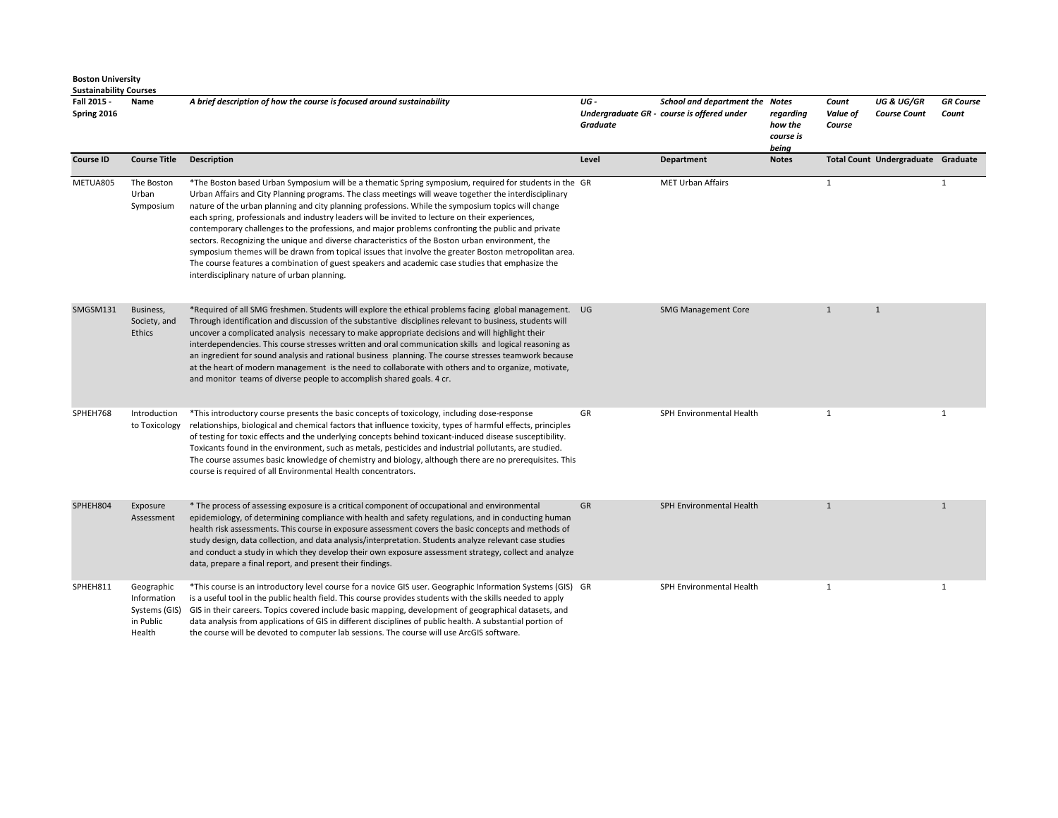**Boston University**
**Sustainability Courses**

| Fall 2015 - Spring 2016 | Name | *A brief description of how the course is focused around sustainability* | *UG - Undergraduate GR - Graduate* | *School and department the course is offered under* | *Notes regarding how the course is being* | *Count Value of Course* | *UG & UG/GR Course Count* | *GR Course Count* |
|---|---|---|---|---|---|---|---|---|
| **Course ID** | **Course Title** | **Description** | **Level** | **Department** | **Notes** | **Total Count** | **Undergraduate** | **Graduate** |
| METUA805 | The Boston Urban Symposium | *The Boston based Urban Symposium will be a thematic Spring symposium, required for students in the Urban Affairs and City Planning programs. The class meetings will weave together the interdisciplinary nature of the urban planning and city planning professions. While the symposium topics will change each spring, professionals and industry leaders will be invited to lecture on their experiences, contemporary challenges to the professions, and major problems confronting the public and private sectors. Recognizing the unique and diverse characteristics of the Boston urban environment, the symposium themes will be drawn from topical issues that involve the greater Boston metropolitan area. The course features a combination of guest speakers and academic case studies that emphasize the interdisciplinary nature of urban planning. | GR | MET Urban Affairs | | 1 | | 1 |
| SMGSM131 | Business, Society, and Ethics | *Required of all SMG freshmen. Students will explore the ethical problems facing global management. Through identification and discussion of the substantive disciplines relevant to business, students will uncover a complicated analysis necessary to make appropriate decisions and will highlight their interdependencies. This course stresses written and oral communication skills and logical reasoning as an ingredient for sound analysis and rational business planning. The course stresses teamwork because at the heart of modern management is the need to collaborate with others and to organize, motivate, and monitor teams of diverse people to accomplish shared goals. 4 cr. | UG | SMG Management Core | | 1 | 1 | |
| SPHEH768 | Introduction to Toxicology | *This introductory course presents the basic concepts of toxicology, including dose-response relationships, biological and chemical factors that influence toxicity, types of harmful effects, principles of testing for toxic effects and the underlying concepts behind toxicant-induced disease susceptibility. Toxicants found in the environment, such as metals, pesticides and industrial pollutants, are studied. The course assumes basic knowledge of chemistry and biology, although there are no prerequisites. This course is required of all Environmental Health concentrators. | GR | SPH Environmental Health | | 1 | | 1 |
| SPHEH804 | Exposure Assessment | * The process of assessing exposure is a critical component of occupational and environmental epidemiology, of determining compliance with health and safety regulations, and in conducting human health risk assessments. This course in exposure assessment covers the basic concepts and methods of study design, data collection, and data analysis/interpretation. Students analyze relevant case studies and conduct a study in which they develop their own exposure assessment strategy, collect and analyze data, prepare a final report, and present their findings. | GR | SPH Environmental Health | | 1 | | 1 |
| SPHEH811 | Geographic Information Systems (GIS) in Public Health | *This course is an introductory level course for a novice GIS user. Geographic Information Systems (GIS) is a useful tool in the public health field. This course provides students with the skills needed to apply GIS in their careers. Topics covered include basic mapping, development of geographical datasets, and data analysis from applications of GIS in different disciplines of public health. A substantial portion of the course will be devoted to computer lab sessions. The course will use ArcGIS software. | GR | SPH Environmental Health | | 1 | | 1 |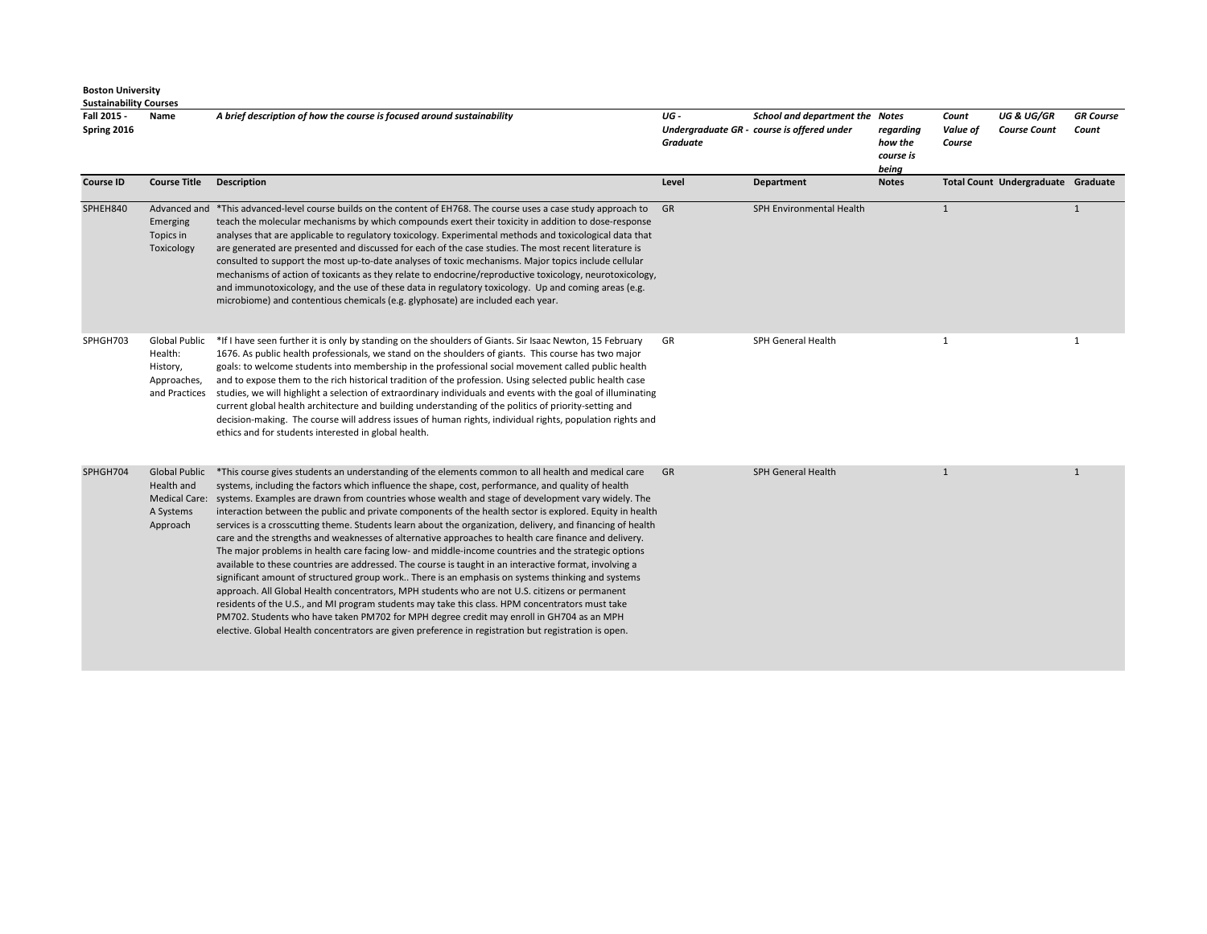**Boston University**
**Sustainability Courses**

| Fall 2015 - Spring 2016 | Name | A brief description of how the course is focused around sustainability | UG - Undergraduate GR - Graduate | School and department the course is offered under | Notes regarding how the course is being | Count Value of Course | UG & UG/GR Course Count | GR Course Count |
|---|---|---|---|---|---|---|---|---|
| **Course ID** | **Course Title** | **Description** | **Level** | **Department** | **Notes** | **Total Count** | **Undergraduate** | **Graduate** |
| SPHEH840 | Advanced and Emerging Topics in Toxicology | *This advanced-level course builds on the content of EH768. The course uses a case study approach to teach the molecular mechanisms by which compounds exert their toxicity in addition to dose-response analyses that are applicable to regulatory toxicology. Experimental methods and toxicological data that are generated are presented and discussed for each of the case studies. The most recent literature is consulted to support the most up-to-date analyses of toxic mechanisms. Major topics include cellular mechanisms of action of toxicants as they relate to endocrine/reproductive toxicology, neurotoxicology, and immunotoxicology, and the use of these data in regulatory toxicology. Up and coming areas (e.g. microbiome) and contentious chemicals (e.g. glyphosate) are included each year. | GR | SPH Environmental Health | | 1 | | 1 |
| SPHGH703 | Global Public Health: History, Approaches, and Practices | *If I have seen further it is only by standing on the shoulders of Giants. Sir Isaac Newton, 15 February 1676. As public health professionals, we stand on the shoulders of giants. This course has two major goals: to welcome students into membership in the professional social movement called public health and to expose them to the rich historical tradition of the profession. Using selected public health case studies, we will highlight a selection of extraordinary individuals and events with the goal of illuminating current global health architecture and building understanding of the politics of priority-setting and decision-making. The course will address issues of human rights, individual rights, population rights and ethics and for students interested in global health. | GR | SPH General Health | | 1 | | 1 |
| SPHGH704 | Global Public Health and Medical Care: A Systems Approach | *This course gives students an understanding of the elements common to all health and medical care systems, including the factors which influence the shape, cost, performance, and quality of health systems. Examples are drawn from countries whose wealth and stage of development vary widely. The interaction between the public and private components of the health sector is explored. Equity in health services is a crosscutting theme. Students learn about the organization, delivery, and financing of health care and the strengths and weaknesses of alternative approaches to health care finance and delivery. The major problems in health care facing low- and middle-income countries and the strategic options available to these countries are addressed. The course is taught in an interactive format, involving a significant amount of structured group work.. There is an emphasis on systems thinking and systems approach. All Global Health concentrators, MPH students who are not U.S. citizens or permanent residents of the U.S., and MI program students may take this class. HPM concentrators must take PM702. Students who have taken PM702 for MPH degree credit may enroll in GH704 as an MPH elective. Global Health concentrators are given preference in registration but registration is open. | GR | SPH General Health | | 1 | | 1 |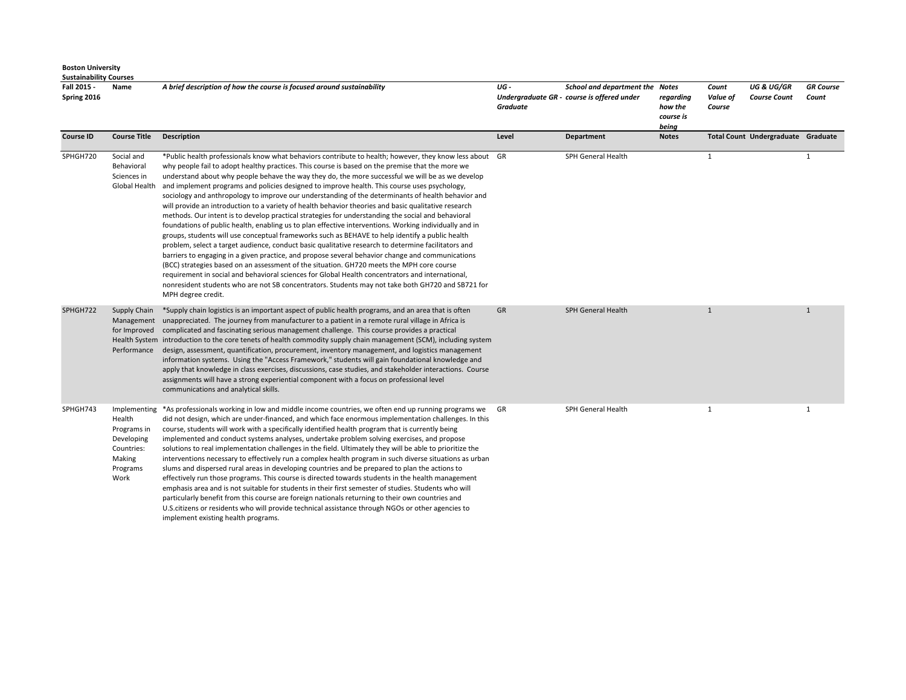**Boston University**
**Sustainability Courses**

| *Fall 2015 - Spring 2016* | *Name* | *A brief description of how the course is focused around sustainability* | *UG - Undergraduate GR - Graduate* | *School and department the course is offered under* | *Notes regarding how the course is being* | *Count Value of Course* | *UG & UG/GR Course Count* | *GR Course Count* |
|---|---|---|---|---|---|---|---|---|
| **Course ID** | **Course Title** | **Description** | **Level** | **Department** | **Notes** | **Total Count** | **Undergraduate** | **Graduate** |
| SPHGH720 | Social and Behavioral Sciences in Global Health | *Public health professionals know what behaviors contribute to health; however, they know less about why people fail to adopt healthy practices. This course is based on the premise that the more we understand about why people behave the way they do, the more successful we will be as we develop and implement programs and policies designed to improve health. This course uses psychology, sociology and anthropology to improve our understanding of the determinants of health behavior and will provide an introduction to a variety of health behavior theories and basic qualitative research methods. Our intent is to develop practical strategies for understanding the social and behavioral foundations of public health, enabling us to plan effective interventions. Working individually and in groups, students will use conceptual frameworks such as BEHAVE to help identify a public health problem, select a target audience, conduct basic qualitative research to determine facilitators and barriers to engaging in a given practice, and propose several behavior change and communications (BCC) strategies based on an assessment of the situation. GH720 meets the MPH core course requirement in social and behavioral sciences for Global Health concentrators and international, nonresident students who are not SB concentrators. Students may not take both GH720 and SB721 for MPH degree credit. | GR | SPH General Health | | 1 | | 1 |
| SPHGH722 | Supply Chain Management for Improved Health System Performance | *Supply chain logistics is an important aspect of public health programs, and an area that is often unappreciated. The journey from manufacturer to a patient in a remote rural village in Africa is complicated and fascinating serious management challenge. This course provides a practical introduction to the core tenets of health commodity supply chain management (SCM), including system design, assessment, quantification, procurement, inventory management, and logistics management information systems. Using the "Access Framework," students will gain foundational knowledge and apply that knowledge in class exercises, discussions, case studies, and stakeholder interactions. Course assignments will have a strong experiential component with a focus on professional level communications and analytical skills. | GR | SPH General Health | | 1 | | 1 |
| SPHGH743 | Implementing Health Programs in Developing Countries: Making Programs Work | *As professionals working in low and middle income countries, we often end up running programs we did not design, which are under-financed, and which face enormous implementation challenges. In this course, students will work with a specifically identified health program that is currently being implemented and conduct systems analyses, undertake problem solving exercises, and propose solutions to real implementation challenges in the field. Ultimately they will be able to prioritize the interventions necessary to effectively run a complex health program in such diverse situations as urban slums and dispersed rural areas in developing countries and be prepared to plan the actions to effectively run those programs. This course is directed towards students in the health management emphasis area and is not suitable for students in their first semester of studies. Students who will particularly benefit from this course are foreign nationals returning to their own countries and U.S.citizens or residents who will provide technical assistance through NGOs or other agencies to implement existing health programs. | GR | SPH General Health | | 1 | | 1 |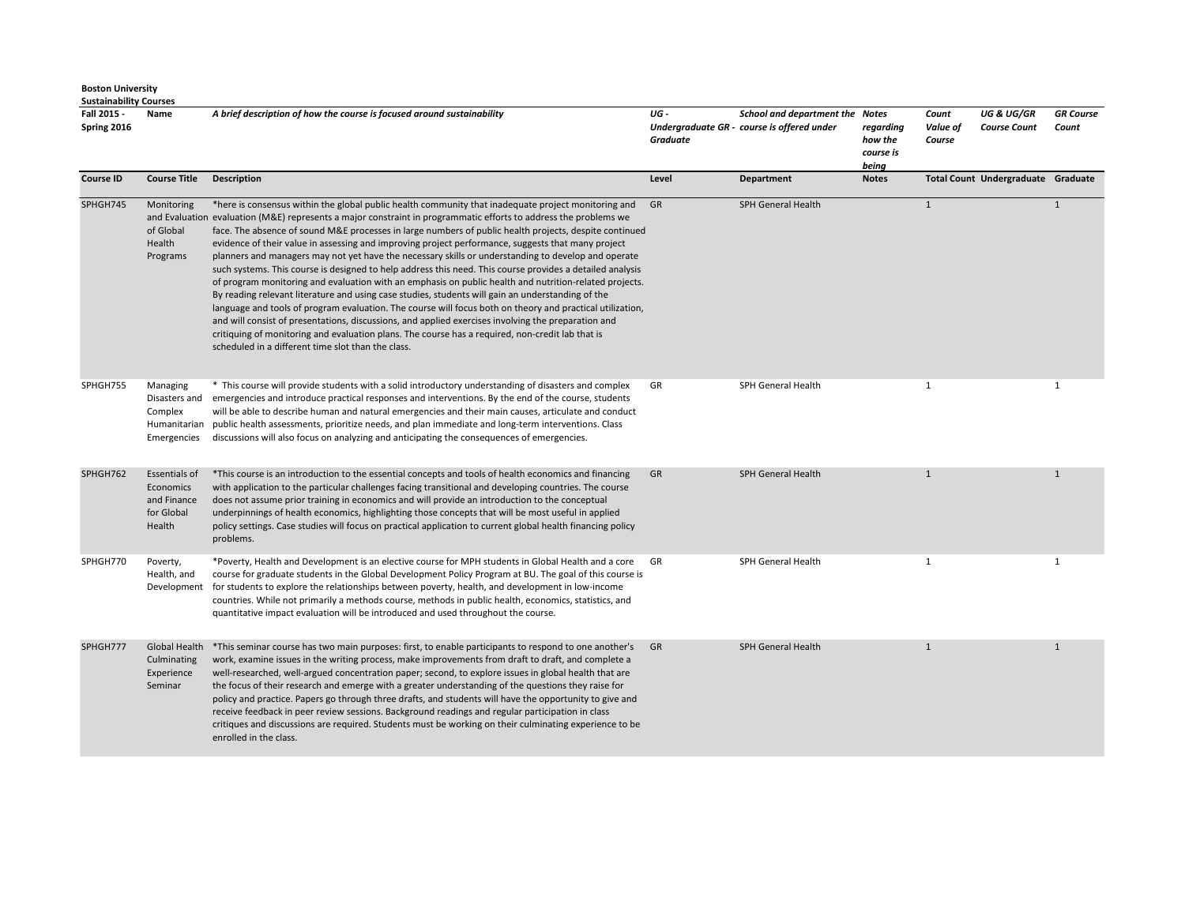**Boston University**
**Sustainability Courses**

| Fall 2015 - Spring 2016 | Name | *A brief description of how the course is focused around sustainability* | *UG - Undergraduate GR - Graduate* | *School and department the course is offered under* | *Notes regarding how the course is being* | *Count Value of Course* | *UG & UG/GR Course Count* | *GR Course Count* |
|---|---|---|---|---|---|---|---|---|
| **Course ID** | **Course Title** | **Description** | **Level** | **Department** | **Notes** | **Total Count** | **Undergraduate** | **Graduate** |
| SPHGH745 | Monitoring and Evaluation of Global Health Programs | *here is consensus within the global public health community that inadequate project monitoring and evaluation (M&E) represents a major constraint in programmatic efforts to address the problems we face. The absence of sound M&E processes in large numbers of public health projects, despite continued evidence of their value in assessing and improving project performance, suggests that many project planners and managers may not yet have the necessary skills or understanding to develop and operate such systems. This course is designed to help address this need. This course provides a detailed analysis of program monitoring and evaluation with an emphasis on public health and nutrition-related projects. By reading relevant literature and using case studies, students will gain an understanding of the language and tools of program evaluation. The course will focus both on theory and practical utilization, and will consist of presentations, discussions, and applied exercises involving the preparation and critiquing of monitoring and evaluation plans. The course has a required, non-credit lab that is scheduled in a different time slot than the class. | GR | SPH General Health | | 1 | | 1 |
| SPHGH755 | Managing Disasters and Complex Humanitarian Emergencies | * This course will provide students with a solid introductory understanding of disasters and complex emergencies and introduce practical responses and interventions. By the end of the course, students will be able to describe human and natural emergencies and their main causes, articulate and conduct public health assessments, prioritize needs, and plan immediate and long-term interventions. Class discussions will also focus on analyzing and anticipating the consequences of emergencies. | GR | SPH General Health | | 1 | | 1 |
| SPHGH762 | Essentials of Economics and Finance for Global Health | *This course is an introduction to the essential concepts and tools of health economics and financing with application to the particular challenges facing transitional and developing countries. The course does not assume prior training in economics and will provide an introduction to the conceptual underpinnings of health economics, highlighting those concepts that will be most useful in applied policy settings. Case studies will focus on practical application to current global health financing policy problems. | GR | SPH General Health | | 1 | | 1 |
| SPHGH770 | Poverty, Health, and Development | *Poverty, Health and Development is an elective course for MPH students in Global Health and a core course for graduate students in the Global Development Policy Program at BU. The goal of this course is for students to explore the relationships between poverty, health, and development in low-income countries. While not primarily a methods course, methods in public health, economics, statistics, and quantitative impact evaluation will be introduced and used throughout the course. | GR | SPH General Health | | 1 | | 1 |
| SPHGH777 | Global Health Culminating Experience Seminar | *This seminar course has two main purposes: first, to enable participants to respond to one another's work, examine issues in the writing process, make improvements from draft to draft, and complete a well-researched, well-argued concentration paper; second, to explore issues in global health that are the focus of their research and emerge with a greater understanding of the questions they raise for policy and practice. Papers go through three drafts, and students will have the opportunity to give and receive feedback in peer review sessions. Background readings and regular participation in class critiques and discussions are required. Students must be working on their culminating experience to be enrolled in the class. | GR | SPH General Health | | 1 | | 1 |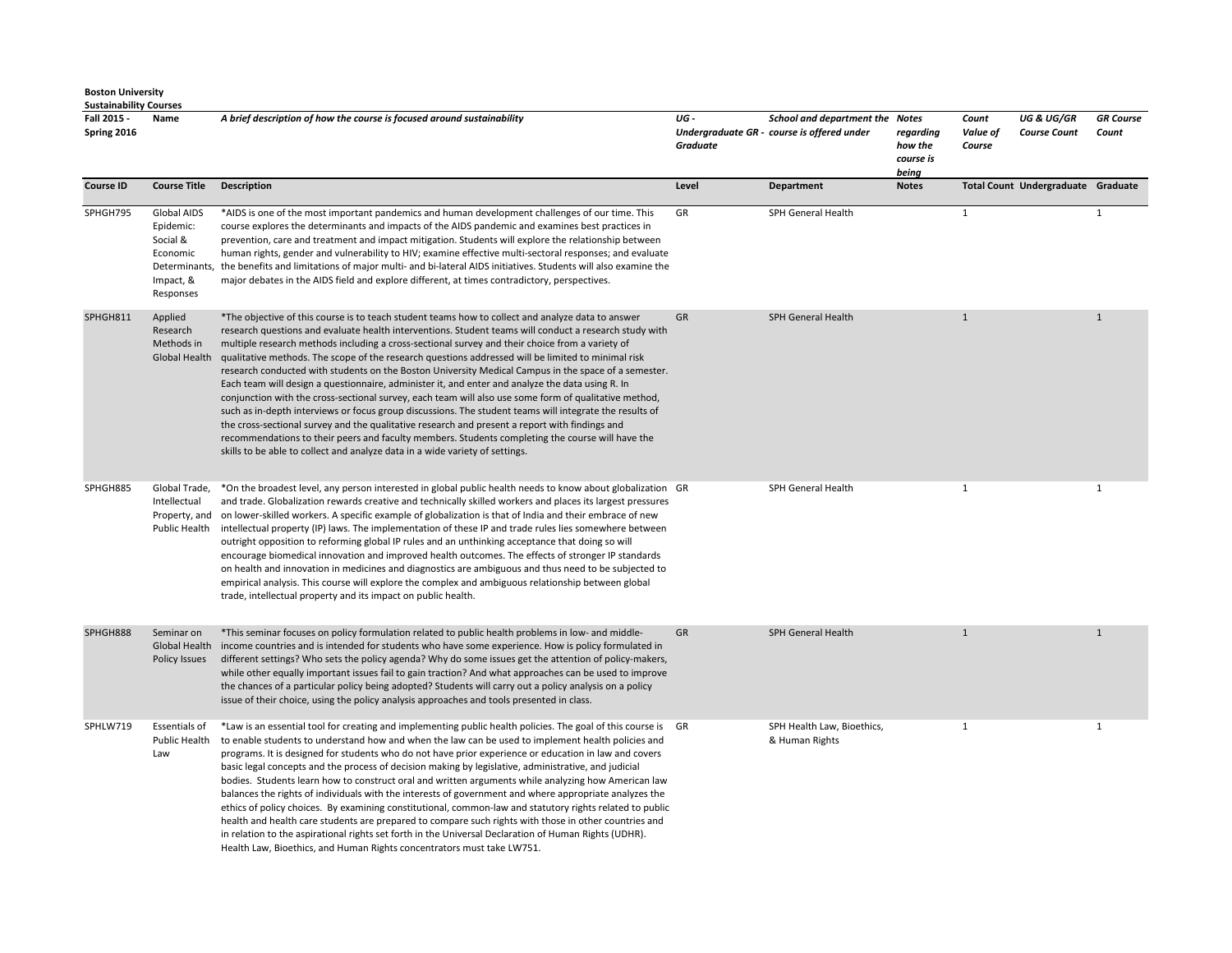**Boston University**
**Sustainability Courses**

| Fall 2015 - Spring 2016 | Name | A brief description of how the course is focused around sustainability | UG - Undergraduate GR - Graduate | School and department the course is offered under | Notes regarding how the course is being | Count Value of Course | UG & UG/GR Course Count | GR Course Count |
|---|---|---|---|---|---|---|---|---|
| **Course ID** | **Course Title** | **Description** | **Level** | **Department** | **Notes** | **Total Count** | **Undergraduate** | **Graduate** |
| SPHGH795 | Global AIDS Epidemic: Social & Economic Determinants, Impact, & Responses | *AIDS is one of the most important pandemics and human development challenges of our time. This course explores the determinants and impacts of the AIDS pandemic and examines best practices in prevention, care and treatment and impact mitigation. Students will explore the relationship between human rights, gender and vulnerability to HIV; examine effective multi-sectoral responses; and evaluate the benefits and limitations of major multi- and bi-lateral AIDS initiatives. Students will also examine the major debates in the AIDS field and explore different, at times contradictory, perspectives. | GR | SPH General Health | | 1 | | 1 |
| SPHGH811 | Applied Research Methods in Global Health | *The objective of this course is to teach student teams how to collect and analyze data to answer research questions and evaluate health interventions. Student teams will conduct a research study with multiple research methods including a cross-sectional survey and their choice from a variety of qualitative methods. The scope of the research questions addressed will be limited to minimal risk research conducted with students on the Boston University Medical Campus in the space of a semester. Each team will design a questionnaire, administer it, and enter and analyze the data using R. In conjunction with the cross-sectional survey, each team will also use some form of qualitative method, such as in-depth interviews or focus group discussions. The student teams will integrate the results of the cross-sectional survey and the qualitative research and present a report with findings and recommendations to their peers and faculty members. Students completing the course will have the skills to be able to collect and analyze data in a wide variety of settings. | GR | SPH General Health | | 1 | | 1 |
| SPHGH885 | Global Trade, Intellectual Property, and Public Health | *On the broadest level, any person interested in global public health needs to know about globalization and trade. Globalization rewards creative and technically skilled workers and places its largest pressures on lower-skilled workers. A specific example of globalization is that of India and their embrace of new intellectual property (IP) laws. The implementation of these IP and trade rules lies somewhere between outright opposition to reforming global IP rules and an unthinking acceptance that doing so will encourage biomedical innovation and improved health outcomes. The effects of stronger IP standards on health and innovation in medicines and diagnostics are ambiguous and thus need to be subjected to empirical analysis. This course will explore the complex and ambiguous relationship between global trade, intellectual property and its impact on public health. | GR | SPH General Health | | 1 | | 1 |
| SPHGH888 | Seminar on Global Health Policy Issues | *This seminar focuses on policy formulation related to public health problems in low- and middle-income countries and is intended for students who have some experience. How is policy formulated in different settings? Who sets the policy agenda? Why do some issues get the attention of policy-makers, while other equally important issues fail to gain traction? And what approaches can be used to improve the chances of a particular policy being adopted? Students will carry out a policy analysis on a policy issue of their choice, using the policy analysis approaches and tools presented in class. | GR | SPH General Health | | 1 | | 1 |
| SPHLW719 | Essentials of Public Health Law | *Law is an essential tool for creating and implementing public health policies. The goal of this course is to enable students to understand how and when the law can be used to implement health policies and programs. It is designed for students who do not have prior experience or education in law and covers basic legal concepts and the process of decision making by legislative, administrative, and judicial bodies. Students learn how to construct oral and written arguments while analyzing how American law balances the rights of individuals with the interests of government and where appropriate analyzes the ethics of policy choices. By examining constitutional, common-law and statutory rights related to public health and health care students are prepared to compare such rights with those in other countries and in relation to the aspirational rights set forth in the Universal Declaration of Human Rights (UDHR). Health Law, Bioethics, and Human Rights concentrators must take LW751. | GR | SPH Health Law, Bioethics, & Human Rights | | 1 | | 1 |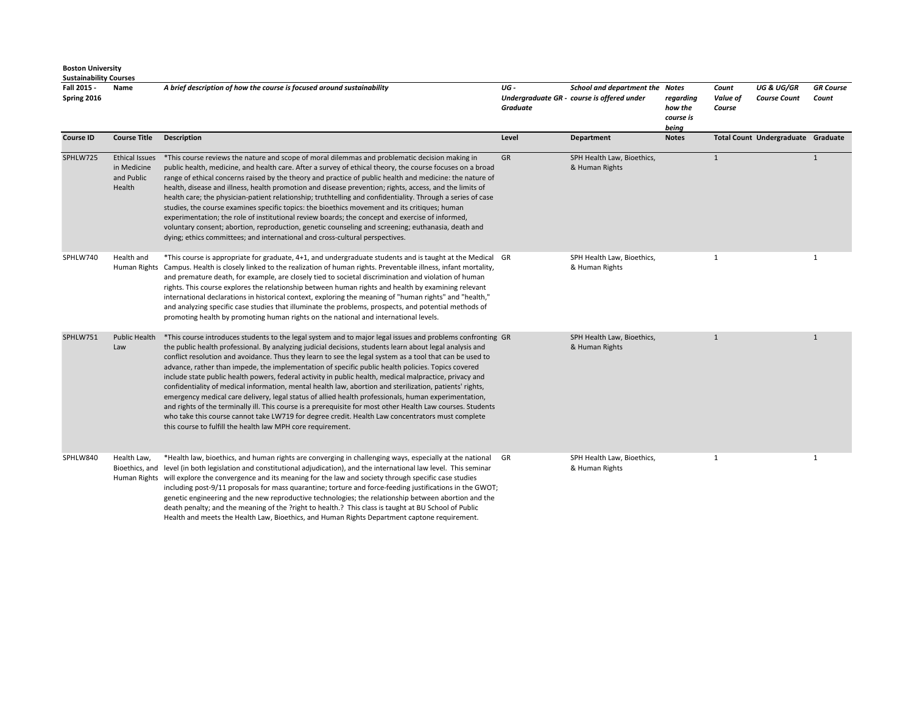**Boston University**
**Sustainability Courses**

| Fall 2015 - Spring 2016 | Name | A brief description of how the course is focused around sustainability | UG - Undergraduate GR - Graduate | School and department the course is offered under | Notes regarding how the course is being | Count Value of Course | UG & UG/GR Course Count | GR Course Count |
|---|---|---|---|---|---|---|---|---|
| **Course ID** | **Course Title** | **Description** | **Level** | **Department** | **Notes** | **Total Count** | **Undergraduate** | **Graduate** |
| SPHLW725 | Ethical Issues in Medicine and Public Health | *This course reviews the nature and scope of moral dilemmas and problematic decision making in public health, medicine, and health care. After a survey of ethical theory, the course focuses on a broad range of ethical concerns raised by the theory and practice of public health and medicine: the nature of health, disease and illness, health promotion and disease prevention; rights, access, and the limits of health care; the physician-patient relationship; truthtelling and confidentiality. Through a series of case studies, the course examines specific topics: the bioethics movement and its critiques; human experimentation; the role of institutional review boards; the concept and exercise of informed, voluntary consent; abortion, reproduction, genetic counseling and screening; euthanasia, death and dying; ethics committees; and international and cross-cultural perspectives. | GR | SPH Health Law, Bioethics, & Human Rights | | 1 | | 1 |
| SPHLW740 | Health and Human Rights | *This course is appropriate for graduate, 4+1, and undergraduate students and is taught at the Medical Campus. Health is closely linked to the realization of human rights. Preventable illness, infant mortality, and premature death, for example, are closely tied to societal discrimination and violation of human rights. This course explores the relationship between human rights and health by examining relevant international declarations in historical context, exploring the meaning of "human rights" and "health," and analyzing specific case studies that illuminate the problems, prospects, and potential methods of promoting health by promoting human rights on the national and international levels. | GR | SPH Health Law, Bioethics, & Human Rights | | 1 | | 1 |
| SPHLW751 | Public Health Law | *This course introduces students to the legal system and to major legal issues and problems confronting the public health professional. By analyzing judicial decisions, students learn about legal analysis and conflict resolution and avoidance. Thus they learn to see the legal system as a tool that can be used to advance, rather than impede, the implementation of specific public health policies. Topics covered include state public health powers, federal activity in public health, medical malpractice, privacy and confidentiality of medical information, mental health law, abortion and sterilization, patients' rights, emergency medical care delivery, legal status of allied health professionals, human experimentation, and rights of the terminally ill. This course is a prerequisite for most other Health Law courses. Students who take this course cannot take LW719 for degree credit. Health Law concentrators must complete this course to fulfill the health law MPH core requirement. | GR | SPH Health Law, Bioethics, & Human Rights | | 1 | | 1 |
| SPHLW840 | Health Law, Bioethics, and Human Rights | *Health law, bioethics, and human rights are converging in challenging ways, especially at the national level (in both legislation and constitutional adjudication), and the international law level. This seminar will explore the convergence and its meaning for the law and society through specific case studies including post-9/11 proposals for mass quarantine; torture and force-feeding justifications in the GWOT; genetic engineering and the new reproductive technologies; the relationship between abortion and the death penalty; and the meaning of the ?right to health.? This class is taught at BU School of Public Health and meets the Health Law, Bioethics, and Human Rights Department captone requirement. | GR | SPH Health Law, Bioethics, & Human Rights | | 1 | | 1 |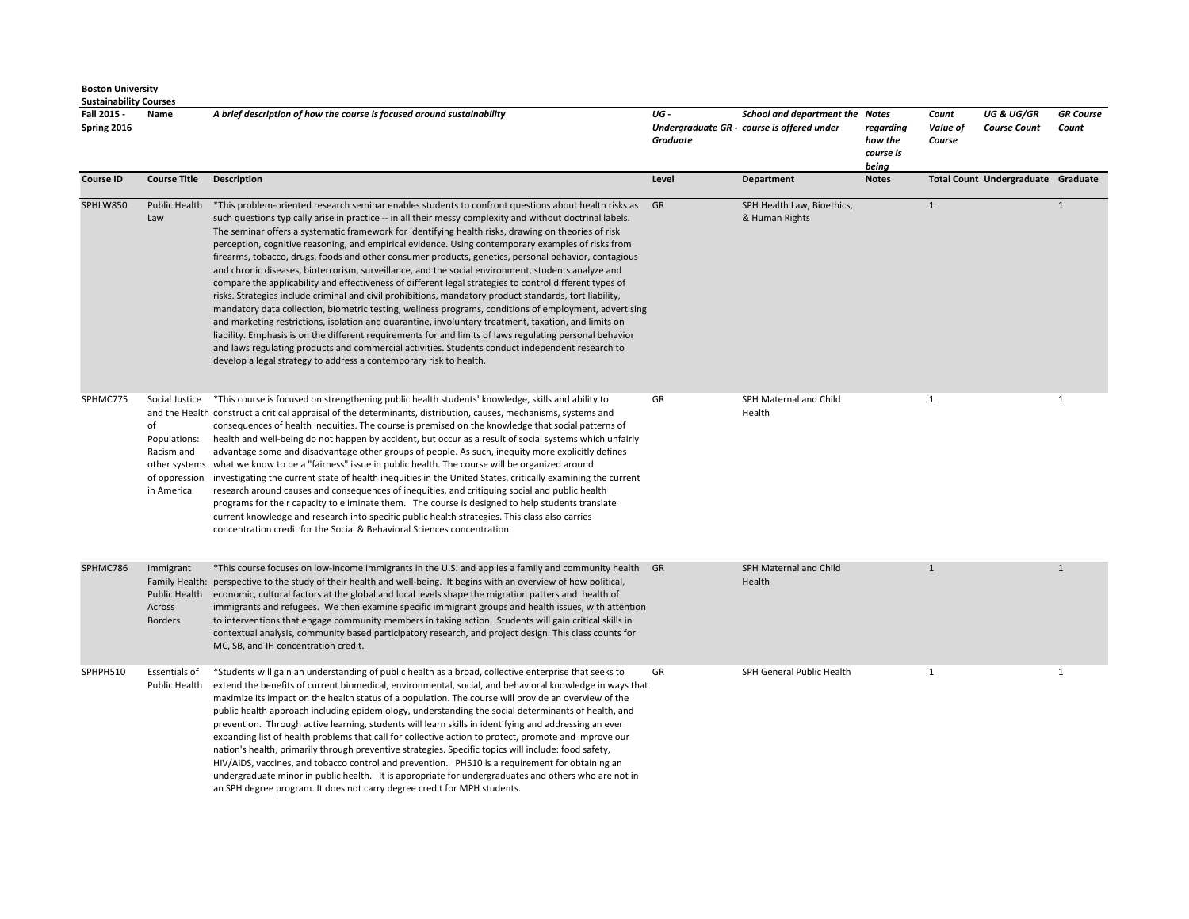**Boston University**
**Sustainability Courses**

| Fall 2015 - Spring 2016 | Name | A brief description of how the course is focused around sustainability | UG - Undergraduate GR - Graduate | School and department the course is offered under | Notes regarding how the course is being | Count Value of Course | UG & UG/GR Course Count | GR Course Count |
|---|---|---|---|---|---|---|---|---|
| **Course ID** | **Course Title** | **Description** | **Level** | **Department** | **Notes** | **Total Count** | **Undergraduate** | **Graduate** |
| SPHLW850 | Public Health Law | *This problem-oriented research seminar enables students to confront questions about health risks as such questions typically arise in practice -- in all their messy complexity and without doctrinal labels. The seminar offers a systematic framework for identifying health risks, drawing on theories of risk perception, cognitive reasoning, and empirical evidence. Using contemporary examples of risks from firearms, tobacco, drugs, foods and other consumer products, genetics, personal behavior, contagious and chronic diseases, bioterrorism, surveillance, and the social environment, students analyze and compare the applicability and effectiveness of different legal strategies to control different types of risks. Strategies include criminal and civil prohibitions, mandatory product standards, tort liability, mandatory data collection, biometric testing, wellness programs, conditions of employment, advertising and marketing restrictions, isolation and quarantine, involuntary treatment, taxation, and limits on liability. Emphasis is on the different requirements for and limits of laws regulating personal behavior and laws regulating products and commercial activities. Students conduct independent research to develop a legal strategy to address a contemporary risk to health. | GR | SPH Health Law, Bioethics, & Human Rights | | 1 | | 1 |
| SPHMC775 | Social Justice and the Health of Populations: Racism and other systems of oppression in America | *This course is focused on strengthening public health students' knowledge, skills and ability to construct a critical appraisal of the determinants, distribution, causes, mechanisms, systems and consequences of health inequities. The course is premised on the knowledge that social patterns of health and well-being do not happen by accident, but occur as a result of social systems which unfairly advantage some and disadvantage other groups of people. As such, inequity more explicitly defines what we know to be a "fairness" issue in public health. The course will be organized around investigating the current state of health inequities in the United States, critically examining the current research around causes and consequences of inequities, and critiquing social and public health programs for their capacity to eliminate them. The course is designed to help students translate current knowledge and research into specific public health strategies. This class also carries concentration credit for the Social & Behavioral Sciences concentration. | GR | SPH Maternal and Child Health | | 1 | | 1 |
| SPHMC786 | Immigrant Family Health: Public Health Across Borders | *This course focuses on low-income immigrants in the U.S. and applies a family and community health perspective to the study of their health and well-being. It begins with an overview of how political, economic, cultural factors at the global and local levels shape the migration patterns and health of immigrants and refugees. We then examine specific immigrant groups and health issues, with attention to interventions that engage community members in taking action. Students will gain critical skills in contextual analysis, community based participatory research, and project design. This class counts for MC, SB, and IH concentration credit. | GR | SPH Maternal and Child Health | | 1 | | 1 |
| SPHPH510 | Essentials of Public Health | *Students will gain an understanding of public health as a broad, collective enterprise that seeks to extend the benefits of current biomedical, environmental, social, and behavioral knowledge in ways that maximize its impact on the health status of a population. The course will provide an overview of the public health approach including epidemiology, understanding the social determinants of health, and prevention. Through active learning, students will learn skills in identifying and addressing an ever expanding list of health problems that call for collective action to protect, promote and improve our nation's health, primarily through preventive strategies. Specific topics will include: food safety, HIV/AIDS, vaccines, and tobacco control and prevention. PH510 is a requirement for obtaining an undergraduate minor in public health. It is appropriate for undergraduates and others who are not in an SPH degree program. It does not carry degree credit for MPH students. | GR | SPH General Public Health | | 1 | | 1 |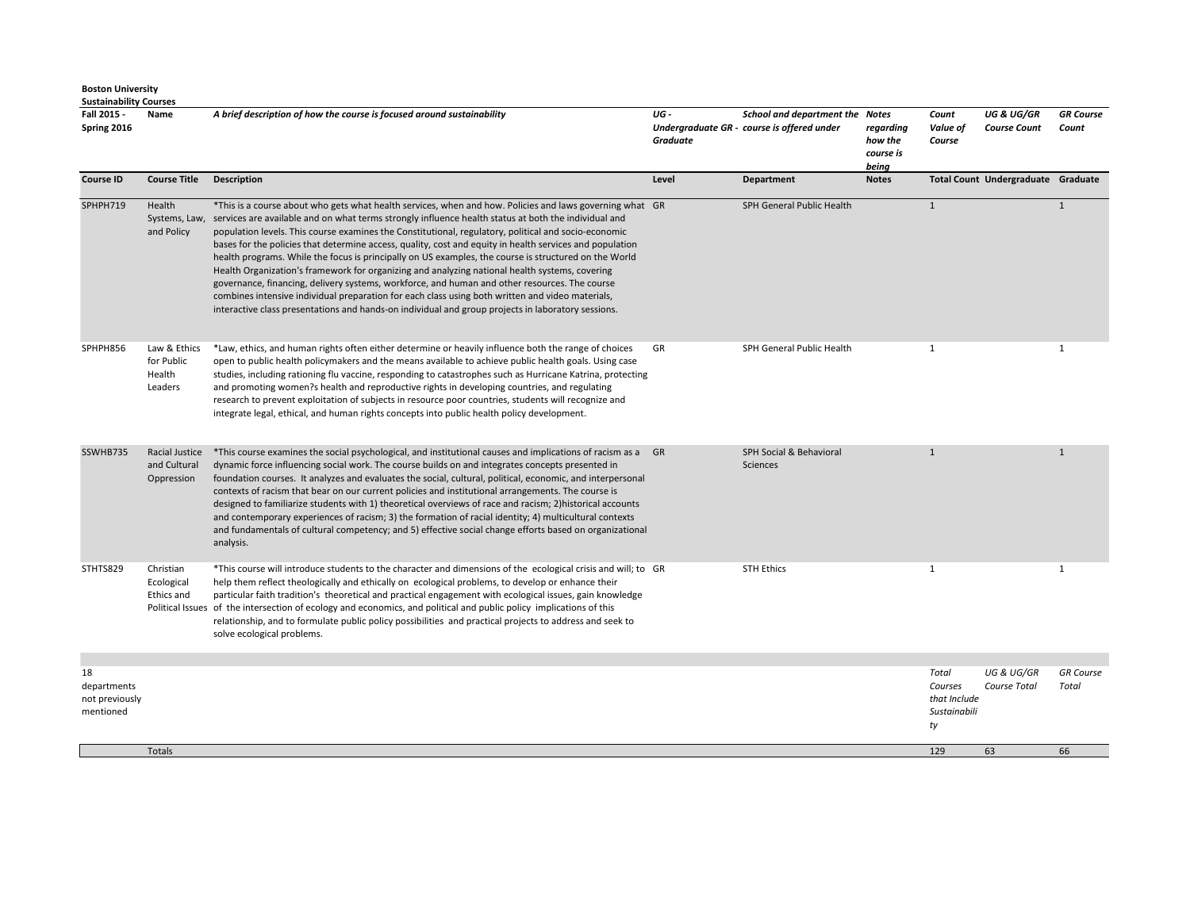**Boston University**
**Sustainability Courses**

| Fall 2015 - Spring 2016 | Name | A brief description of how the course is focused around sustainability | UG - Undergraduate GR - Graduate | School and department the course is offered under | Notes regarding how the course is being | Count Value of Course | UG & UG/GR Course Count | GR Course Count |
|---|---|---|---|---|---|---|---|---|
| **Course ID** | **Course Title** | **Description** | **Level** | **Department** | **Notes** | **Total Count** | **Undergraduate** | **Graduate** |
| SPHPH719 | Health Systems, Law, and Policy | *This is a course about who gets what health services, when and how. Policies and laws governing what services are available and on what terms strongly influence health status at both the individual and population levels. This course examines the Constitutional, regulatory, political and socio-economic bases for the policies that determine access, quality, cost and equity in health services and population health programs. While the focus is principally on US examples, the course is structured on the World Health Organization's framework for organizing and analyzing national health systems, covering governance, financing, delivery systems, workforce, and human and other resources. The course combines intensive individual preparation for each class using both written and video materials, interactive class presentations and hands-on individual and group projects in laboratory sessions. | GR | SPH General Public Health | | 1 | | 1 |
| SPHPH856 | Law & Ethics for Public Health Leaders | *Law, ethics, and human rights often either determine or heavily influence both the range of choices open to public health policymakers and the means available to achieve public health goals. Using case studies, including rationing flu vaccine, responding to catastrophes such as Hurricane Katrina, protecting and promoting women?s health and reproductive rights in developing countries, and regulating research to prevent exploitation of subjects in resource poor countries, students will recognize and integrate legal, ethical, and human rights concepts into public health policy development. | GR | SPH General Public Health | | 1 | | 1 |
| SSWHB735 | Racial Justice and Cultural Oppression | *This course examines the social psychological, and institutional causes and implications of racism as a dynamic force influencing social work. The course builds on and integrates concepts presented in foundation courses. It analyzes and evaluates the social, cultural, political, economic, and interpersonal contexts of racism that bear on our current policies and institutional arrangements. The course is designed to familiarize students with 1) theoretical overviews of race and racism; 2)historical accounts and contemporary experiences of racism; 3) the formation of racial identity; 4) multicultural contexts and fundamentals of cultural competency; and 5) effective social change efforts based on organizational analysis. | GR | SPH Social & Behavioral Sciences | | 1 | | 1 |
| STHTS829 | Christian Ecological Ethics and Political Issues | *This course will introduce students to the character and dimensions of the ecological crisis and will; to help them reflect theologically and ethically on ecological problems, to develop or enhance their particular faith tradition's theoretical and practical engagement with ecological issues, gain knowledge of the intersection of ecology and economics, and political and public policy implications of this relationship, and to formulate public policy possibilities and practical projects to address and seek to solve ecological problems. | GR | STH Ethics | | 1 | | 1 |
| | | | | | | | | |
| 18 departments not previously mentioned | | | | | | *Total Courses that Include Sustainability* | *UG & UG/GR Course Total* | *GR Course Total* |
| | Totals | | | | | 129 | 63 | 66 |